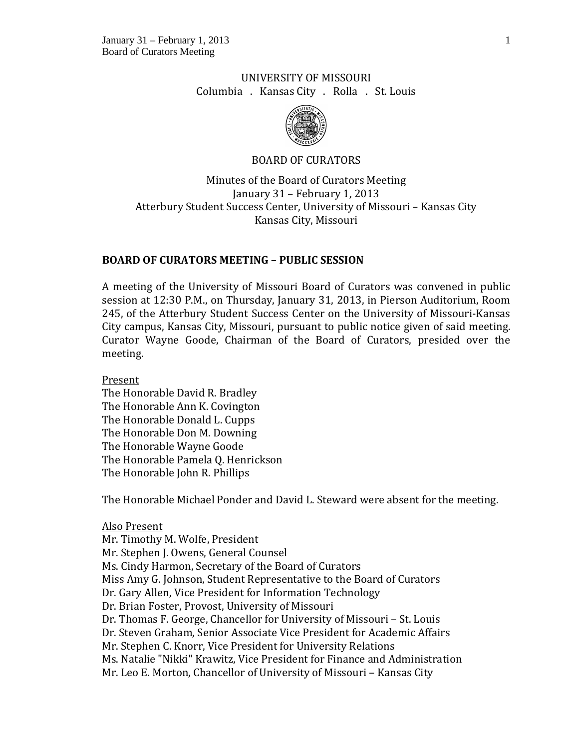UNIVERSITY OF MISSOURI

Columbia . Kansas City . Rolla . St. Louis

BOARD OF CURATORS

Minutes of the Board of Curators Meeting
January 31 – February 1, 2013
Atterbury Student Success Center, University of Missouri – Kansas City
Kansas City, Missouri

## BOARD OF CURATORS MEETING – PUBLIC SESSION

A meeting of the University of Missouri Board of Curators was convened in public session at 12:30 P.M., on Thursday, January 31, 2013, in Pierson Auditorium, Room 245, of the Atterbury Student Success Center on the University of Missouri-Kansas City campus, Kansas City, Missouri, pursuant to public notice given of said meeting. Curator Wayne Goode, Chairman of the Board of Curators, presided over the meeting.

Present
The Honorable David R. Bradley
The Honorable Ann K. Covington
The Honorable Donald L. Cupps
The Honorable Don M. Downing
The Honorable Wayne Goode
The Honorable Pamela Q. Henrickson
The Honorable John R. Phillips

The Honorable Michael Ponder and David L. Steward were absent for the meeting.

Also Present
Mr. Timothy M. Wolfe, President
Mr. Stephen J. Owens, General Counsel
Ms. Cindy Harmon, Secretary of the Board of Curators
Miss Amy G. Johnson, Student Representative to the Board of Curators
Dr. Gary Allen, Vice President for Information Technology
Dr. Brian Foster, Provost, University of Missouri
Dr. Thomas F. George, Chancellor for University of Missouri – St. Louis
Dr. Steven Graham, Senior Associate Vice President for Academic Affairs
Mr. Stephen C. Knorr, Vice President for University Relations
Ms. Natalie "Nikki" Krawitz, Vice President for Finance and Administration
Mr. Leo E. Morton, Chancellor of University of Missouri – Kansas City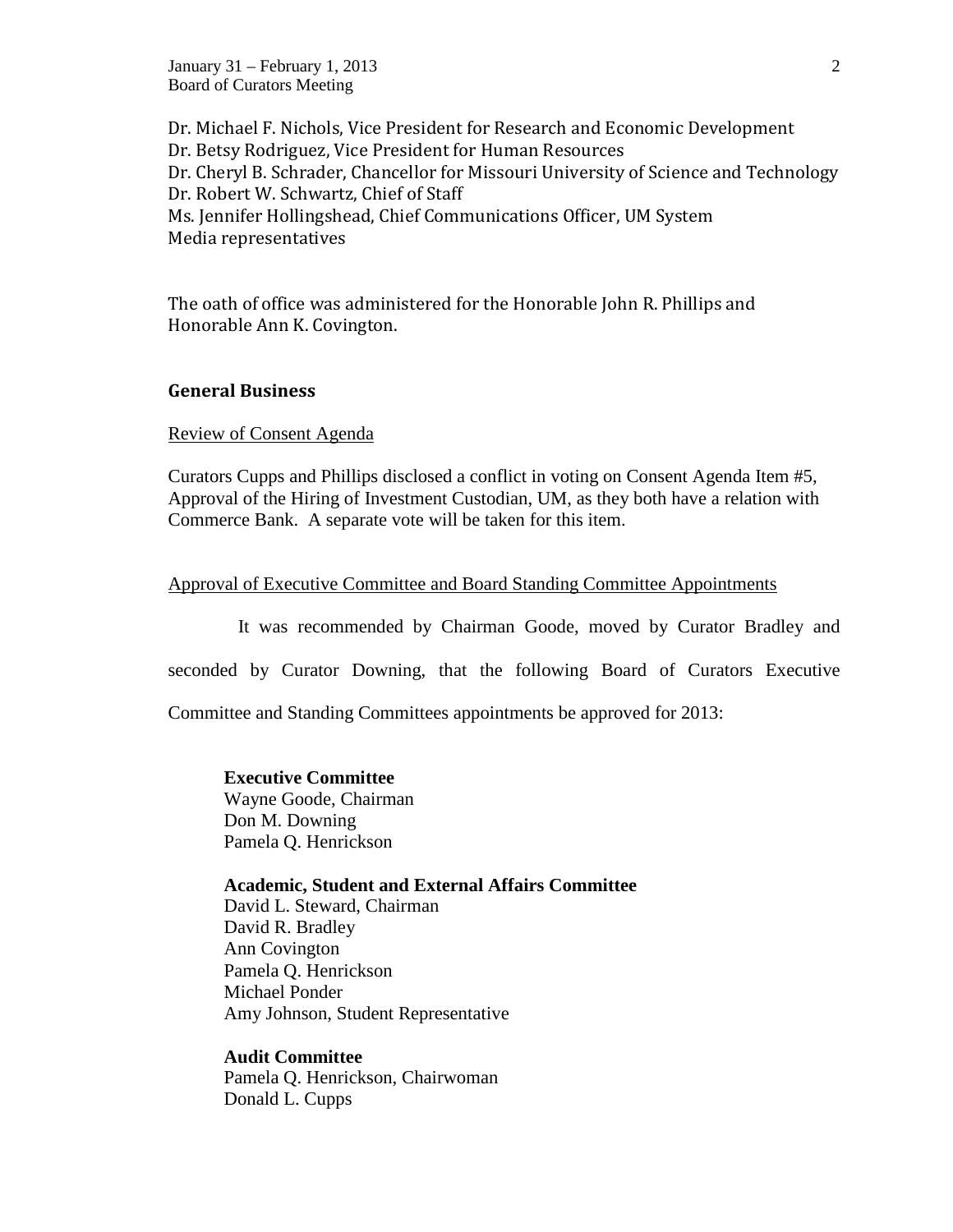Dr. Michael F. Nichols, Vice President for Research and Economic Development
Dr. Betsy Rodriguez, Vice President for Human Resources
Dr. Cheryl B. Schrader, Chancellor for Missouri University of Science and Technology
Dr. Robert W. Schwartz, Chief of Staff
Ms. Jennifer Hollingshead, Chief Communications Officer, UM System
Media representatives

The oath of office was administered for the Honorable John R. Phillips and Honorable Ann K. Covington.

## General Business

Review of Consent Agenda

Curators Cupps and Phillips disclosed a conflict in voting on Consent Agenda Item #5, Approval of the Hiring of Investment Custodian, UM, as they both have a relation with Commerce Bank. A separate vote will be taken for this item.

Approval of Executive Committee and Board Standing Committee Appointments

It was recommended by Chairman Goode, moved by Curator Bradley and seconded by Curator Downing, that the following Board of Curators Executive Committee and Standing Committees appointments be approved for 2013:

**Executive Committee**
Wayne Goode, Chairman
Don M. Downing
Pamela Q. Henrickson

**Academic, Student and External Affairs Committee**
David L. Steward, Chairman
David R. Bradley
Ann Covington
Pamela Q. Henrickson
Michael Ponder
Amy Johnson, Student Representative

**Audit Committee**
Pamela Q. Henrickson, Chairwoman
Donald L. Cupps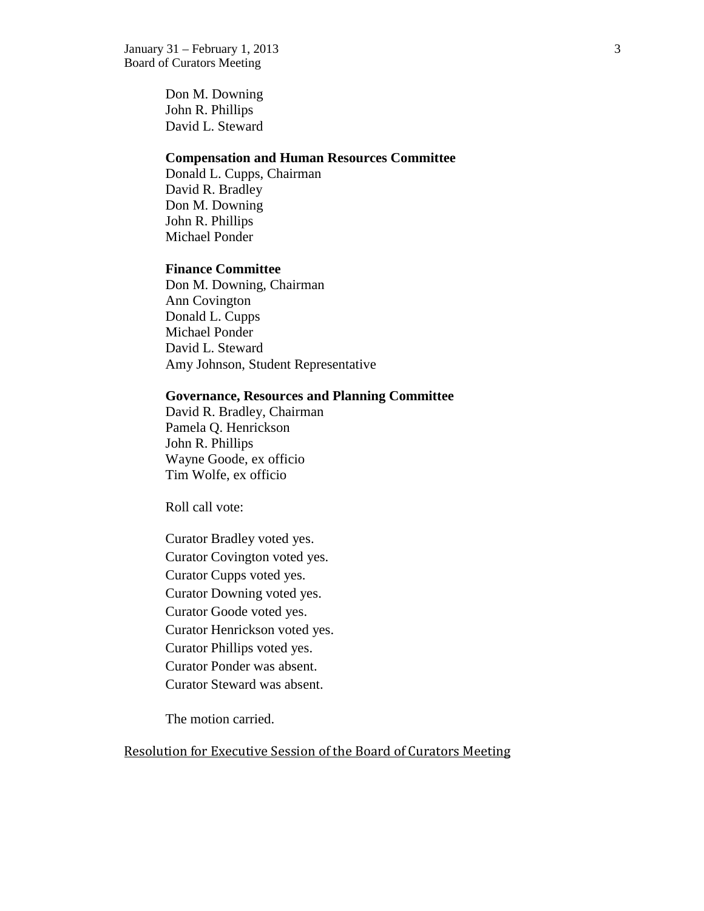Don M. Downing
John R. Phillips
David L. Steward

**Compensation and Human Resources Committee**
Donald L. Cupps, Chairman
David R. Bradley
Don M. Downing
John R. Phillips
Michael Ponder

**Finance Committee**
Don M. Downing, Chairman
Ann Covington
Donald L. Cupps
Michael Ponder
David L. Steward
Amy Johnson, Student Representative

**Governance, Resources and Planning Committee**
David R. Bradley, Chairman
Pamela Q. Henrickson
John R. Phillips
Wayne Goode, ex officio
Tim Wolfe, ex officio

Roll call vote:

Curator Bradley voted yes.
Curator Covington voted yes.
Curator Cupps voted yes.
Curator Downing voted yes.
Curator Goode voted yes.
Curator Henrickson voted yes.
Curator Phillips voted yes.
Curator Ponder was absent.
Curator Steward was absent.

The motion carried.

<u>Resolution for Executive Session of the Board of Curators Meeting</u>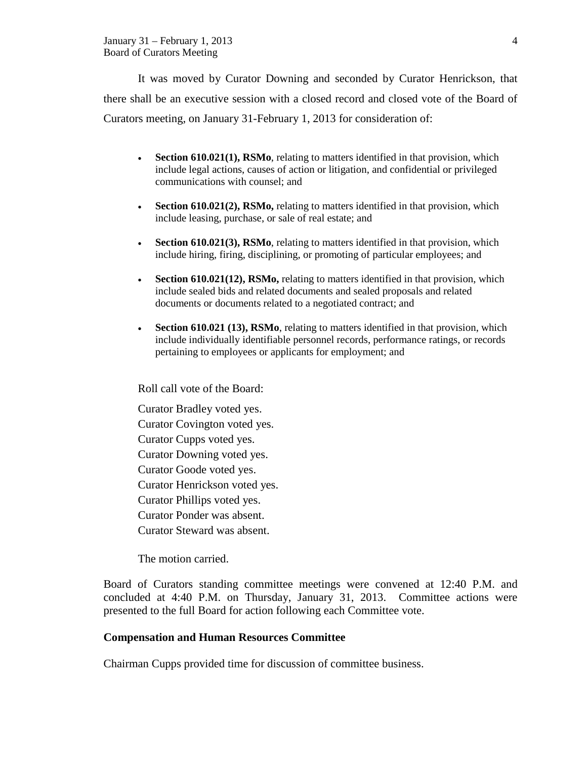It was moved by Curator Downing and seconded by Curator Henrickson, that there shall be an executive session with a closed record and closed vote of the Board of Curators meeting, on January 31-February 1, 2013 for consideration of:

- **Section 610.021(1), RSMo**, relating to matters identified in that provision, which include legal actions, causes of action or litigation, and confidential or privileged communications with counsel; and
- **Section 610.021(2), RSMo,** relating to matters identified in that provision, which include leasing, purchase, or sale of real estate; and
- **Section 610.021(3), RSMo**, relating to matters identified in that provision, which include hiring, firing, disciplining, or promoting of particular employees; and
- **Section 610.021(12), RSMo,** relating to matters identified in that provision, which include sealed bids and related documents and sealed proposals and related documents or documents related to a negotiated contract; and
- **Section 610.021 (13), RSMo**, relating to matters identified in that provision, which include individually identifiable personnel records, performance ratings, or records pertaining to employees or applicants for employment; and

Roll call vote of the Board:

Curator Bradley voted yes.
Curator Covington voted yes.
Curator Cupps voted yes.
Curator Downing voted yes.
Curator Goode voted yes.
Curator Henrickson voted yes.
Curator Phillips voted yes.
Curator Ponder was absent.
Curator Steward was absent.

The motion carried.

Board of Curators standing committee meetings were convened at 12:40 P.M. and concluded at 4:40 P.M. on Thursday, January 31, 2013. Committee actions were presented to the full Board for action following each Committee vote.

**Compensation and Human Resources Committee**

Chairman Cupps provided time for discussion of committee business.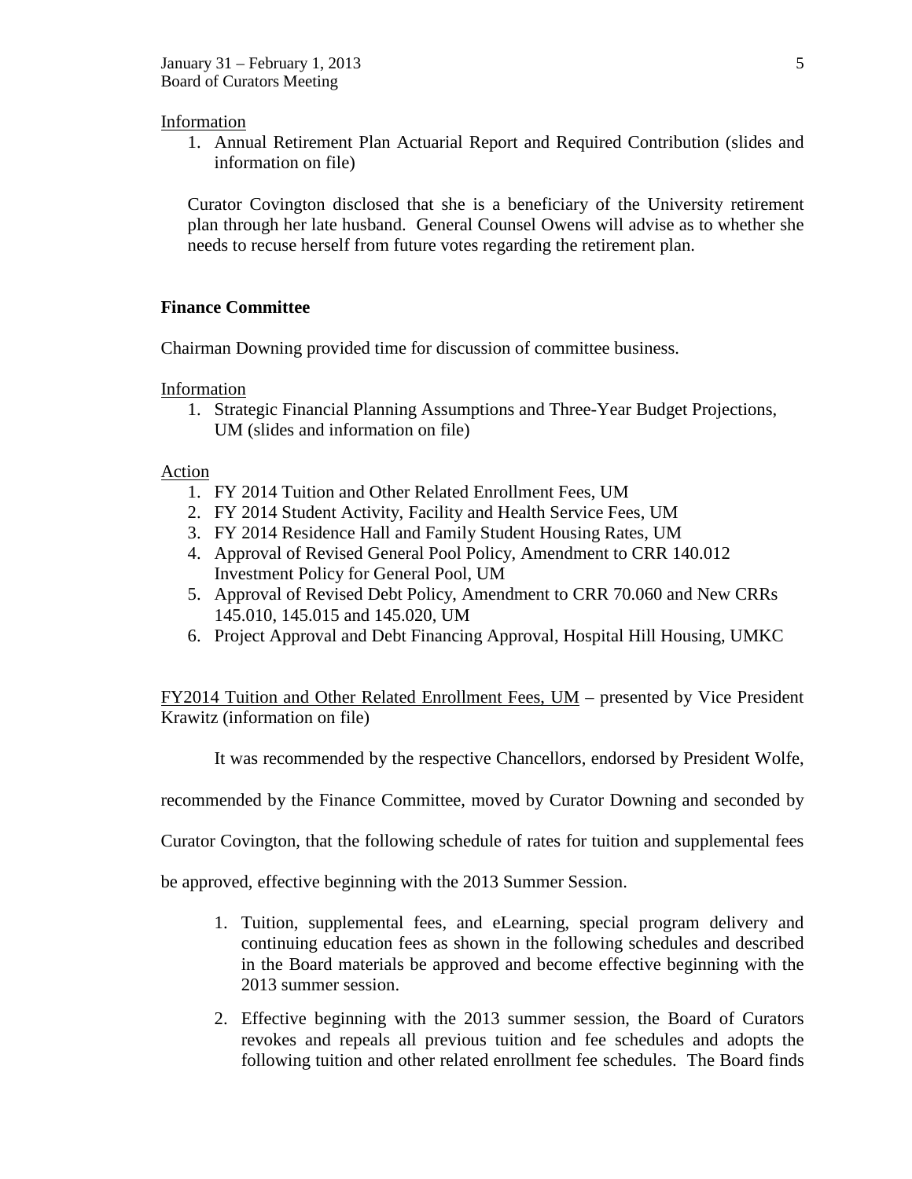<u>Information</u>

1. Annual Retirement Plan Actuarial Report and Required Contribution (slides and information on file)

Curator Covington disclosed that she is a beneficiary of the University retirement plan through her late husband. General Counsel Owens will advise as to whether she needs to recuse herself from future votes regarding the retirement plan.

**Finance Committee**

Chairman Downing provided time for discussion of committee business.

<u>Information</u>

1. Strategic Financial Planning Assumptions and Three-Year Budget Projections, UM (slides and information on file)

<u>Action</u>

1. FY 2014 Tuition and Other Related Enrollment Fees, UM
2. FY 2014 Student Activity, Facility and Health Service Fees, UM
3. FY 2014 Residence Hall and Family Student Housing Rates, UM
4. Approval of Revised General Pool Policy, Amendment to CRR 140.012 Investment Policy for General Pool, UM
5. Approval of Revised Debt Policy, Amendment to CRR 70.060 and New CRRs 145.010, 145.015 and 145.020, UM
6. Project Approval and Debt Financing Approval, Hospital Hill Housing, UMKC

<u>FY2014 Tuition and Other Related Enrollment Fees, UM</u> – presented by Vice President Krawitz (information on file)

It was recommended by the respective Chancellors, endorsed by President Wolfe, recommended by the Finance Committee, moved by Curator Downing and seconded by Curator Covington, that the following schedule of rates for tuition and supplemental fees be approved, effective beginning with the 2013 Summer Session.

1. Tuition, supplemental fees, and eLearning, special program delivery and continuing education fees as shown in the following schedules and described in the Board materials be approved and become effective beginning with the 2013 summer session.
2. Effective beginning with the 2013 summer session, the Board of Curators revokes and repeals all previous tuition and fee schedules and adopts the following tuition and other related enrollment fee schedules. The Board finds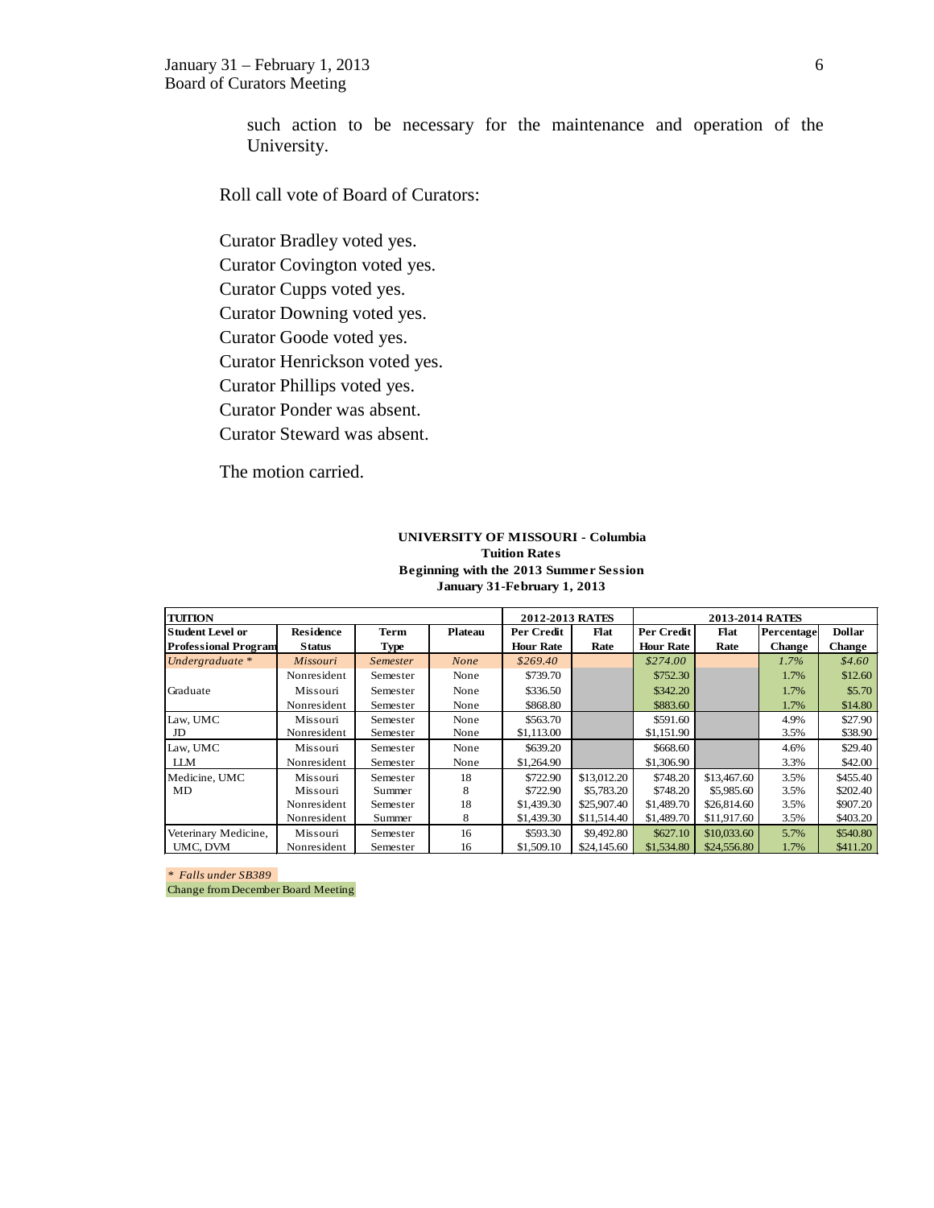such action to be necessary for the maintenance and operation of the University.

Roll call vote of Board of Curators:

Curator Bradley voted yes.
Curator Covington voted yes.
Curator Cupps voted yes.
Curator Downing voted yes.
Curator Goode voted yes.
Curator Henrickson voted yes.
Curator Phillips voted yes.
Curator Ponder was absent.
Curator Steward was absent.

The motion carried.

**UNIVERSITY OF MISSOURI - Columbia**
**Tuition Rates**
**Beginning with the 2013 Summer Session**
**January 31-February 1, 2013**

| TUITION | | | | 2012-2013 RATES | | 2013-2014 RATES | | | |
|---|---|---|---|---|---|---|---|---|---|
| **Student Level or Professional Program** | **Residence Status** | **Term Type** | **Plateau** | **Per Credit Hour Rate** | **Flat Rate** | **Per Credit Hour Rate** | **Flat Rate** | **Percentage Change** | **Dollar Change** |
| *Undergraduate ** | *Missouri* | *Semester* | *None* | *$269.40* | | *$274.00* | | *1.7%* | *$4.60* |
| | Nonresident | Semester | None | $739.70 | | $752.30 | | 1.7% | $12.60 |
| Graduate | Missouri | Semester | None | $336.50 | | $342.20 | | 1.7% | $5.70 |
| | Nonresident | Semester | None | $868.80 | | $883.60 | | 1.7% | $14.80 |
| Law, UMC JD | Missouri | Semester | None | $563.70 | | $591.60 | | 4.9% | $27.90 |
| | Nonresident | Semester | None | $1,113.00 | | $1,151.90 | | 3.5% | $38.90 |
| Law, UMC LLM | Missouri | Semester | None | $639.20 | | $668.60 | | 4.6% | $29.40 |
| | Nonresident | Semester | None | $1,264.90 | | $1,306.90 | | 3.3% | $42.00 |
| Medicine, UMC MD | Missouri | Semester | 18 | $722.90 | $13,012.20 | $748.20 | $13,467.60 | 3.5% | $455.40 |
| | Missouri | Summer | 8 | $722.90 | $5,783.20 | $748.20 | $5,985.60 | 3.5% | $202.40 |
| | Nonresident | Semester | 18 | $1,439.30 | $25,907.40 | $1,489.70 | $26,814.60 | 3.5% | $907.20 |
| | Nonresident | Summer | 8 | $1,439.30 | $11,514.40 | $1,489.70 | $11,917.60 | 3.5% | $403.20 |
| Veterinary Medicine, UMC, DVM | Missouri | Semester | 16 | $593.30 | $9,492.80 | $627.10 | $10,033.60 | 5.7% | $540.80 |
| | Nonresident | Semester | 16 | $1,509.10 | $24,145.60 | $1,534.80 | $24,556.80 | 1.7% | $411.20 |

*\* Falls under SB389*
Change from December Board Meeting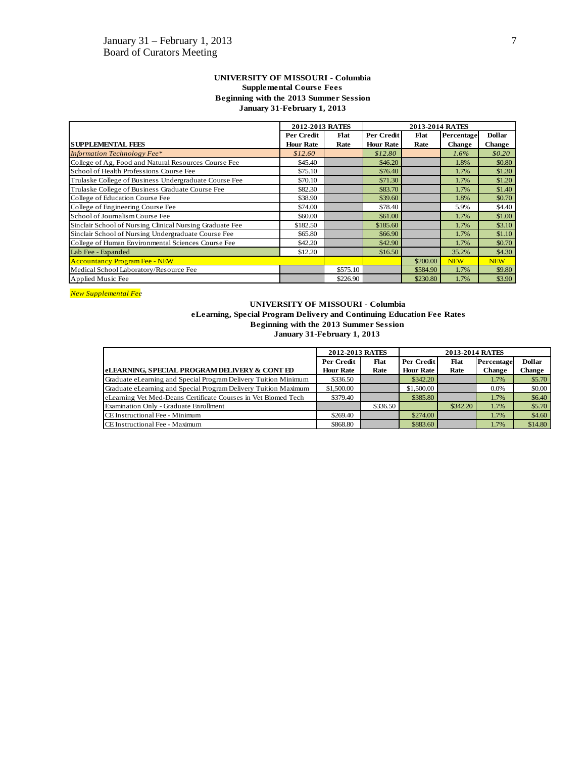### UNIVERSITY OF MISSOURI - Columbia
### Supplemental Course Fees
### Beginning with the 2013 Summer Session
### January 31-February 1, 2013

| SUPPLEMENTAL FEES | 2012-2013 RATES | | 2013-2014 RATES | | | |
|---|---|---|---|---|---|---|
| | Per Credit Hour Rate | Flat Rate | Per Credit Hour Rate | Flat Rate | Percentage Change | Dollar Change |
| *Information Technology Fee** | *$12.60* | | *$12.80* | | *1.6%* | *$0.20* |
| College of Ag, Food and Natural Resources Course Fee | $45.40 | | $46.20 | | 1.8% | $0.80 |
| School of Health Professions Course Fee | $75.10 | | $76.40 | | 1.7% | $1.30 |
| Trulaske College of Business Undergraduate Course Fee | $70.10 | | $71.30 | | 1.7% | $1.20 |
| Trulaske College of Business Graduate Course Fee | $82.30 | | $83.70 | | 1.7% | $1.40 |
| College of Education Course Fee | $38.90 | | $39.60 | | 1.8% | $0.70 |
| College of Engineering Course Fee | $74.00 | | $78.40 | | 5.9% | $4.40 |
| School of Journalism Course Fee | $60.00 | | $61.00 | | 1.7% | $1.00 |
| Sinclair School of Nursing Clinical Nursing Graduate Fee | $182.50 | | $185.60 | | 1.7% | $3.10 |
| Sinclair School of Nursing Undergraduate Course Fee | $65.80 | | $66.90 | | 1.7% | $1.10 |
| College of Human Environmental Sciences Course Fee | $42.20 | | $42.90 | | 1.7% | $0.70 |
| Lab Fee - Expanded | $12.20 | | $16.50 | | 35.2% | $4.30 |
| Accountancy Program Fee - NEW | | | | $200.00 | NEW | NEW |
| Medical School Laboratory/Resource Fee | | $575.10 | | $584.90 | 1.7% | $9.80 |
| Applied Music Fee | | $226.90 | | $230.80 | 1.7% | $3.90 |

*New Supplemental Fee*

### UNIVERSITY OF MISSOURI - Columbia
### eLearning, Special Program Delivery and Continuing Education Fee Rates
### Beginning with the 2013 Summer Session
### January 31-February 1, 2013

| eLEARNING, SPECIAL PROGRAM DELIVERY & CONT ED | 2012-2013 RATES | | 2013-2014 RATES | | | |
|---|---|---|---|---|---|---|
| | Per Credit Hour Rate | Flat Rate | Per Credit Hour Rate | Flat Rate | Percentage Change | Dollar Change |
| Graduate eLearning and Special Program Delivery Tuition Minimum | $336.50 | | $342.20 | | 1.7% | $5.70 |
| Graduate eLearning and Special Program Delivery Tuition Maximum | $1,500.00 | | $1,500.00 | | 0.0% | $0.00 |
| eLearning Vet Med-Deans Certificate Courses in Vet Biomed Tech | $379.40 | | $385.80 | | 1.7% | $6.40 |
| Examination Only - Graduate Enrollment | | $336.50 | | $342.20 | 1.7% | $5.70 |
| CE Instructional Fee - Minimum | $269.40 | | $274.00 | | 1.7% | $4.60 |
| CE Instructional Fee - Maximum | $868.80 | | $883.60 | | 1.7% | $14.80 |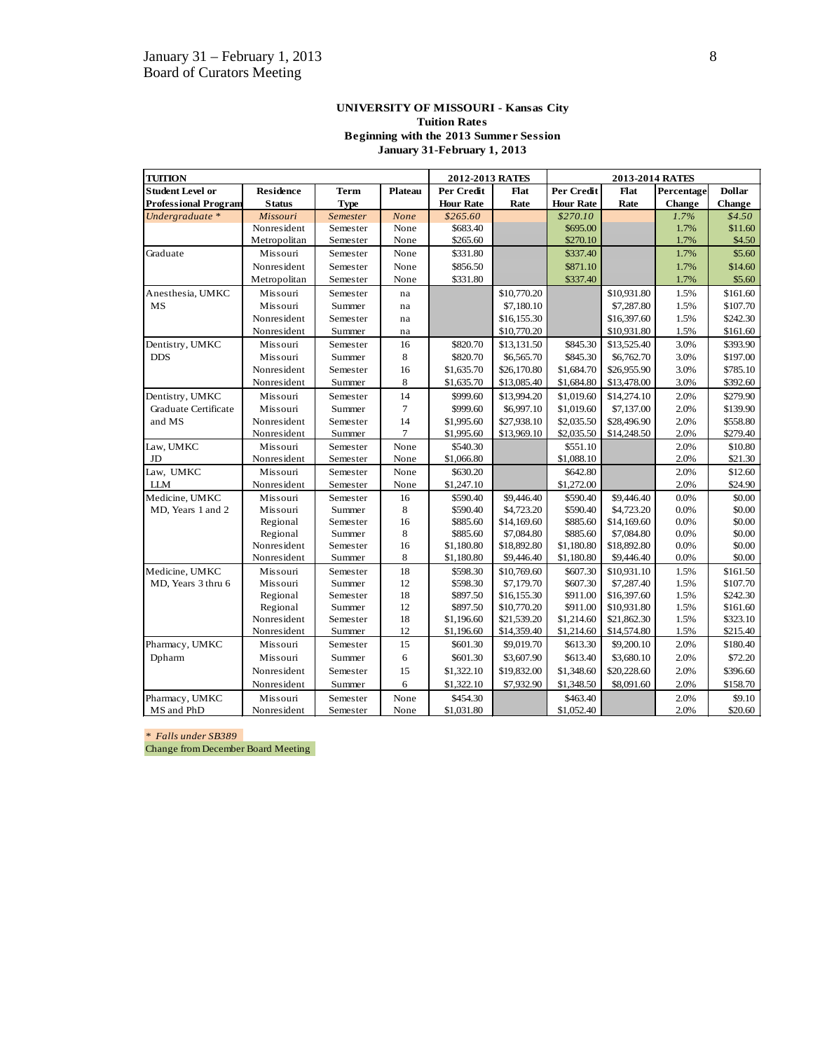**UNIVERSITY OF MISSOURI - Kansas City**
**Tuition Rates**
**Beginning with the 2013 Summer Session**
**January 31-February 1, 2013**

| **TUITION** | | | | **2012-2013 RATES** | | **2013-2014 RATES** | | | |
|---|---|---|---|---|---|---|---|---|---|
| **Student Level or Professional Program** | **Residence Status** | **Term Type** | **Plateau** | **Per Credit Hour Rate** | **Flat Rate** | **Per Credit Hour Rate** | **Flat Rate** | **Percentage Change** | **Dollar Change** |
| *Undergraduate* * | *Missouri* | *Semester* | *None* | *$265.60* | | *$270.10* | | *1.7%* | *$4.50* |
| | Nonresident | Semester | None | $683.40 | | $695.00 | | 1.7% | $11.60 |
| | Metropolitan | Semester | None | $265.60 | | $270.10 | | 1.7% | $4.50 |
| Graduate | Missouri | Semester | None | $331.80 | | $337.40 | | 1.7% | $5.60 |
| | Nonresident | Semester | None | $856.50 | | $871.10 | | 1.7% | $14.60 |
| | Metropolitan | Semester | None | $331.80 | | $337.40 | | 1.7% | $5.60 |
| Anesthesia, UMKC MS | Missouri | Semester | na | | $10,770.20 | | $10,931.80 | 1.5% | $161.60 |
| | Missouri | Summer | na | | $7,180.10 | | $7,287.80 | 1.5% | $107.70 |
| | Nonresident | Semester | na | | $16,155.30 | | $16,397.60 | 1.5% | $242.30 |
| | Nonresident | Summer | na | | $10,770.20 | | $10,931.80 | 1.5% | $161.60 |
| Dentistry, UMKC DDS | Missouri | Semester | 16 | $820.70 | $13,131.50 | $845.30 | $13,525.40 | 3.0% | $393.90 |
| | Missouri | Summer | 8 | $820.70 | $6,565.70 | $845.30 | $6,762.70 | 3.0% | $197.00 |
| | Nonresident | Semester | 16 | $1,635.70 | $26,170.80 | $1,684.70 | $26,955.90 | 3.0% | $785.10 |
| | Nonresident | Summer | 8 | $1,635.70 | $13,085.40 | $1,684.80 | $13,478.00 | 3.0% | $392.60 |
| Dentistry, UMKC Graduate Certificate and MS | Missouri | Semester | 14 | $999.60 | $13,994.20 | $1,019.60 | $14,274.10 | 2.0% | $279.90 |
| | Missouri | Summer | 7 | $999.60 | $6,997.10 | $1,019.60 | $7,137.00 | 2.0% | $139.90 |
| | Nonresident | Semester | 14 | $1,995.60 | $27,938.10 | $2,035.50 | $28,496.90 | 2.0% | $558.80 |
| | Nonresident | Summer | 7 | $1,995.60 | $13,969.10 | $2,035.50 | $14,248.50 | 2.0% | $279.40 |
| Law, UMKC JD | Missouri | Semester | None | $540.30 | | $551.10 | | 2.0% | $10.80 |
| | Nonresident | Semester | None | $1,066.80 | | $1,088.10 | | 2.0% | $21.30 |
| Law, UMKC LLM | Missouri | Semester | None | $630.20 | | $642.80 | | 2.0% | $12.60 |
| | Nonresident | Semester | None | $1,247.10 | | $1,272.00 | | 2.0% | $24.90 |
| Medicine, UMKC MD, Years 1 and 2 | Missouri | Semester | 16 | $590.40 | $9,446.40 | $590.40 | $9,446.40 | 0.0% | $0.00 |
| | Missouri | Summer | 8 | $590.40 | $4,723.20 | $590.40 | $4,723.20 | 0.0% | $0.00 |
| | Regional | Semester | 16 | $885.60 | $14,169.60 | $885.60 | $14,169.60 | 0.0% | $0.00 |
| | Regional | Summer | 8 | $885.60 | $7,084.80 | $885.60 | $7,084.80 | 0.0% | $0.00 |
| | Nonresident | Semester | 16 | $1,180.80 | $18,892.80 | $1,180.80 | $18,892.80 | 0.0% | $0.00 |
| | Nonresident | Summer | 8 | $1,180.80 | $9,446.40 | $1,180.80 | $9,446.40 | 0.0% | $0.00 |
| Medicine, UMKC MD, Years 3 thru 6 | Missouri | Semester | 18 | $598.30 | $10,769.60 | $607.30 | $10,931.10 | 1.5% | $161.50 |
| | Missouri | Summer | 12 | $598.30 | $7,179.70 | $607.30 | $7,287.40 | 1.5% | $107.70 |
| | Regional | Semester | 18 | $897.50 | $16,155.30 | $911.00 | $16,397.60 | 1.5% | $242.30 |
| | Regional | Summer | 12 | $897.50 | $10,770.20 | $911.00 | $10,931.80 | 1.5% | $161.60 |
| | Nonresident | Semester | 18 | $1,196.60 | $21,539.20 | $1,214.60 | $21,862.30 | 1.5% | $323.10 |
| | Nonresident | Summer | 12 | $1,196.60 | $14,359.40 | $1,214.60 | $14,574.80 | 1.5% | $215.40 |
| Pharmacy, UMKC Dpharm | Missouri | Semester | 15 | $601.30 | $9,019.70 | $613.30 | $9,200.10 | 2.0% | $180.40 |
| | Missouri | Summer | 6 | $601.30 | $3,607.90 | $613.40 | $3,680.10 | 2.0% | $72.20 |
| | Nonresident | Semester | 15 | $1,322.10 | $19,832.00 | $1,348.60 | $20,228.60 | 2.0% | $396.60 |
| | Nonresident | Summer | 6 | $1,322.10 | $7,932.90 | $1,348.50 | $8,091.60 | 2.0% | $158.70 |
| Pharmacy, UMKC MS and PhD | Missouri | Semester | None | $454.30 | | $463.40 | | 2.0% | $9.10 |
| | Nonresident | Semester | None | $1,031.80 | | $1,052.40 | | 2.0% | $20.60 |

*\* Falls under SB389*

Change from December Board Meeting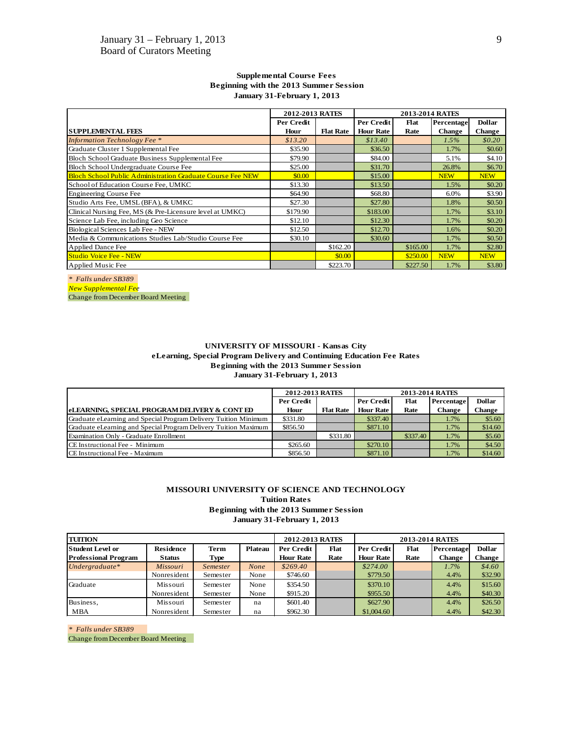**Supplemental Course Fees**
**Beginning with the 2013 Summer Session**
**January 31-February 1, 2013**

| | 2012-2013 RATES | | 2013-2014 RATES | | | |
|---|---|---|---|---|---|---|
| **SUPPLEMENTAL FEES** | **Per Credit Hour** | **Flat Rate** | **Per Credit Hour Rate** | **Flat Rate** | **Percentage Change** | **Dollar Change** |
| *Information Technology Fee ** | *$13.20* | | *$13.40* | | *1.5%* | *$0.20* |
| Graduate Cluster 1 Supplemental Fee | $35.90 | | $36.50 | | 1.7% | $0.60 |
| Bloch School Graduate Business Supplemental Fee | $79.90 | | $84.00 | | 5.1% | $4.10 |
| Bloch School Undergraduate Course Fee | $25.00 | | $31.70 | | 26.8% | $6.70 |
| Bloch School Public Administration Graduate Course Fee NEW | $0.00 | | $15.00 | | NEW | NEW |
| School of Education Course Fee, UMKC | $13.30 | | $13.50 | | 1.5% | $0.20 |
| Engineering Course Fee | $64.90 | | $68.80 | | 6.0% | $3.90 |
| Studio Arts Fee, UMSL (BFA), & UMKC | $27.30 | | $27.80 | | 1.8% | $0.50 |
| Clinical Nursing Fee, MS (& Pre-Licensure level at UMKC) | $179.90 | | $183.00 | | 1.7% | $3.10 |
| Science Lab Fee, including Geo Science | $12.10 | | $12.30 | | 1.7% | $0.20 |
| Biological Sciences Lab Fee - NEW | $12.50 | | $12.70 | | 1.6% | $0.20 |
| Media & Communications Studies Lab/Studio Course Fee | $30.10 | | $30.60 | | 1.7% | $0.50 |
| Applied Dance Fee | | $162.20 | | $165.00 | 1.7% | $2.80 |
| Studio Voice Fee - NEW | | $0.00 | | $250.00 | NEW | NEW |
| Applied Music Fee | | $223.70 | | $227.50 | 1.7% | $3.80 |

*\* Falls under SB389*
*New Supplemental Fee*
Change from December Board Meeting

**UNIVERSITY OF MISSOURI - Kansas City**
**eLearning, Special Program Delivery and Continuing Education Fee Rates**
**Beginning with the 2013 Summer Session**
**January 31-February 1, 2013**

| | 2012-2013 RATES | | 2013-2014 RATES | | | |
|---|---|---|---|---|---|---|
| **eLEARNING, SPECIAL PROGRAM DELIVERY & CONT ED** | **Per Credit Hour** | **Flat Rate** | **Per Credit Hour Rate** | **Flat Rate** | **Percentage Change** | **Dollar Change** |
| Graduate eLearning and Special Program Delivery Tuition Minimum | $331.80 | | $337.40 | | 1.7% | $5.60 |
| Graduate eLearning and Special Program Delivery Tuition Maximum | $856.50 | | $871.10 | | 1.7% | $14.60 |
| Examination Only - Graduate Enrollment | | $331.80 | | $337.40 | 1.7% | $5.60 |
| CE Instructional Fee - Minimum | $265.60 | | $270.10 | | 1.7% | $4.50 |
| CE Instructional Fee - Maximum | $856.50 | | $871.10 | | 1.7% | $14.60 |

**MISSOURI UNIVERSITY OF SCIENCE AND TECHNOLOGY**
**Tuition Rates**
**Beginning with the 2013 Summer Session**
**January 31-February 1, 2013**

| TUITION | | | | 2012-2013 RATES | | 2013-2014 RATES | | | |
|---|---|---|---|---|---|---|---|---|---|
| **Student Level or Professional Program** | **Residence Status** | **Term Type** | **Plateau** | **Per Credit Hour Rate** | **Flat Rate** | **Per Credit Hour Rate** | **Flat Rate** | **Percentage Change** | **Dollar Change** |
| *Undergraduate** | *Missouri* | *Semester* | *None* | *$269.40* | | *$274.00* | | *1.7%* | *$4.60* |
| | Nonresident | Semester | None | $746.60 | | $779.50 | | 4.4% | $32.90 |
| Graduate | Missouri | Semester | None | $354.50 | | $370.10 | | 4.4% | $15.60 |
| | Nonresident | Semester | None | $915.20 | | $955.50 | | 4.4% | $40.30 |
| Business, | Missouri | Semester | na | $601.40 | | $627.90 | | 4.4% | $26.50 |
| MBA | Nonresident | Semester | na | $962.30 | | $1,004.60 | | 4.4% | $42.30 |

*\* Falls under SB389*
Change from December Board Meeting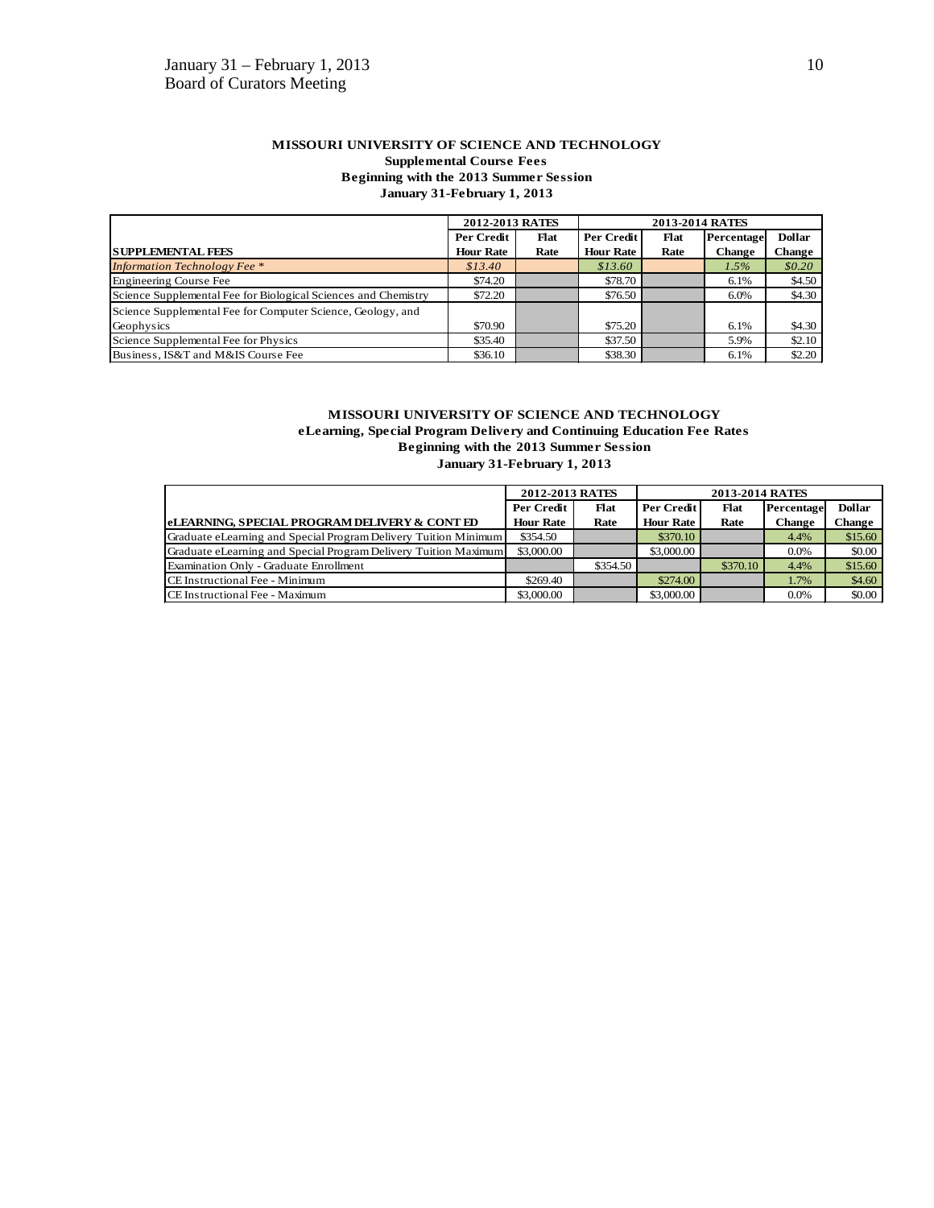**MISSOURI UNIVERSITY OF SCIENCE AND TECHNOLOGY**
**Supplemental Course Fees**
**Beginning with the 2013 Summer Session**
**January 31-February 1, 2013**

| | 2012-2013 RATES | | 2013-2014 RATES | | | |
|---|---|---|---|---|---|---|
| **SUPPLEMENTAL FEES** | **Per Credit Hour Rate** | **Flat Rate** | **Per Credit Hour Rate** | **Flat Rate** | **Percentage Change** | **Dollar Change** |
| *Information Technology Fee ** | *$13.40* | | *$13.60* | | *1.5%* | *$0.20* |
| Engineering Course Fee | $74.20 | | $78.70 | | 6.1% | $4.50 |
| Science Supplemental Fee for Biological Sciences and Chemistry | $72.20 | | $76.50 | | 6.0% | $4.30 |
| Science Supplemental Fee for Computer Science, Geology, and Geophysics | $70.90 | | $75.20 | | 6.1% | $4.30 |
| Science Supplemental Fee for Physics | $35.40 | | $37.50 | | 5.9% | $2.10 |
| Business, IS&T and M&IS Course Fee | $36.10 | | $38.30 | | 6.1% | $2.20 |

**MISSOURI UNIVERSITY OF SCIENCE AND TECHNOLOGY**
**eLearning, Special Program Delivery and Continuing Education Fee Rates**
**Beginning with the 2013 Summer Session**
**January 31-February 1, 2013**

| | 2012-2013 RATES | | 2013-2014 RATES | | | |
|---|---|---|---|---|---|---|
| **eLEARNING, SPECIAL PROGRAM DELIVERY & CONT ED** | **Per Credit Hour Rate** | **Flat Rate** | **Per Credit Hour Rate** | **Flat Rate** | **Percentage Change** | **Dollar Change** |
| Graduate eLearning and Special Program Delivery Tuition Minimum | $354.50 | | $370.10 | | 4.4% | $15.60 |
| Graduate eLearning and Special Program Delivery Tuition Maximum | $3,000.00 | | $3,000.00 | | 0.0% | $0.00 |
| Examination Only - Graduate Enrollment | | $354.50 | | $370.10 | 4.4% | $15.60 |
| CE Instructional Fee - Minimum | $269.40 | | $274.00 | | 1.7% | $4.60 |
| CE Instructional Fee - Maximum | $3,000.00 | | $3,000.00 | | 0.0% | $0.00 |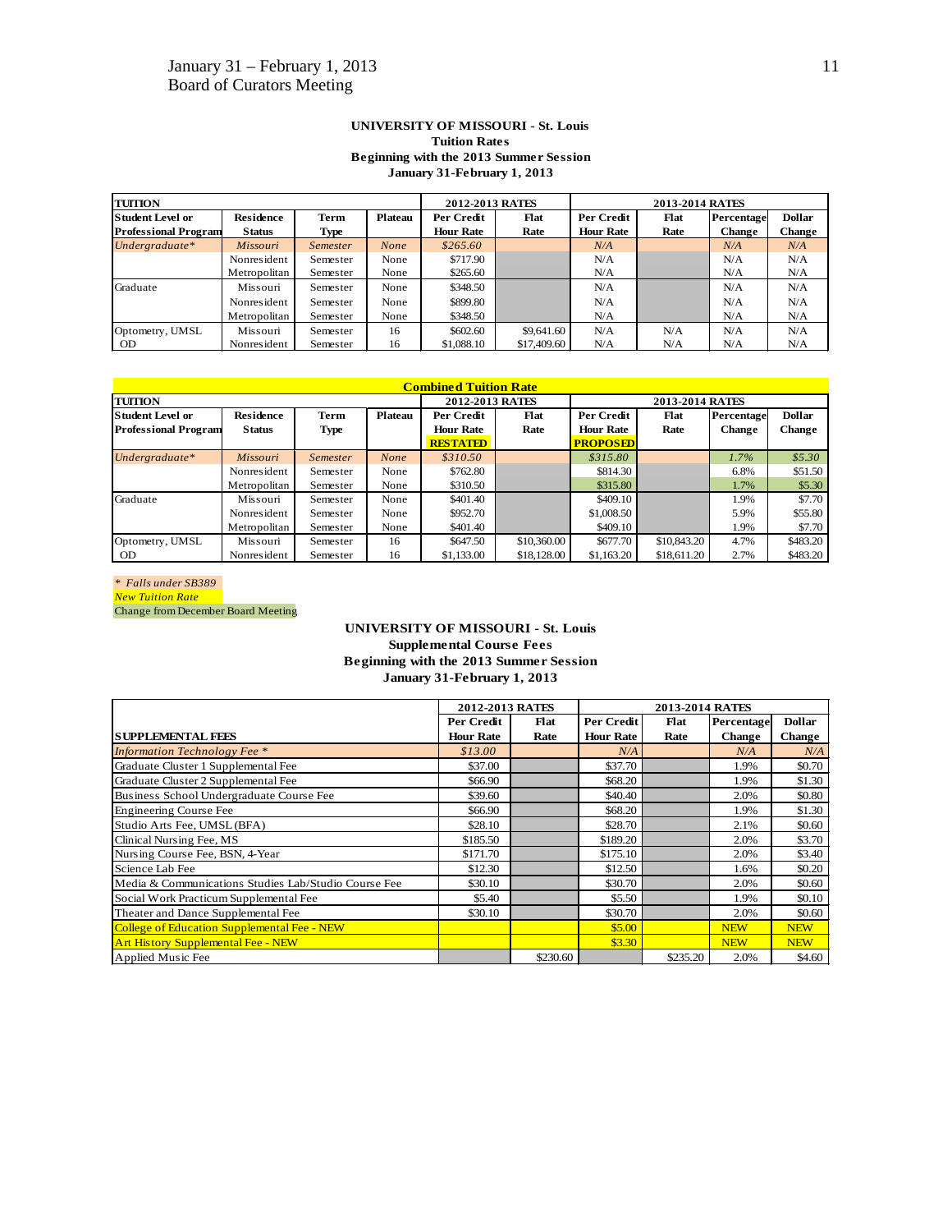**UNIVERSITY OF MISSOURI - St. Louis**
**Tuition Rates**
**Beginning with the 2013 Summer Session**
**January 31-February 1, 2013**

| TUITION | | | | 2012-2013 RATES | | 2013-2014 RATES | | | |
|---|---|---|---|---|---|---|---|---|---|
| Student Level or Professional Program | Residence Status | Term Type | Plateau | Per Credit Hour Rate | Flat Rate | Per Credit Hour Rate | Flat Rate | Percentage Change | Dollar Change |
| *Undergraduate** | *Missouri* | *Semester* | *None* | *$265.60* | | *N/A* | | *N/A* | *N/A* |
| | Nonresident | Semester | None | $717.90 | | N/A | | N/A | N/A |
| | Metropolitan | Semester | None | $265.60 | | N/A | | N/A | N/A |
| Graduate | Missouri | Semester | None | $348.50 | | N/A | | N/A | N/A |
| | Nonresident | Semester | None | $899.80 | | N/A | | N/A | N/A |
| | Metropolitan | Semester | None | $348.50 | | N/A | | N/A | N/A |
| Optometry, UMSL | Missouri | Semester | 16 | $602.60 | $9,641.60 | N/A | N/A | N/A | N/A |
| OD | Nonresident | Semester | 16 | $1,088.10 | $17,409.60 | N/A | N/A | N/A | N/A |

**Combined Tuition Rate**

| TUITION | | | | 2012-2013 RATES | | 2013-2014 RATES | | | |
|---|---|---|---|---|---|---|---|---|---|
| Student Level or Professional Program | Residence Status | Term Type | Plateau | Per Credit Hour Rate RESTATED | Flat Rate | Per Credit Hour Rate PROPOSED | Flat Rate | Percentage Change | Dollar Change |
| *Undergraduate** | *Missouri* | *Semester* | *None* | *$310.50* | | *$315.80* | | *1.7%* | *$5.30* |
| | Nonresident | Semester | None | $762.80 | | $814.30 | | 6.8% | $51.50 |
| | Metropolitan | Semester | None | $310.50 | | $315.80 | | 1.7% | $5.30 |
| Graduate | Missouri | Semester | None | $401.40 | | $409.10 | | 1.9% | $7.70 |
| | Nonresident | Semester | None | $952.70 | | $1,008.50 | | 5.9% | $55.80 |
| | Metropolitan | Semester | None | $401.40 | | $409.10 | | 1.9% | $7.70 |
| Optometry, UMSL | Missouri | Semester | 16 | $647.50 | $10,360.00 | $677.70 | $10,843.20 | 4.7% | $483.20 |
| OD | Nonresident | Semester | 16 | $1,133.00 | $18,128.00 | $1,163.20 | $18,611.20 | 2.7% | $483.20 |

*\* Falls under SB389*
*New Tuition Rate*
Change from December Board Meeting

**UNIVERSITY OF MISSOURI - St. Louis**
**Supplemental Course Fees**
**Beginning with the 2013 Summer Session**
**January 31-February 1, 2013**

| | 2012-2013 RATES | | 2013-2014 RATES | | | |
|---|---|---|---|---|---|---|
| SUPPLEMENTAL FEES | Per Credit Hour Rate | Flat Rate | Per Credit Hour Rate | Flat Rate | Percentage Change | Dollar Change |
| *Information Technology Fee ** | *$13.00* | | *N/A* | | *N/A* | *N/A* |
| Graduate Cluster 1 Supplemental Fee | $37.00 | | $37.70 | | 1.9% | $0.70 |
| Graduate Cluster 2 Supplemental Fee | $66.90 | | $68.20 | | 1.9% | $1.30 |
| Business School Undergraduate Course Fee | $39.60 | | $40.40 | | 2.0% | $0.80 |
| Engineering Course Fee | $66.90 | | $68.20 | | 1.9% | $1.30 |
| Studio Arts Fee, UMSL (BFA) | $28.10 | | $28.70 | | 2.1% | $0.60 |
| Clinical Nursing Fee, MS | $185.50 | | $189.20 | | 2.0% | $3.70 |
| Nursing Course Fee, BSN, 4-Year | $171.70 | | $175.10 | | 2.0% | $3.40 |
| Science Lab Fee | $12.30 | | $12.50 | | 1.6% | $0.20 |
| Media & Communications Studies Lab/Studio Course Fee | $30.10 | | $30.70 | | 2.0% | $0.60 |
| Social Work Practicum Supplemental Fee | $5.40 | | $5.50 | | 1.9% | $0.10 |
| Theater and Dance Supplemental Fee | $30.10 | | $30.70 | | 2.0% | $0.60 |
| College of Education Supplemental Fee - NEW | | | $5.00 | | NEW | NEW |
| Art History Supplemental Fee - NEW | | | $3.30 | | NEW | NEW |
| Applied Music Fee | | $230.60 | | $235.20 | 2.0% | $4.60 |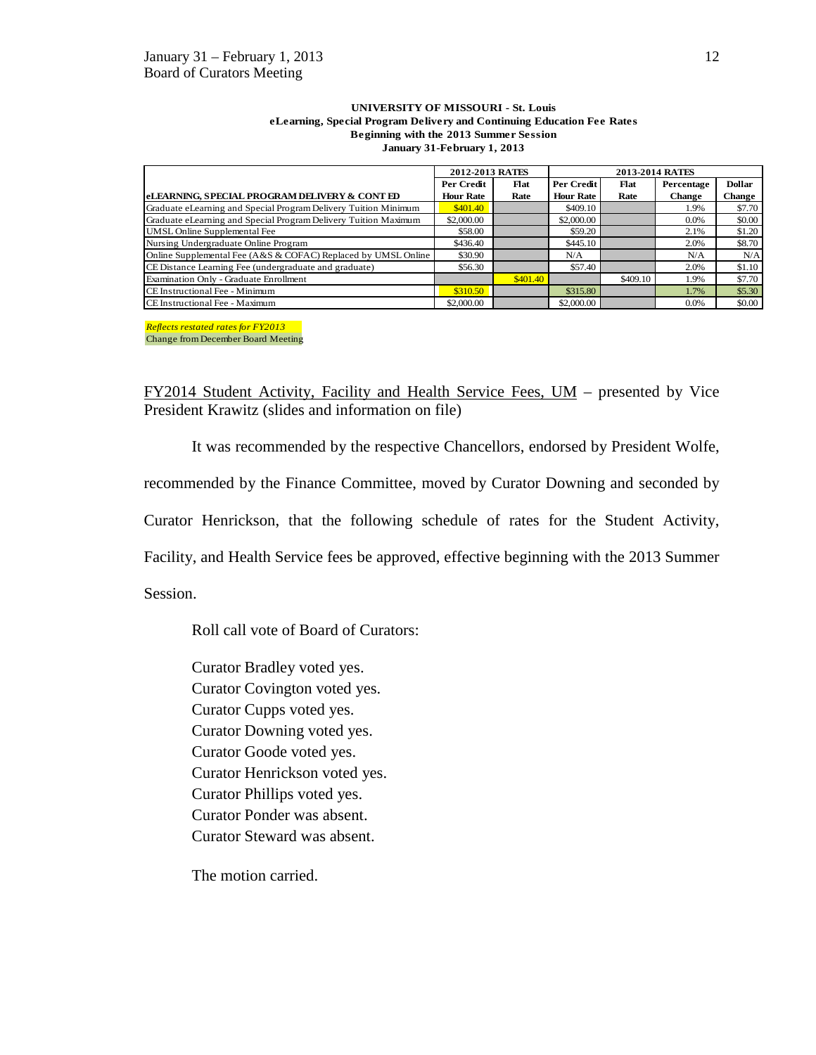**UNIVERSITY OF MISSOURI - St. Louis**
**eLearning, Special Program Delivery and Continuing Education Fee Rates**
**Beginning with the 2013 Summer Session**
**January 31-February 1, 2013**

| | 2012-2013 RATES | | 2013-2014 RATES | | | |
|---|---|---|---|---|---|---|
| **eLEARNING, SPECIAL PROGRAM DELIVERY & CONT ED** | **Per Credit Hour Rate** | **Flat Rate** | **Per Credit Hour Rate** | **Flat Rate** | **Percentage Change** | **Dollar Change** |
| Graduate eLearning and Special Program Delivery Tuition Minimum | $401.40 | | $409.10 | | 1.9% | $7.70 |
| Graduate eLearning and Special Program Delivery Tuition Maximum | $2,000.00 | | $2,000.00 | | 0.0% | $0.00 |
| UMSL Online Supplemental Fee | $58.00 | | $59.20 | | 2.1% | $1.20 |
| Nursing Undergraduate Online Program | $436.40 | | $445.10 | | 2.0% | $8.70 |
| Online Supplemental Fee (A&S & COFAC) Replaced by UMSL Online | $30.90 | | N/A | | N/A | N/A |
| CE Distance Learning Fee (undergraduate and graduate) | $56.30 | | $57.40 | | 2.0% | $1.10 |
| Examination Only - Graduate Enrollment | | $401.40 | | $409.10 | 1.9% | $7.70 |
| CE Instructional Fee - Minimum | $310.50 | | $315.80 | | 1.7% | $5.30 |
| CE Instructional Fee - Maximum | $2,000.00 | | $2,000.00 | | 0.0% | $0.00 |

*Reflects restated rates for FY2013*
Change from December Board Meeting

FY2014 Student Activity, Facility and Health Service Fees, UM – presented by Vice President Krawitz (slides and information on file)

It was recommended by the respective Chancellors, endorsed by President Wolfe, recommended by the Finance Committee, moved by Curator Downing and seconded by Curator Henrickson, that the following schedule of rates for the Student Activity, Facility, and Health Service fees be approved, effective beginning with the 2013 Summer Session.

Roll call vote of Board of Curators:

Curator Bradley voted yes.
Curator Covington voted yes.
Curator Cupps voted yes.
Curator Downing voted yes.
Curator Goode voted yes.
Curator Henrickson voted yes.
Curator Phillips voted yes.
Curator Ponder was absent.
Curator Steward was absent.

The motion carried.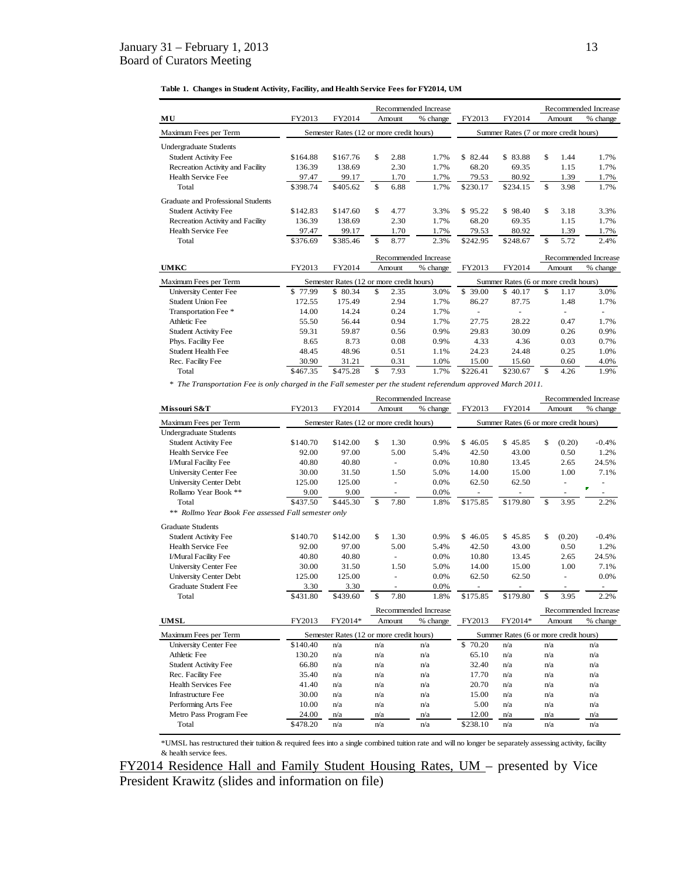**Table 1. Changes in Student Activity, Facility, and Health Service Fees for FY2014, UM**

| MU | FY2013 | FY2014 | Recommended Increase Amount | Recommended Increase % change | FY2013 | FY2014 | Recommended Increase Amount | Recommended Increase % change |
|---|---|---|---|---|---|---|---|---|
| Maximum Fees per Term | Semester Rates (12 or more credit hours) | | | | Summer Rates (7 or more credit hours) | | | |
| Undergraduate Students | | | | | | | | |
| Student Activity Fee | $164.88 | $167.76 | $ 2.88 | 1.7% | $ 82.44 | $ 83.88 | $ 1.44 | 1.7% |
| Recreation Activity and Facility | 136.39 | 138.69 | 2.30 | 1.7% | 68.20 | 69.35 | 1.15 | 1.7% |
| Health Service Fee | 97.47 | 99.17 | 1.70 | 1.7% | 79.53 | 80.92 | 1.39 | 1.7% |
| Total | $398.74 | $405.62 | $ 6.88 | 1.7% | $230.17 | $234.15 | $ 3.98 | 1.7% |
| Graduate and Professional Students | | | | | | | | |
| Student Activity Fee | $142.83 | $147.60 | $ 4.77 | 3.3% | $ 95.22 | $ 98.40 | $ 3.18 | 3.3% |
| Recreation Activity and Facility | 136.39 | 138.69 | 2.30 | 1.7% | 68.20 | 69.35 | 1.15 | 1.7% |
| Health Service Fee | 97.47 | 99.17 | 1.70 | 1.7% | 79.53 | 80.92 | 1.39 | 1.7% |
| Total | $376.69 | $385.46 | $ 8.77 | 2.3% | $242.95 | $248.67 | $ 5.72 | 2.4% |

| UMKC | FY2013 | FY2014 | Recommended Increase Amount | Recommended Increase % change | FY2013 | FY2014 | Recommended Increase Amount | Recommended Increase % change |
|---|---|---|---|---|---|---|---|---|
| Maximum Fees per Term | Semester Rates (12 or more credit hours) | | | | Summer Rates (6 or more credit hours) | | | |
| University Center Fee | $ 77.99 | $ 80.34 | $ 2.35 | 3.0% | $ 39.00 | $ 40.17 | $ 1.17 | 3.0% |
| Student Union Fee | 172.55 | 175.49 | 2.94 | 1.7% | 86.27 | 87.75 | 1.48 | 1.7% |
| Transportation Fee * | 14.00 | 14.24 | 0.24 | 1.7% | - | - | - | - |
| Athletic Fee | 55.50 | 56.44 | 0.94 | 1.7% | 27.75 | 28.22 | 0.47 | 1.7% |
| Student Activity Fee | 59.31 | 59.87 | 0.56 | 0.9% | 29.83 | 30.09 | 0.26 | 0.9% |
| Phys. Facility Fee | 8.65 | 8.73 | 0.08 | 0.9% | 4.33 | 4.36 | 0.03 | 0.7% |
| Student Health Fee | 48.45 | 48.96 | 0.51 | 1.1% | 24.23 | 24.48 | 0.25 | 1.0% |
| Rec. Facility Fee | 30.90 | 31.21 | 0.31 | 1.0% | 15.00 | 15.60 | 0.60 | 4.0% |
| Total | $467.35 | $475.28 | $ 7.93 | 1.7% | $226.41 | $230.67 | $ 4.26 | 1.9% |

*\* The Transportation Fee is only charged in the Fall semester per the student referendum approved March 2011.*

| Missouri S&T | FY2013 | FY2014 | Recommended Increase Amount | Recommended Increase % change | FY2013 | FY2014 | Recommended Increase Amount | Recommended Increase % change |
|---|---|---|---|---|---|---|---|---|
| Maximum Fees per Term | Semester Rates (12 or more credit hours) | | | | Summer Rates (6 or more credit hours) | | | |
| Undergraduate Students | | | | | | | | |
| Student Activity Fee | $140.70 | $142.00 | $ 1.30 | 0.9% | $ 46.05 | $ 45.85 | $ (0.20) | -0.4% |
| Health Service Fee | 92.00 | 97.00 | 5.00 | 5.4% | 42.50 | 43.00 | 0.50 | 1.2% |
| I/Mural Facility Fee | 40.80 | 40.80 | - | 0.0% | 10.80 | 13.45 | 2.65 | 24.5% |
| University Center Fee | 30.00 | 31.50 | 1.50 | 5.0% | 14.00 | 15.00 | 1.00 | 7.1% |
| University Center Debt | 125.00 | 125.00 | - | 0.0% | 62.50 | 62.50 | - | - |
| Rollamo Year Book ** | 9.00 | 9.00 | - | 0.0% | - | - | - | - |
| Total | $437.50 | $445.30 | $ 7.80 | 1.8% | $175.85 | $179.80 | $ 3.95 | 2.2% |
| *\*\* Rollmo Year Book Fee assessed Fall semester only* | | | | | | | | |
| Graduate Students | | | | | | | | |
| Student Activity Fee | $140.70 | $142.00 | $ 1.30 | 0.9% | $ 46.05 | $ 45.85 | $ (0.20) | -0.4% |
| Health Service Fee | 92.00 | 97.00 | 5.00 | 5.4% | 42.50 | 43.00 | 0.50 | 1.2% |
| I/Mural Facility Fee | 40.80 | 40.80 | - | 0.0% | 10.80 | 13.45 | 2.65 | 24.5% |
| University Center Fee | 30.00 | 31.50 | 1.50 | 5.0% | 14.00 | 15.00 | 1.00 | 7.1% |
| University Center Debt | 125.00 | 125.00 | - | 0.0% | 62.50 | 62.50 | - | 0.0% |
| Graduate Student Fee | 3.30 | 3.30 | - | 0.0% | - | - | - | - |
| Total | $431.80 | $439.60 | $ 7.80 | 1.8% | $175.85 | $179.80 | $ 3.95 | 2.2% |

| UMSL | FY2013 | FY2014* | Recommended Increase Amount | Recommended Increase % change | FY2013 | FY2014* | Recommended Increase Amount | Recommended Increase % change |
|---|---|---|---|---|---|---|---|---|
| Maximum Fees per Term | Semester Rates (12 or more credit hours) | | | | Summer Rates (6 or more credit hours) | | | |
| University Center Fee | $140.40 | n/a | n/a | n/a | $ 70.20 | n/a | n/a | n/a |
| Athletic Fee | 130.20 | n/a | n/a | n/a | 65.10 | n/a | n/a | n/a |
| Student Activity Fee | 66.80 | n/a | n/a | n/a | 32.40 | n/a | n/a | n/a |
| Rec. Facility Fee | 35.40 | n/a | n/a | n/a | 17.70 | n/a | n/a | n/a |
| Health Services Fee | 41.40 | n/a | n/a | n/a | 20.70 | n/a | n/a | n/a |
| Infrastructure Fee | 30.00 | n/a | n/a | n/a | 15.00 | n/a | n/a | n/a |
| Performing Arts Fee | 10.00 | n/a | n/a | n/a | 5.00 | n/a | n/a | n/a |
| Metro Pass Program Fee | 24.00 | n/a | n/a | n/a | 12.00 | n/a | n/a | n/a |
| Total | $478.20 | n/a | n/a | n/a | $238.10 | n/a | n/a | n/a |

*UMSL has restructured their tuition & required fees into a single combined tuition rate and will no longer be separately assessing activity, facility & health service fees.

<u>FY2014 Residence Hall and Family Student Housing Rates, UM</u> – presented by Vice President Krawitz (slides and information on file)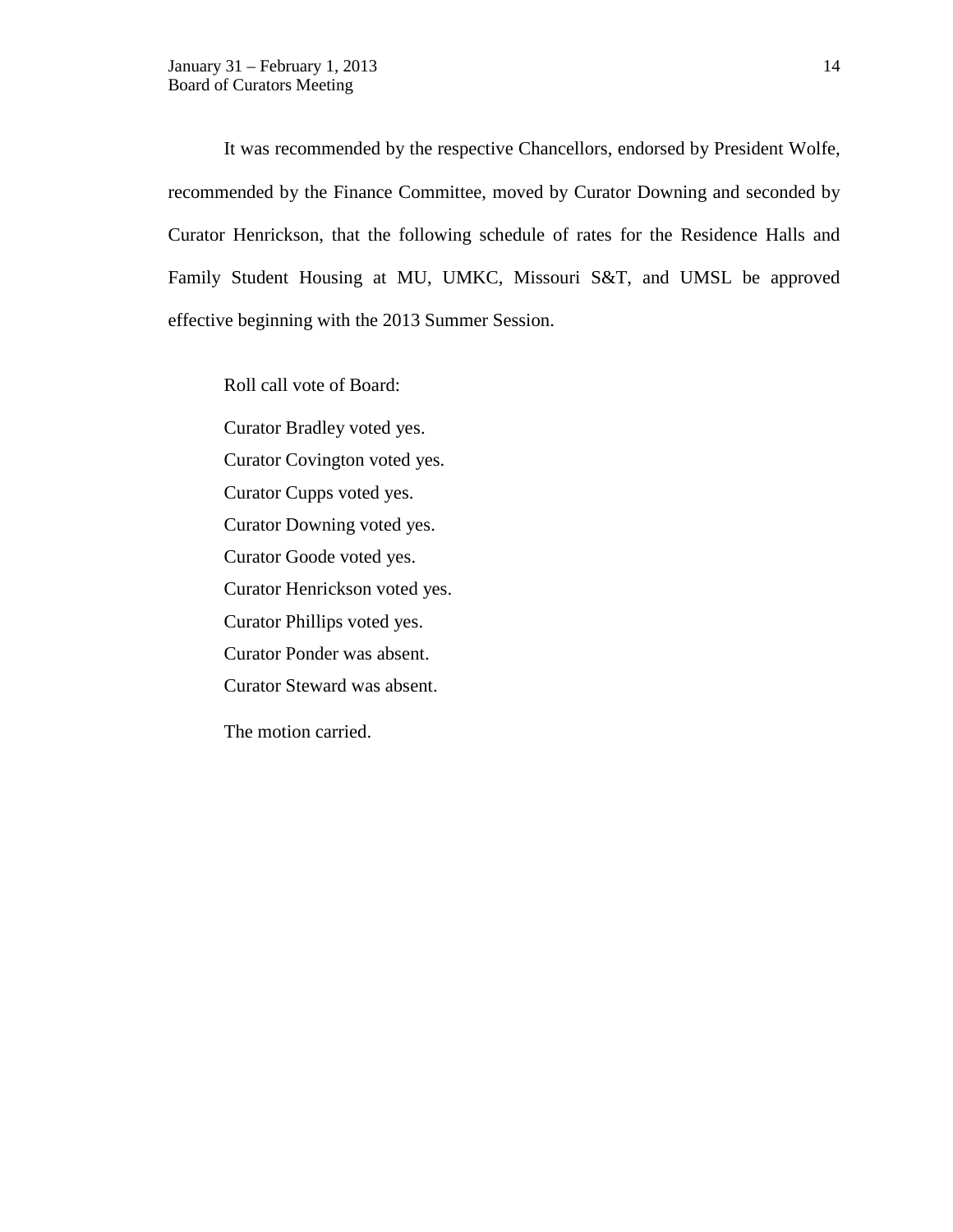It was recommended by the respective Chancellors, endorsed by President Wolfe, recommended by the Finance Committee, moved by Curator Downing and seconded by Curator Henrickson, that the following schedule of rates for the Residence Halls and Family Student Housing at MU, UMKC, Missouri S&T, and UMSL be approved effective beginning with the 2013 Summer Session.

Roll call vote of Board:

Curator Bradley voted yes.
Curator Covington voted yes.
Curator Cupps voted yes.
Curator Downing voted yes.
Curator Goode voted yes.
Curator Henrickson voted yes.
Curator Phillips voted yes.
Curator Ponder was absent.
Curator Steward was absent.

The motion carried.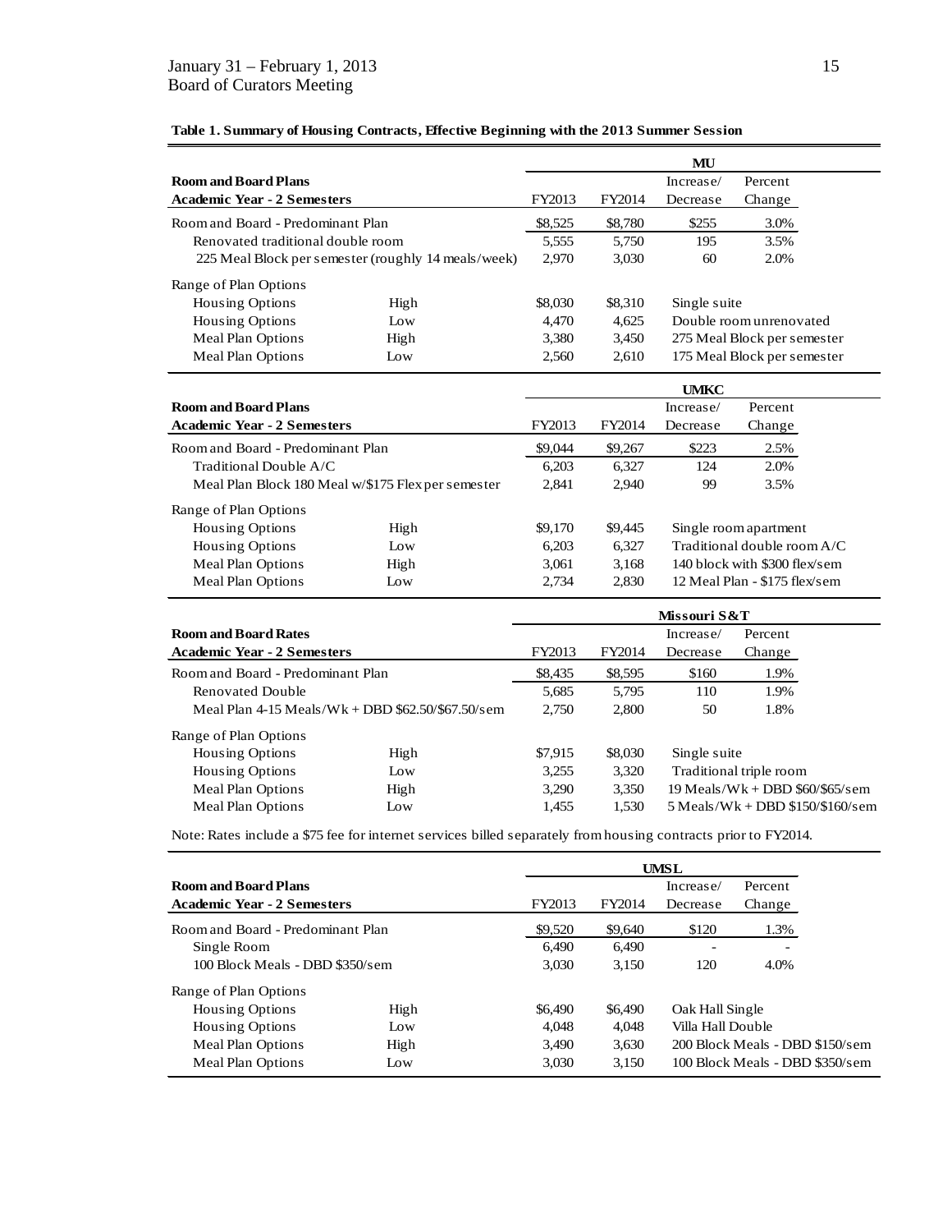**Table 1. Summary of Housing Contracts, Effective Beginning with the 2013 Summer Session**

| Room and Board Plans<br>Academic Year - 2 Semesters | | MU<br>FY2013 | FY2014 | Increase/<br>Decrease | Percent<br>Change |
|---|---|---|---|---|---|
| Room and Board - Predominant Plan | | $8,525 | $8,780 | $255 | 3.0% |
| Renovated traditional double room | | 5,555 | 5,750 | 195 | 3.5% |
| 225 Meal Block per semester (roughly 14 meals/week) | | 2,970 | 3,030 | 60 | 2.0% |
| Range of Plan Options | | | | | |
| Housing Options | High | $8,030 | $8,310 | Single suite | |
| Housing Options | Low | 4,470 | 4,625 | Double room unrenovated | |
| Meal Plan Options | High | 3,380 | 3,450 | 275 Meal Block per semester | |
| Meal Plan Options | Low | 2,560 | 2,610 | 175 Meal Block per semester | |

| Room and Board Plans<br>Academic Year - 2 Semesters | | UMKC<br>FY2013 | FY2014 | Increase/<br>Decrease | Percent<br>Change |
|---|---|---|---|---|---|
| Room and Board - Predominant Plan | | $9,044 | $9,267 | $223 | 2.5% |
| Traditional Double A/C | | 6,203 | 6,327 | 124 | 2.0% |
| Meal Plan Block 180 Meal w/$175 Flex per semester | | 2,841 | 2,940 | 99 | 3.5% |
| Range of Plan Options | | | | | |
| Housing Options | High | $9,170 | $9,445 | Single room apartment | |
| Housing Options | Low | 6,203 | 6,327 | Traditional double room A/C | |
| Meal Plan Options | High | 3,061 | 3,168 | 140 block with $300 flex/sem | |
| Meal Plan Options | Low | 2,734 | 2,830 | 12 Meal Plan - $175 flex/sem | |

| Room and Board Rates<br>Academic Year - 2 Semesters | | Missouri S&T<br>FY2013 | FY2014 | Increase/<br>Decrease | Percent<br>Change |
|---|---|---|---|---|---|
| Room and Board - Predominant Plan | | $8,435 | $8,595 | $160 | 1.9% |
| Renovated Double | | 5,685 | 5,795 | 110 | 1.9% |
| Meal Plan 4-15 Meals/Wk + DBD $62.50/$67.50/sem | | 2,750 | 2,800 | 50 | 1.8% |
| Range of Plan Options | | | | | |
| Housing Options | High | $7,915 | $8,030 | Single suite | |
| Housing Options | Low | 3,255 | 3,320 | Traditional triple room | |
| Meal Plan Options | High | 3,290 | 3,350 | 19 Meals/Wk + DBD $60/$65/sem | |
| Meal Plan Options | Low | 1,455 | 1,530 | 5 Meals/Wk + DBD $150/$160/sem | |

Note: Rates include a $75 fee for internet services billed separately from housing contracts prior to FY2014.

| Room and Board Plans<br>Academic Year - 2 Semesters | | UMSL<br>FY2013 | FY2014 | Increase/<br>Decrease | Percent<br>Change |
|---|---|---|---|---|---|
| Room and Board - Predominant Plan | | $9,520 | $9,640 | $120 | 1.3% |
| Single Room | | 6,490 | 6,490 | - | - |
| 100 Block Meals - DBD $350/sem | | 3,030 | 3,150 | 120 | 4.0% |
| Range of Plan Options | | | | | |
| Housing Options | High | $6,490 | $6,490 | Oak Hall Single | |
| Housing Options | Low | 4,048 | 4,048 | Villa Hall Double | |
| Meal Plan Options | High | 3,490 | 3,630 | 200 Block Meals - DBD $150/sem | |
| Meal Plan Options | Low | 3,030 | 3,150 | 100 Block Meals - DBD $350/sem | |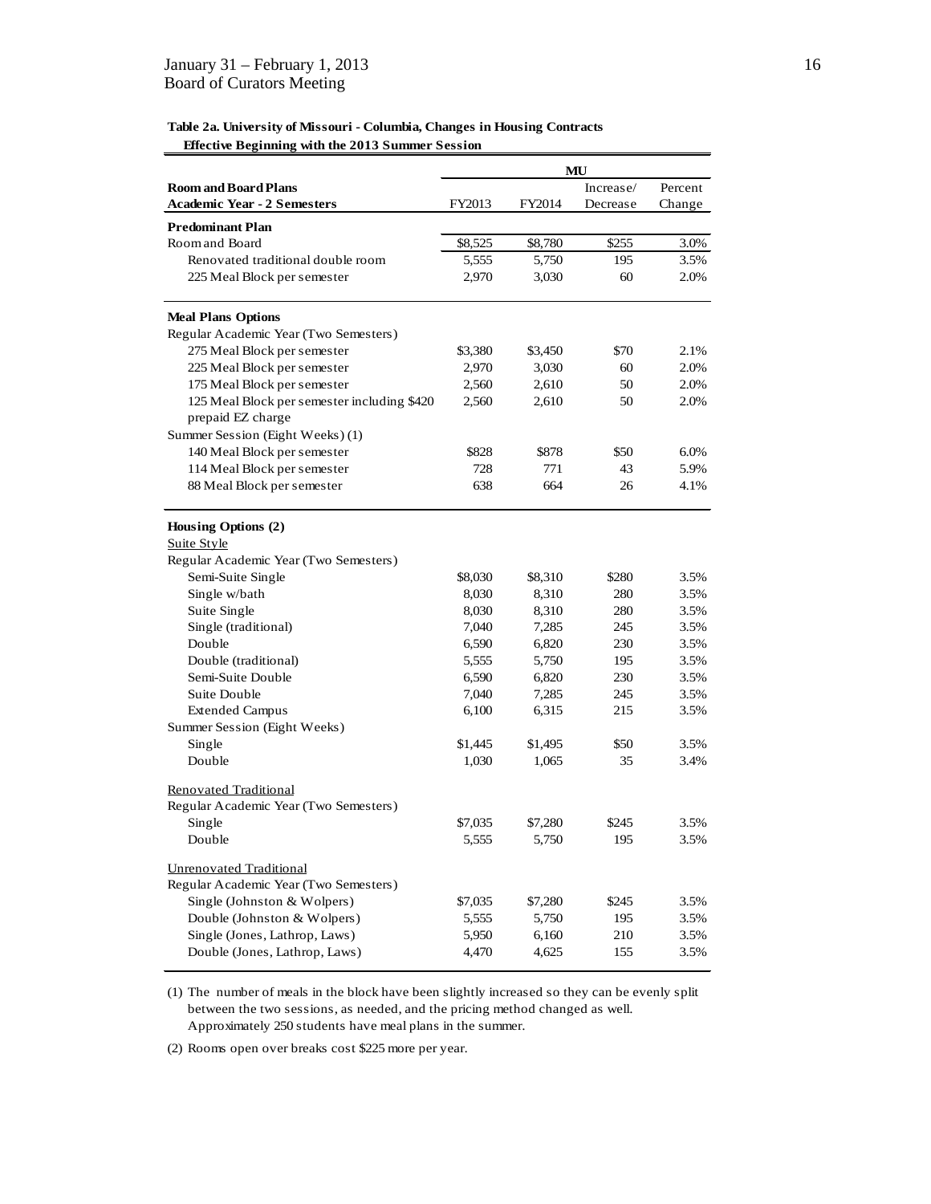**Table 2a. University of Missouri - Columbia, Changes in Housing Contracts Effective Beginning with the 2013 Summer Session**

| Room and Board Plans<br>Academic Year - 2 Semesters | MU<br>FY2013 | <br>FY2014 | <br>Increase/ Decrease | <br>Percent Change |
|---|---|---|---|---|
| **Predominant Plan** | | | | |
| Room and Board | $8,525 | $8,780 | $255 | 3.0% |
| Renovated traditional double room | 5,555 | 5,750 | 195 | 3.5% |
| 225 Meal Block per semester | 2,970 | 3,030 | 60 | 2.0% |
| **Meal Plans Options** | | | | |
| Regular Academic Year (Two Semesters) | | | | |
| 275 Meal Block per semester | $3,380 | $3,450 | $70 | 2.1% |
| 225 Meal Block per semester | 2,970 | 3,030 | 60 | 2.0% |
| 175 Meal Block per semester | 2,560 | 2,610 | 50 | 2.0% |
| 125 Meal Block per semester including $420 prepaid EZ charge | 2,560 | 2,610 | 50 | 2.0% |
| Summer Session (Eight Weeks) (1) | | | | |
| 140 Meal Block per semester | $828 | $878 | $50 | 6.0% |
| 114 Meal Block per semester | 728 | 771 | 43 | 5.9% |
| 88 Meal Block per semester | 638 | 664 | 26 | 4.1% |
| **Housing Options (2)** | | | | |
| Suite Style | | | | |
| Regular Academic Year (Two Semesters) | | | | |
| Semi-Suite Single | $8,030 | $8,310 | $280 | 3.5% |
| Single w/bath | 8,030 | 8,310 | 280 | 3.5% |
| Suite Single | 8,030 | 8,310 | 280 | 3.5% |
| Single (traditional) | 7,040 | 7,285 | 245 | 3.5% |
| Double | 6,590 | 6,820 | 230 | 3.5% |
| Double (traditional) | 5,555 | 5,750 | 195 | 3.5% |
| Semi-Suite Double | 6,590 | 6,820 | 230 | 3.5% |
| Suite Double | 7,040 | 7,285 | 245 | 3.5% |
| Extended Campus | 6,100 | 6,315 | 215 | 3.5% |
| Summer Session (Eight Weeks) | | | | |
| Single | $1,445 | $1,495 | $50 | 3.5% |
| Double | 1,030 | 1,065 | 35 | 3.4% |
| Renovated Traditional | | | | |
| Regular Academic Year (Two Semesters) | | | | |
| Single | $7,035 | $7,280 | $245 | 3.5% |
| Double | 5,555 | 5,750 | 195 | 3.5% |
| Unrenovated Traditional | | | | |
| Regular Academic Year (Two Semesters) | | | | |
| Single (Johnston & Wolpers) | $7,035 | $7,280 | $245 | 3.5% |
| Double (Johnston & Wolpers) | 5,555 | 5,750 | 195 | 3.5% |
| Single (Jones, Lathrop, Laws) | 5,950 | 6,160 | 210 | 3.5% |
| Double (Jones, Lathrop, Laws) | 4,470 | 4,625 | 155 | 3.5% |

(1) The number of meals in the block have been slightly increased so they can be evenly split between the two sessions, as needed, and the pricing method changed as well. Approximately 250 students have meal plans in the summer.

(2) Rooms open over breaks cost $225 more per year.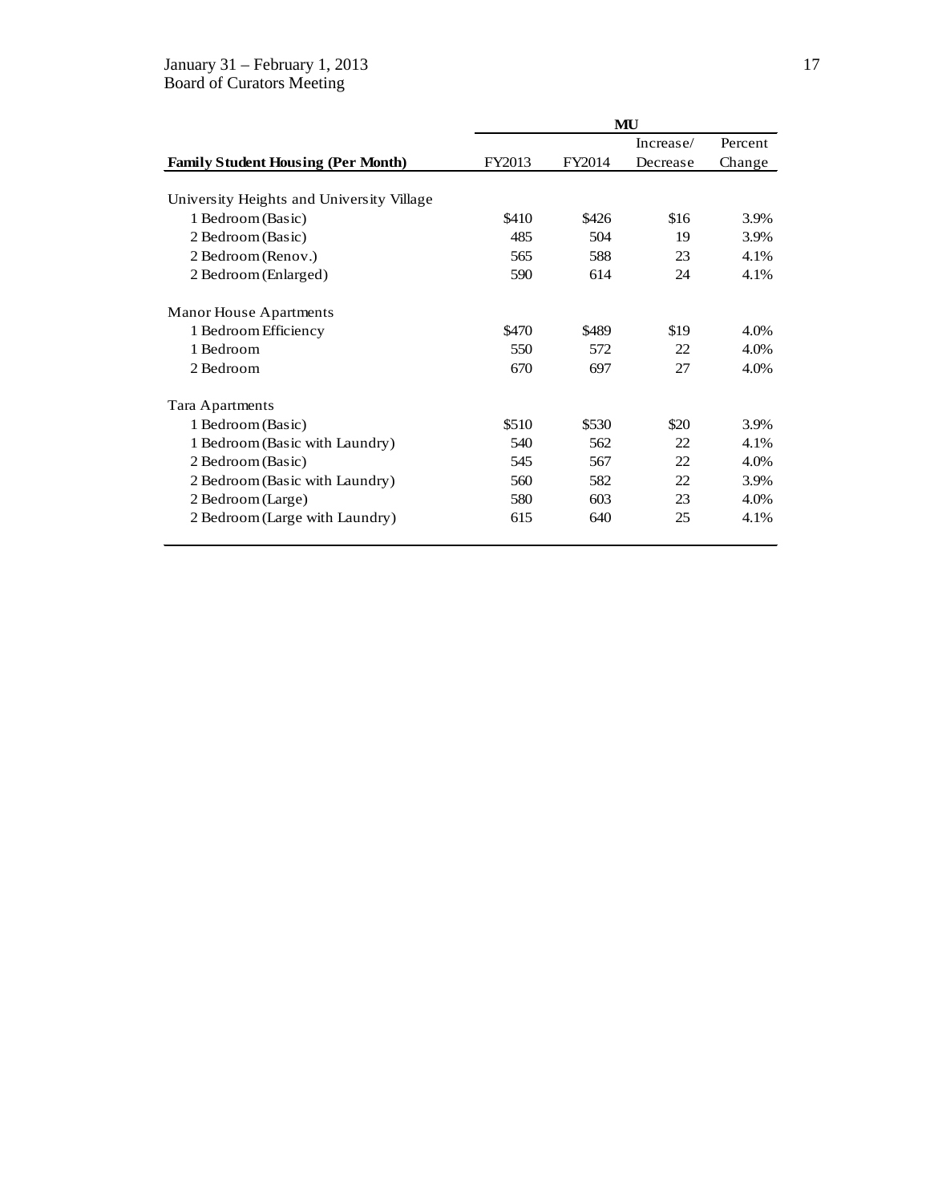| Family Student Housing (Per Month) | MU | | | |
|---|---|---|---|---|
| | FY2013 | FY2014 | Increase/ Decrease | Percent Change |
| University Heights and University Village | | | | |
| 1 Bedroom (Basic) | $410 | $426 | $16 | 3.9% |
| 2 Bedroom (Basic) | 485 | 504 | 19 | 3.9% |
| 2 Bedroom (Renov.) | 565 | 588 | 23 | 4.1% |
| 2 Bedroom (Enlarged) | 590 | 614 | 24 | 4.1% |
| Manor House Apartments | | | | |
| 1 Bedroom Efficiency | $470 | $489 | $19 | 4.0% |
| 1 Bedroom | 550 | 572 | 22 | 4.0% |
| 2 Bedroom | 670 | 697 | 27 | 4.0% |
| Tara Apartments | | | | |
| 1 Bedroom (Basic) | $510 | $530 | $20 | 3.9% |
| 1 Bedroom (Basic with Laundry) | 540 | 562 | 22 | 4.1% |
| 2 Bedroom (Basic) | 545 | 567 | 22 | 4.0% |
| 2 Bedroom (Basic with Laundry) | 560 | 582 | 22 | 3.9% |
| 2 Bedroom (Large) | 580 | 603 | 23 | 4.0% |
| 2 Bedroom (Large with Laundry) | 615 | 640 | 25 | 4.1% |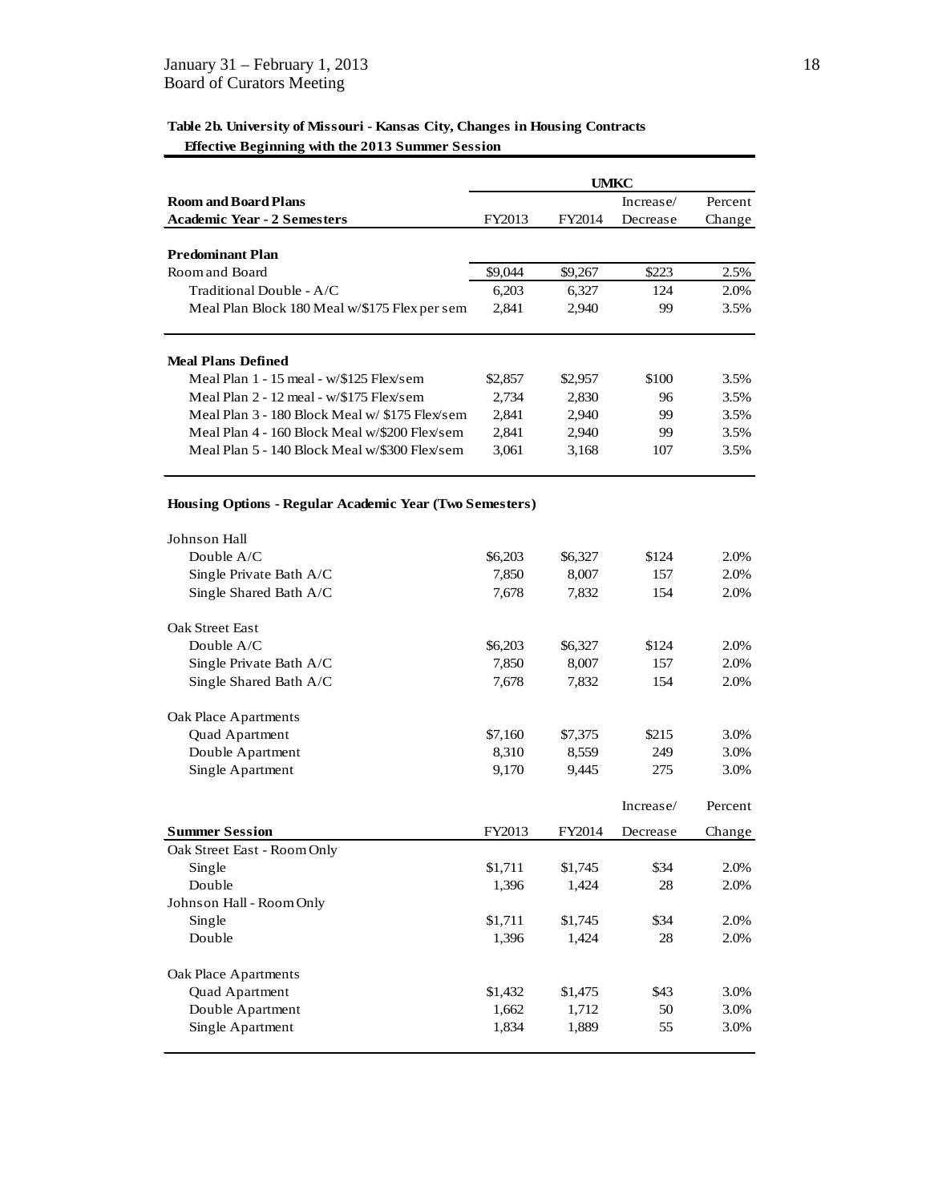**Table 2b. University of Missouri - Kansas City, Changes in Housing Contracts Effective Beginning with the 2013 Summer Session**

| | UMKC | | | |
|---|---|---|---|---|
| **Room and Board Plans Academic Year - 2 Semesters** | FY2013 | FY2014 | Increase/ Decrease | Percent Change |
| **Predominant Plan** | | | | |
| Room and Board | $9,044 | $9,267 | $223 | 2.5% |
| Traditional Double - A/C | 6,203 | 6,327 | 124 | 2.0% |
| Meal Plan Block 180 Meal w/$175 Flex per sem | 2,841 | 2,940 | 99 | 3.5% |
| **Meal Plans Defined** | | | | |
| Meal Plan 1 - 15 meal - w/$125 Flex/sem | $2,857 | $2,957 | $100 | 3.5% |
| Meal Plan 2 - 12 meal - w/$175 Flex/sem | 2,734 | 2,830 | 96 | 3.5% |
| Meal Plan 3 - 180 Block Meal w/ $175 Flex/sem | 2,841 | 2,940 | 99 | 3.5% |
| Meal Plan 4 - 160 Block Meal w/$200 Flex/sem | 2,841 | 2,940 | 99 | 3.5% |
| Meal Plan 5 - 140 Block Meal w/$300 Flex/sem | 3,061 | 3,168 | 107 | 3.5% |
| **Housing Options - Regular Academic Year (Two Semesters)** | | | | |
| Johnson Hall | | | | |
| Double A/C | $6,203 | $6,327 | $124 | 2.0% |
| Single Private Bath A/C | 7,850 | 8,007 | 157 | 2.0% |
| Single Shared Bath A/C | 7,678 | 7,832 | 154 | 2.0% |
| Oak Street East | | | | |
| Double A/C | $6,203 | $6,327 | $124 | 2.0% |
| Single Private Bath A/C | 7,850 | 8,007 | 157 | 2.0% |
| Single Shared Bath A/C | 7,678 | 7,832 | 154 | 2.0% |
| Oak Place Apartments | | | | |
| Quad Apartment | $7,160 | $7,375 | $215 | 3.0% |
| Double Apartment | 8,310 | 8,559 | 249 | 3.0% |
| Single Apartment | 9,170 | 9,445 | 275 | 3.0% |

| **Summer Session** | FY2013 | FY2014 | Increase/ Decrease | Percent Change |
|---|---|---|---|---|
| Oak Street East - Room Only | | | | |
| Single | $1,711 | $1,745 | $34 | 2.0% |
| Double | 1,396 | 1,424 | 28 | 2.0% |
| Johnson Hall - Room Only | | | | |
| Single | $1,711 | $1,745 | $34 | 2.0% |
| Double | 1,396 | 1,424 | 28 | 2.0% |
| Oak Place Apartments | | | | |
| Quad Apartment | $1,432 | $1,475 | $43 | 3.0% |
| Double Apartment | 1,662 | 1,712 | 50 | 3.0% |
| Single Apartment | 1,834 | 1,889 | 55 | 3.0% |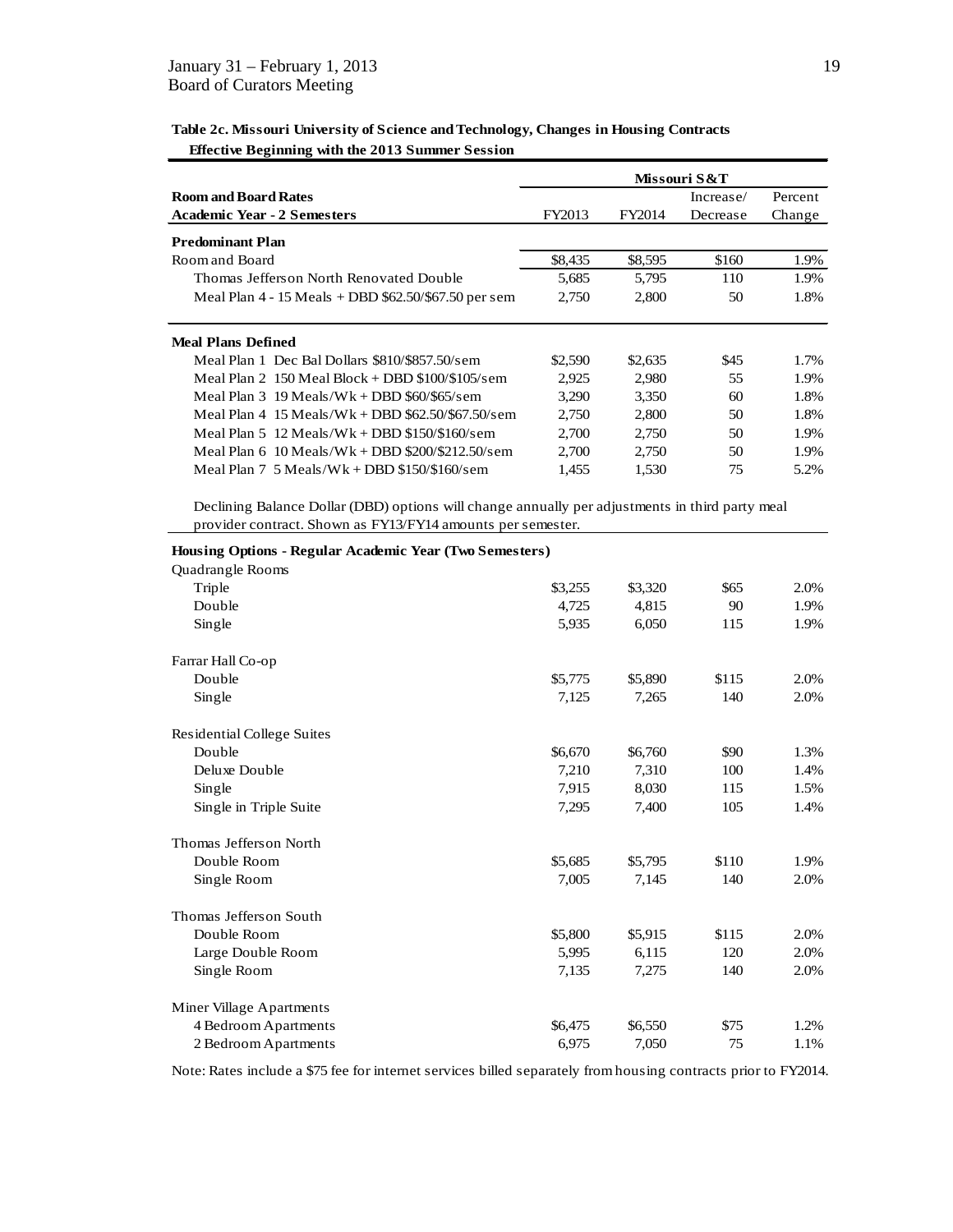**Table 2c. Missouri University of Science and Technology, Changes in Housing Contracts Effective Beginning with the 2013 Summer Session**

| Room and Board Rates | Missouri S&T | | | |
|---|---|---|---|---|
| **Academic Year - 2 Semesters** | FY2013 | FY2014 | Increase/ Decrease | Percent Change |
| **Predominant Plan** | | | | |
| Room and Board | $8,435 | $8,595 | $160 | 1.9% |
| Thomas Jefferson North Renovated Double | 5,685 | 5,795 | 110 | 1.9% |
| Meal Plan 4 - 15 Meals + DBD $62.50/$67.50 per sem | 2,750 | 2,800 | 50 | 1.8% |
| **Meal Plans Defined** | | | | |
| Meal Plan 1 Dec Bal Dollars $810/$857.50/sem | $2,590 | $2,635 | $45 | 1.7% |
| Meal Plan 2 150 Meal Block + DBD $100/$105/sem | 2,925 | 2,980 | 55 | 1.9% |
| Meal Plan 3 19 Meals/Wk + DBD $60/$65/sem | 3,290 | 3,350 | 60 | 1.8% |
| Meal Plan 4 15 Meals/Wk + DBD $62.50/$67.50/sem | 2,750 | 2,800 | 50 | 1.8% |
| Meal Plan 5 12 Meals/Wk + DBD $150/$160/sem | 2,700 | 2,750 | 50 | 1.9% |
| Meal Plan 6 10 Meals/Wk + DBD $200/$212.50/sem | 2,700 | 2,750 | 50 | 1.9% |
| Meal Plan 7 5 Meals/Wk + DBD $150/$160/sem | 1,455 | 1,530 | 75 | 5.2% |

Declining Balance Dollar (DBD) options will change annually per adjustments in third party meal provider contract. Shown as FY13/FY14 amounts per semester.

| Housing Options - Regular Academic Year (Two Semesters) | FY2013 | FY2014 | Increase/ Decrease | Percent Change |
|---|---|---|---|---|
| Quadrangle Rooms | | | | |
| Triple | $3,255 | $3,320 | $65 | 2.0% |
| Double | 4,725 | 4,815 | 90 | 1.9% |
| Single | 5,935 | 6,050 | 115 | 1.9% |
| Farrar Hall Co-op | | | | |
| Double | $5,775 | $5,890 | $115 | 2.0% |
| Single | 7,125 | 7,265 | 140 | 2.0% |
| Residential College Suites | | | | |
| Double | $6,670 | $6,760 | $90 | 1.3% |
| Deluxe Double | 7,210 | 7,310 | 100 | 1.4% |
| Single | 7,915 | 8,030 | 115 | 1.5% |
| Single in Triple Suite | 7,295 | 7,400 | 105 | 1.4% |
| Thomas Jefferson North | | | | |
| Double Room | $5,685 | $5,795 | $110 | 1.9% |
| Single Room | 7,005 | 7,145 | 140 | 2.0% |
| Thomas Jefferson South | | | | |
| Double Room | $5,800 | $5,915 | $115 | 2.0% |
| Large Double Room | 5,995 | 6,115 | 120 | 2.0% |
| Single Room | 7,135 | 7,275 | 140 | 2.0% |
| Miner Village Apartments | | | | |
| 4 Bedroom Apartments | $6,475 | $6,550 | $75 | 1.2% |
| 2 Bedroom Apartments | 6,975 | 7,050 | 75 | 1.1% |

Note: Rates include a $75 fee for internet services billed separately from housing contracts prior to FY2014.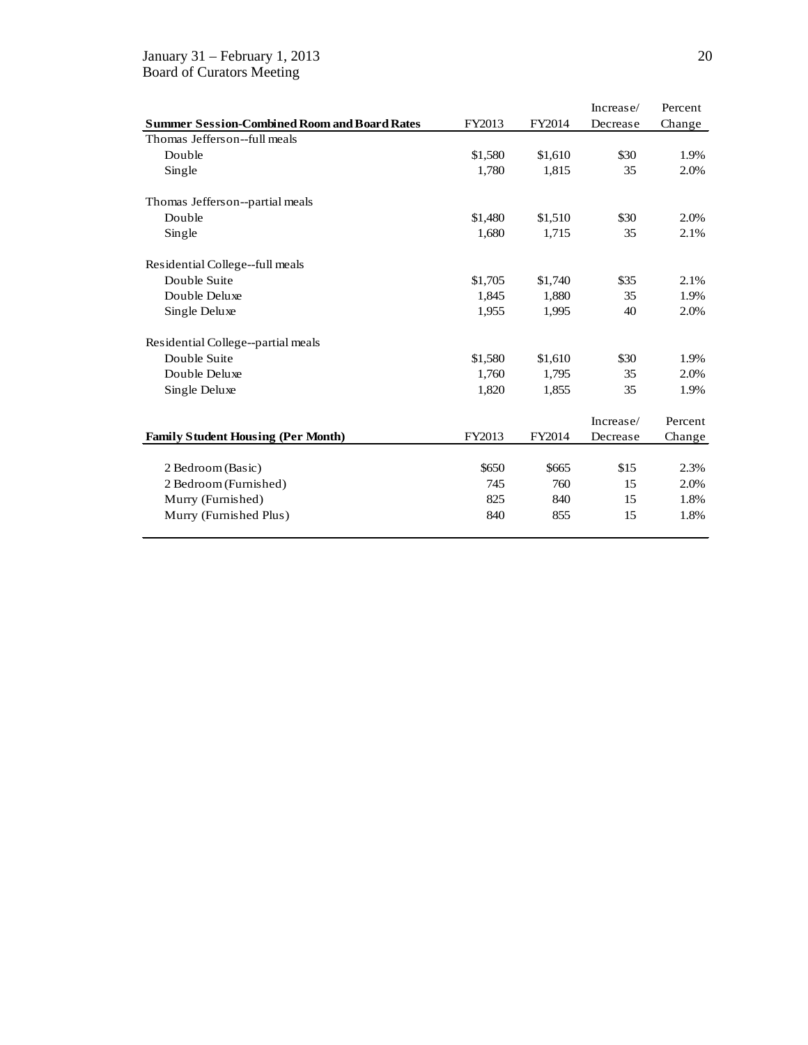| Summer Session-Combined Room and Board Rates | FY2013 | FY2014 | Increase/ Decrease | Percent Change |
|---|---|---|---|---|
| Thomas Jefferson--full meals | | | | |
| Double | $1,580 | $1,610 | $30 | 1.9% |
| Single | 1,780 | 1,815 | 35 | 2.0% |
| | | | | |
| Thomas Jefferson--partial meals | | | | |
| Double | $1,480 | $1,510 | $30 | 2.0% |
| Single | 1,680 | 1,715 | 35 | 2.1% |
| | | | | |
| Residential College--full meals | | | | |
| Double Suite | $1,705 | $1,740 | $35 | 2.1% |
| Double Deluxe | 1,845 | 1,880 | 35 | 1.9% |
| Single Deluxe | 1,955 | 1,995 | 40 | 2.0% |
| | | | | |
| Residential College--partial meals | | | | |
| Double Suite | $1,580 | $1,610 | $30 | 1.9% |
| Double Deluxe | 1,760 | 1,795 | 35 | 2.0% |
| Single Deluxe | 1,820 | 1,855 | 35 | 1.9% |

| Family Student Housing (Per Month) | FY2013 | FY2014 | Increase/ Decrease | Percent Change |
|---|---|---|---|---|
| 2 Bedroom (Basic) | $650 | $665 | $15 | 2.3% |
| 2 Bedroom (Furnished) | 745 | 760 | 15 | 2.0% |
| Murry (Furnished) | 825 | 840 | 15 | 1.8% |
| Murry (Furnished Plus) | 840 | 855 | 15 | 1.8% |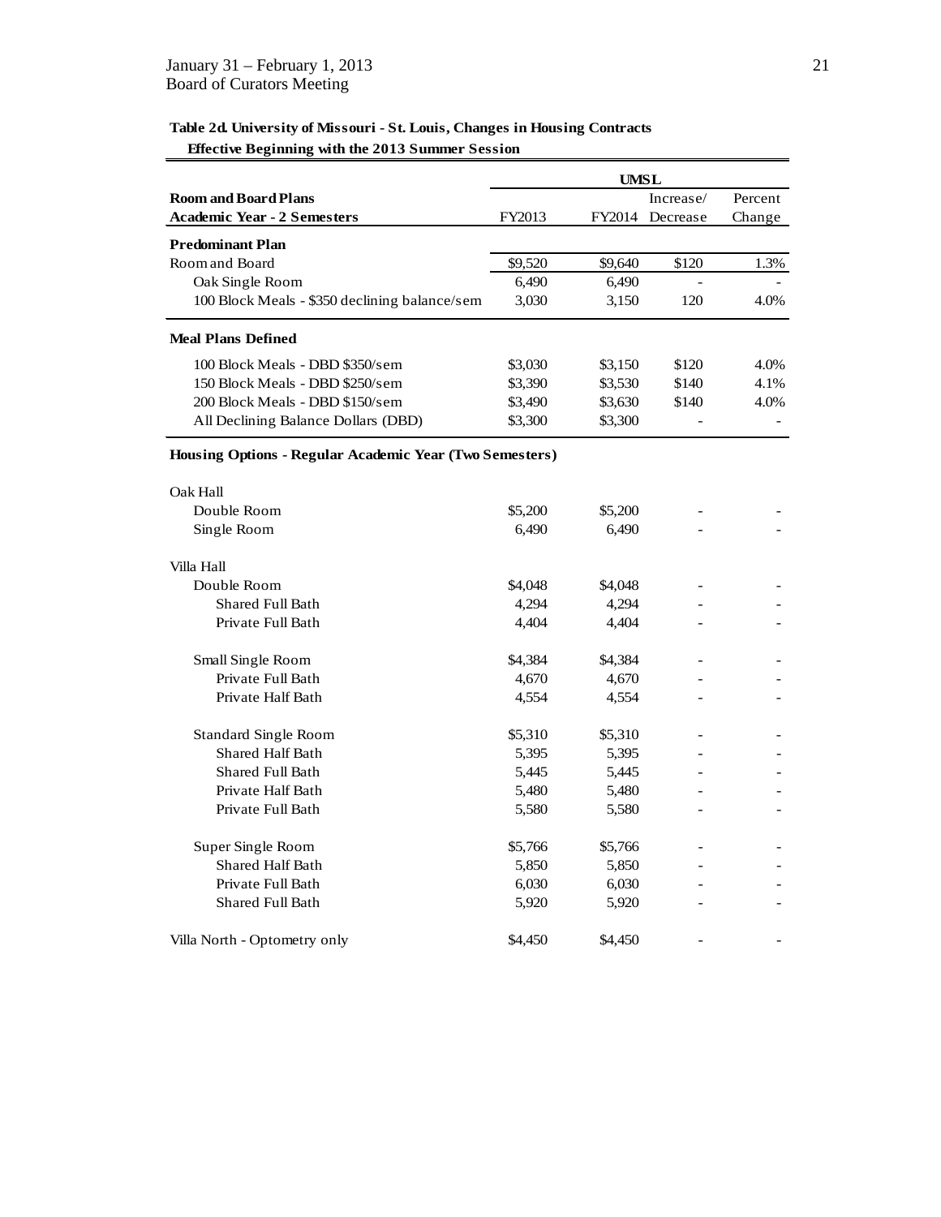**Table 2d. University of Missouri - St. Louis, Changes in Housing Contracts Effective Beginning with the 2013 Summer Session**

| Room and Board Plans<br>Academic Year - 2 Semesters | UMSL<br>FY2013 | <br>FY2014 | <br>Increase/ Decrease | <br>Percent Change |
|---|---|---|---|---|
| **Predominant Plan** | | | | |
| Room and Board | $9,520 | $9,640 | $120 | 1.3% |
| Oak Single Room | 6,490 | 6,490 | - | - |
| 100 Block Meals - $350 declining balance/sem | 3,030 | 3,150 | 120 | 4.0% |
| **Meal Plans Defined** | | | | |
| 100 Block Meals - DBD $350/sem | $3,030 | $3,150 | $120 | 4.0% |
| 150 Block Meals - DBD $250/sem | $3,390 | $3,530 | $140 | 4.1% |
| 200 Block Meals - DBD $150/sem | $3,490 | $3,630 | $140 | 4.0% |
| All Declining Balance Dollars (DBD) | $3,300 | $3,300 | - | - |
| **Housing Options - Regular Academic Year (Two Semesters)** | | | | |
| Oak Hall | | | | |
| Double Room | $5,200 | $5,200 | - | - |
| Single Room | 6,490 | 6,490 | - | - |
| Villa Hall | | | | |
| Double Room | $4,048 | $4,048 | - | - |
| Shared Full Bath | 4,294 | 4,294 | - | - |
| Private Full Bath | 4,404 | 4,404 | - | - |
| Small Single Room | $4,384 | $4,384 | - | - |
| Private Full Bath | 4,670 | 4,670 | - | - |
| Private Half Bath | 4,554 | 4,554 | - | - |
| Standard Single Room | $5,310 | $5,310 | - | - |
| Shared Half Bath | 5,395 | 5,395 | - | - |
| Shared Full Bath | 5,445 | 5,445 | - | - |
| Private Half Bath | 5,480 | 5,480 | - | - |
| Private Full Bath | 5,580 | 5,580 | - | - |
| Super Single Room | $5,766 | $5,766 | - | - |
| Shared Half Bath | 5,850 | 5,850 | - | - |
| Private Full Bath | 6,030 | 6,030 | - | - |
| Shared Full Bath | 5,920 | 5,920 | - | - |
| Villa North - Optometry only | $4,450 | $4,450 | - | - |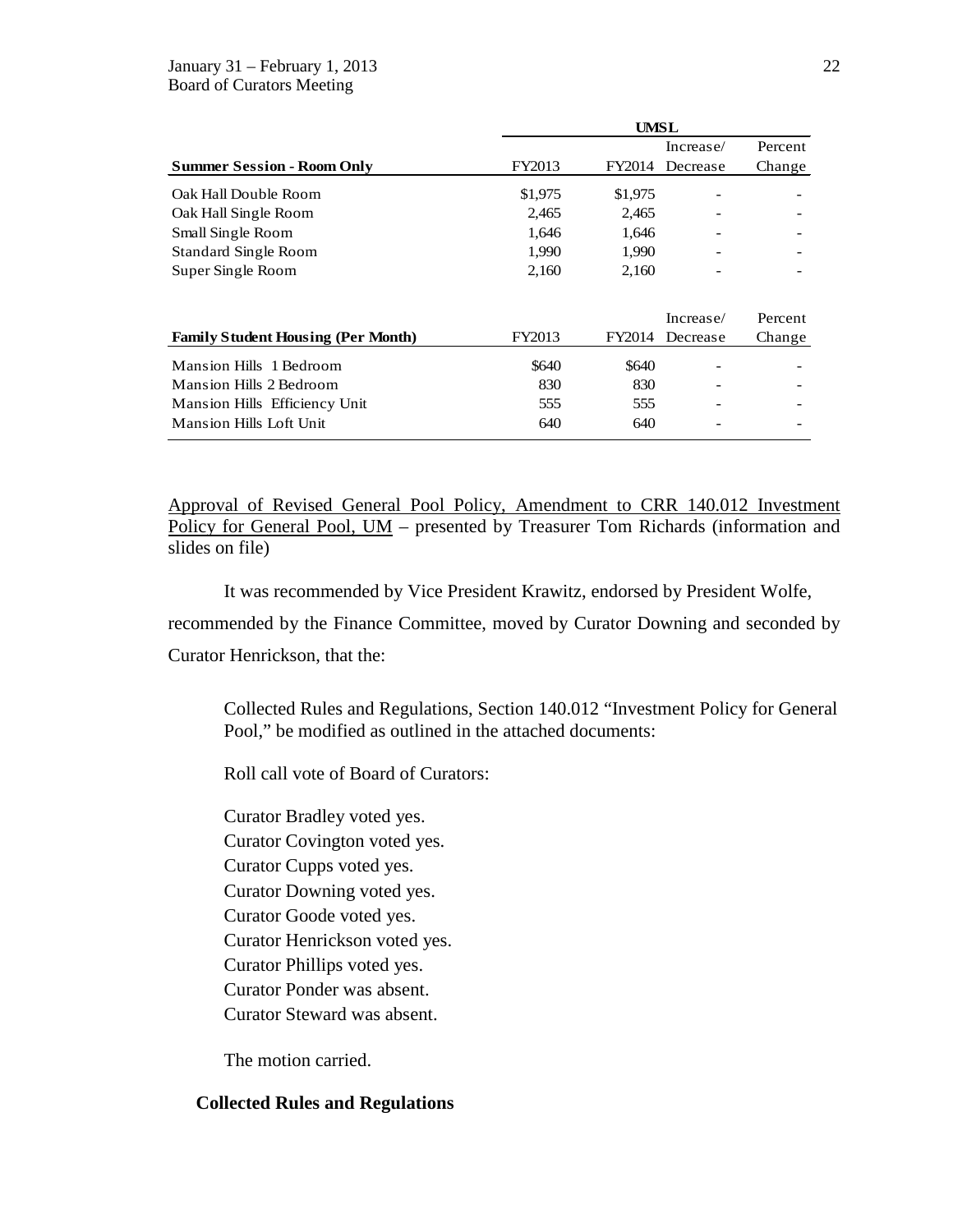| | UMSL | | | |
|---|---|---|---|---|
| **Summer Session - Room Only** | FY2013 | FY2014 | Increase/ Decrease | Percent Change |
| Oak Hall Double Room | $1,975 | $1,975 | - | - |
| Oak Hall Single Room | 2,465 | 2,465 | - | - |
| Small Single Room | 1,646 | 1,646 | - | - |
| Standard Single Room | 1,990 | 1,990 | - | - |
| Super Single Room | 2,160 | 2,160 | - | - |
| **Family Student Housing (Per Month)** | FY2013 | FY2014 | Increase/ Decrease | Percent Change |
| Mansion Hills 1 Bedroom | $640 | $640 | - | - |
| Mansion Hills 2 Bedroom | 830 | 830 | - | - |
| Mansion Hills Efficiency Unit | 555 | 555 | - | - |
| Mansion Hills Loft Unit | 640 | 640 | - | - |

Approval of Revised General Pool Policy, Amendment to CRR 140.012 Investment Policy for General Pool, UM – presented by Treasurer Tom Richards (information and slides on file)

It was recommended by Vice President Krawitz, endorsed by President Wolfe, recommended by the Finance Committee, moved by Curator Downing and seconded by Curator Henrickson, that the:

> Collected Rules and Regulations, Section 140.012 "Investment Policy for General Pool," be modified as outlined in the attached documents:
>
> Roll call vote of Board of Curators:
>
> Curator Bradley voted yes.
> Curator Covington voted yes.
> Curator Cupps voted yes.
> Curator Downing voted yes.
> Curator Goode voted yes.
> Curator Henrickson voted yes.
> Curator Phillips voted yes.
> Curator Ponder was absent.
> Curator Steward was absent.
>
> The motion carried.

**Collected Rules and Regulations**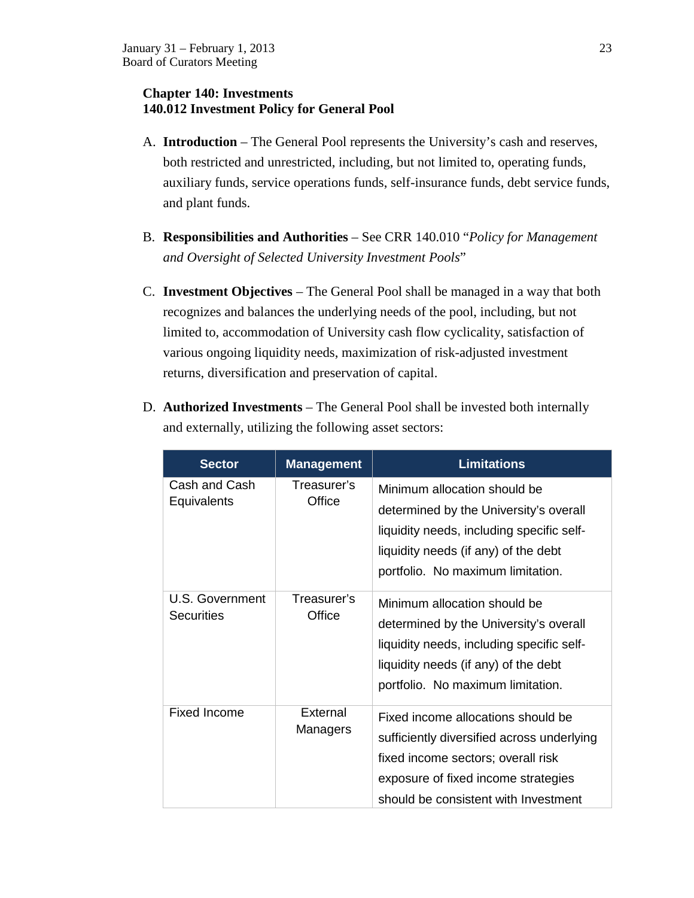**Chapter 140: Investments**
**140.012 Investment Policy for General Pool**

A. **Introduction** – The General Pool represents the University's cash and reserves, both restricted and unrestricted, including, but not limited to, operating funds, auxiliary funds, service operations funds, self-insurance funds, debt service funds, and plant funds.

B. **Responsibilities and Authorities** – See CRR 140.010 "*Policy for Management and Oversight of Selected University Investment Pools*"

C. **Investment Objectives** – The General Pool shall be managed in a way that both recognizes and balances the underlying needs of the pool, including, but not limited to, accommodation of University cash flow cyclicality, satisfaction of various ongoing liquidity needs, maximization of risk-adjusted investment returns, diversification and preservation of capital.

D. **Authorized Investments** – The General Pool shall be invested both internally and externally, utilizing the following asset sectors:

| Sector | Management | Limitations |
|---|---|---|
| Cash and Cash Equivalents | Treasurer's Office | Minimum allocation should be determined by the University's overall liquidity needs, including specific self-liquidity needs (if any) of the debt portfolio. No maximum limitation. |
| U.S. Government Securities | Treasurer's Office | Minimum allocation should be determined by the University's overall liquidity needs, including specific self-liquidity needs (if any) of the debt portfolio. No maximum limitation. |
| Fixed Income | External Managers | Fixed income allocations should be sufficiently diversified across underlying fixed income sectors; overall risk exposure of fixed income strategies should be consistent with Investment |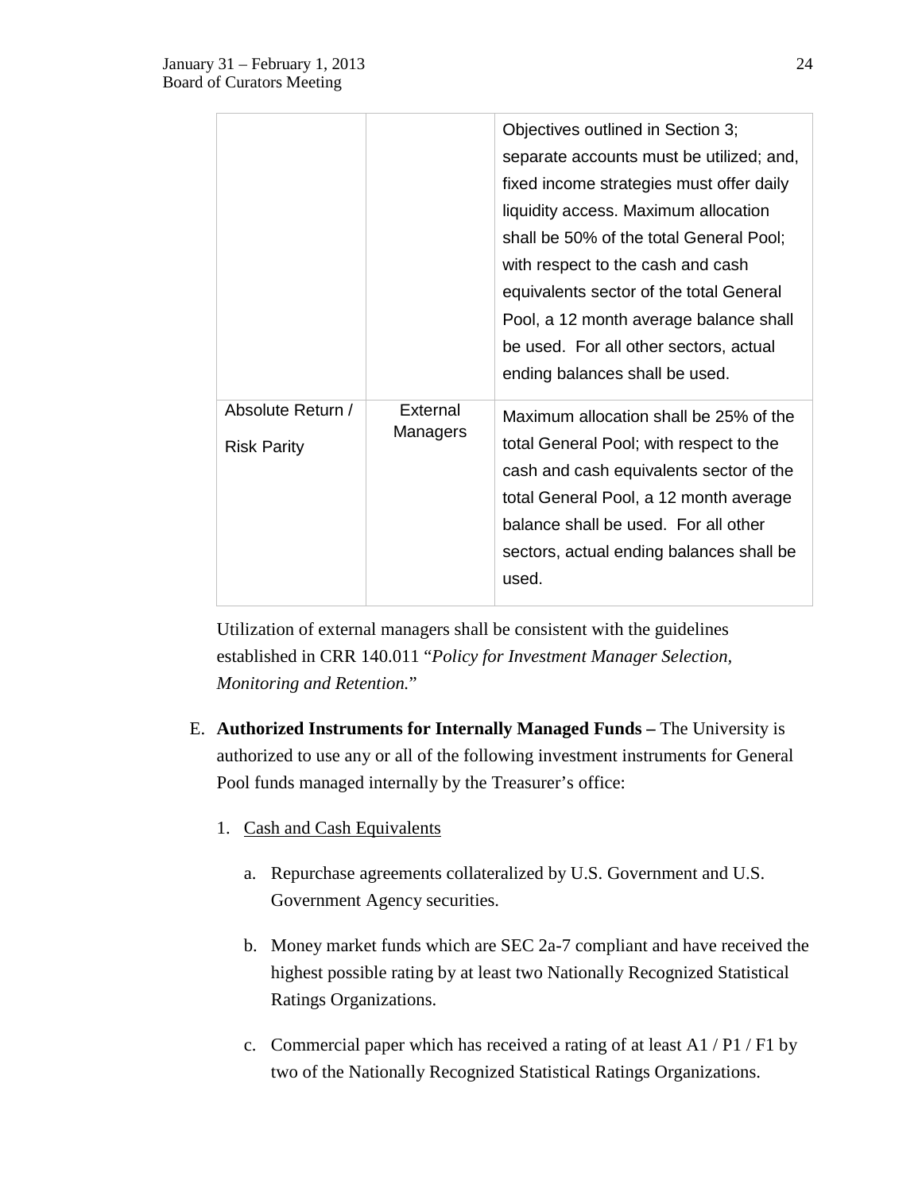| | | |
|---|---|---|
| | | Objectives outlined in Section 3; separate accounts must be utilized; and, fixed income strategies must offer daily liquidity access. Maximum allocation shall be 50% of the total General Pool; with respect to the cash and cash equivalents sector of the total General Pool, a 12 month average balance shall be used. For all other sectors, actual ending balances shall be used. |
| Absolute Return / Risk Parity | External Managers | Maximum allocation shall be 25% of the total General Pool; with respect to the cash and cash equivalents sector of the total General Pool, a 12 month average balance shall be used. For all other sectors, actual ending balances shall be used. |

Utilization of external managers shall be consistent with the guidelines established in CRR 140.011 "*Policy for Investment Manager Selection, Monitoring and Retention.*"

E. **Authorized Instruments for Internally Managed Funds –** The University is authorized to use any or all of the following investment instruments for General Pool funds managed internally by the Treasurer's office:

1. Cash and Cash Equivalents

    a. Repurchase agreements collateralized by U.S. Government and U.S. Government Agency securities.

    b. Money market funds which are SEC 2a-7 compliant and have received the highest possible rating by at least two Nationally Recognized Statistical Ratings Organizations.

    c. Commercial paper which has received a rating of at least A1 / P1 / F1 by two of the Nationally Recognized Statistical Ratings Organizations.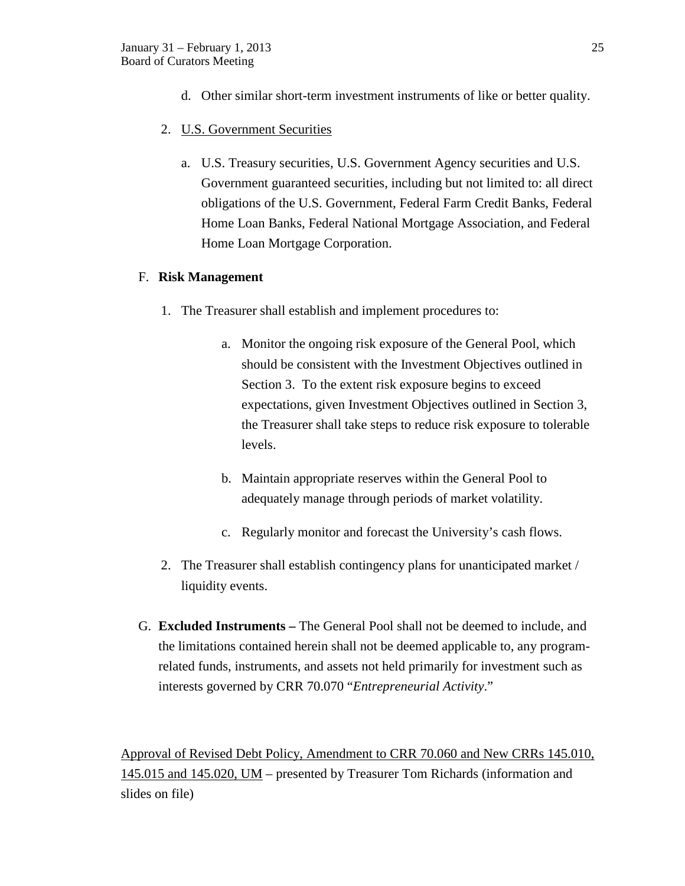d. Other similar short-term investment instruments of like or better quality.

2. U.S. Government Securities

   a. U.S. Treasury securities, U.S. Government Agency securities and U.S. Government guaranteed securities, including but not limited to: all direct obligations of the U.S. Government, Federal Farm Credit Banks, Federal Home Loan Banks, Federal National Mortgage Association, and Federal Home Loan Mortgage Corporation.

F. **Risk Management**

1. The Treasurer shall establish and implement procedures to:

   a. Monitor the ongoing risk exposure of the General Pool, which should be consistent with the Investment Objectives outlined in Section 3. To the extent risk exposure begins to exceed expectations, given Investment Objectives outlined in Section 3, the Treasurer shall take steps to reduce risk exposure to tolerable levels.

   b. Maintain appropriate reserves within the General Pool to adequately manage through periods of market volatility.

   c. Regularly monitor and forecast the University's cash flows.

2. The Treasurer shall establish contingency plans for unanticipated market / liquidity events.

G. **Excluded Instruments –** The General Pool shall not be deemed to include, and the limitations contained herein shall not be deemed applicable to, any program-related funds, instruments, and assets not held primarily for investment such as interests governed by CRR 70.070 "*Entrepreneurial Activity*."

Approval of Revised Debt Policy, Amendment to CRR 70.060 and New CRRs 145.010, 145.015 and 145.020, UM – presented by Treasurer Tom Richards (information and slides on file)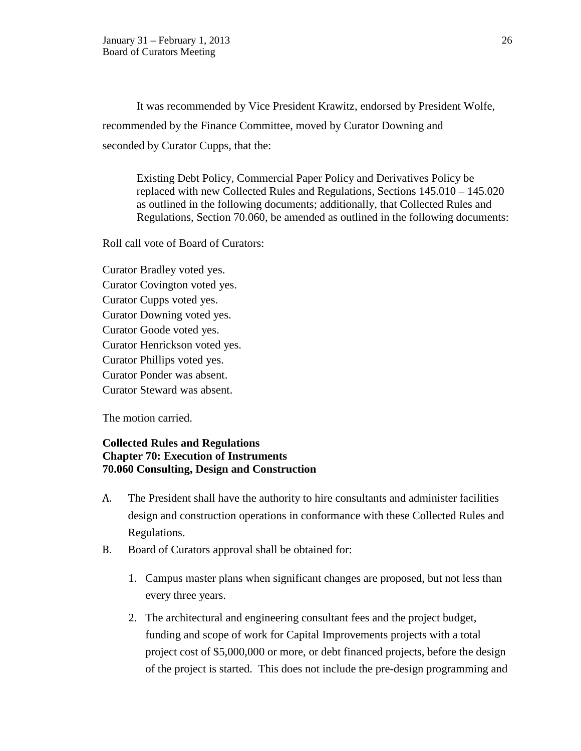It was recommended by Vice President Krawitz, endorsed by President Wolfe, recommended by the Finance Committee, moved by Curator Downing and seconded by Curator Cupps, that the:

> Existing Debt Policy, Commercial Paper Policy and Derivatives Policy be replaced with new Collected Rules and Regulations, Sections 145.010 – 145.020 as outlined in the following documents; additionally, that Collected Rules and Regulations, Section 70.060, be amended as outlined in the following documents:

Roll call vote of Board of Curators:

Curator Bradley voted yes.
Curator Covington voted yes.
Curator Cupps voted yes.
Curator Downing voted yes.
Curator Goode voted yes.
Curator Henrickson voted yes.
Curator Phillips voted yes.
Curator Ponder was absent.
Curator Steward was absent.

The motion carried.

**Collected Rules and Regulations**
**Chapter 70: Execution of Instruments**
**70.060 Consulting, Design and Construction**

A. The President shall have the authority to hire consultants and administer facilities design and construction operations in conformance with these Collected Rules and Regulations.

B. Board of Curators approval shall be obtained for:

   1. Campus master plans when significant changes are proposed, but not less than every three years.

   2. The architectural and engineering consultant fees and the project budget, funding and scope of work for Capital Improvements projects with a total project cost of $5,000,000 or more, or debt financed projects, before the design of the project is started. This does not include the pre-design programming and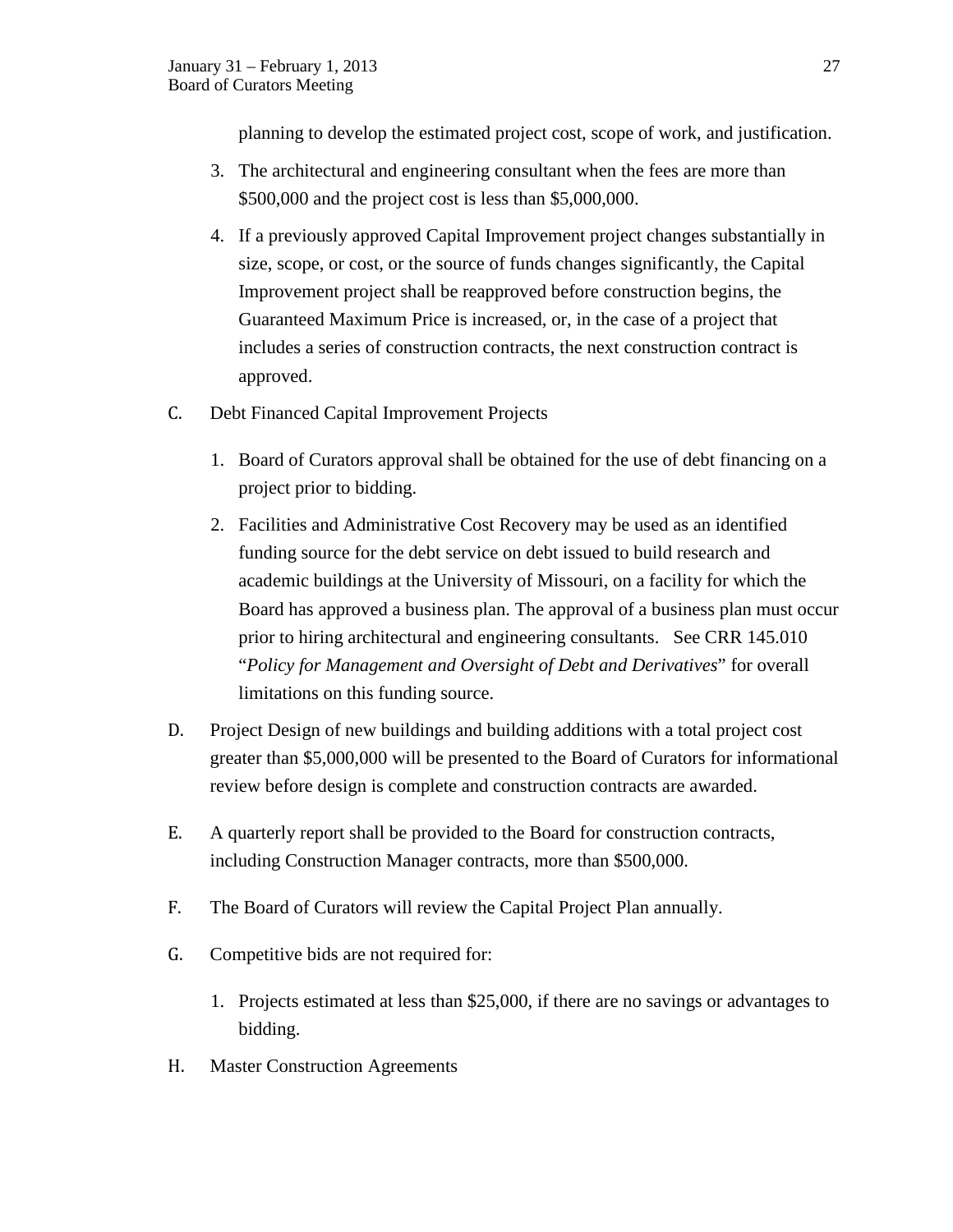planning to develop the estimated project cost, scope of work, and justification.

3. The architectural and engineering consultant when the fees are more than $500,000 and the project cost is less than $5,000,000.

4. If a previously approved Capital Improvement project changes substantially in size, scope, or cost, or the source of funds changes significantly, the Capital Improvement project shall be reapproved before construction begins, the Guaranteed Maximum Price is increased, or, in the case of a project that includes a series of construction contracts, the next construction contract is approved.

C. Debt Financed Capital Improvement Projects

1. Board of Curators approval shall be obtained for the use of debt financing on a project prior to bidding.

2. Facilities and Administrative Cost Recovery may be used as an identified funding source for the debt service on debt issued to build research and academic buildings at the University of Missouri, on a facility for which the Board has approved a business plan. The approval of a business plan must occur prior to hiring architectural and engineering consultants. See CRR 145.010 "*Policy for Management and Oversight of Debt and Derivatives*" for overall limitations on this funding source.

D. Project Design of new buildings and building additions with a total project cost greater than $5,000,000 will be presented to the Board of Curators for informational review before design is complete and construction contracts are awarded.

E. A quarterly report shall be provided to the Board for construction contracts, including Construction Manager contracts, more than $500,000.

F. The Board of Curators will review the Capital Project Plan annually.

G. Competitive bids are not required for:

1. Projects estimated at less than $25,000, if there are no savings or advantages to bidding.

H. Master Construction Agreements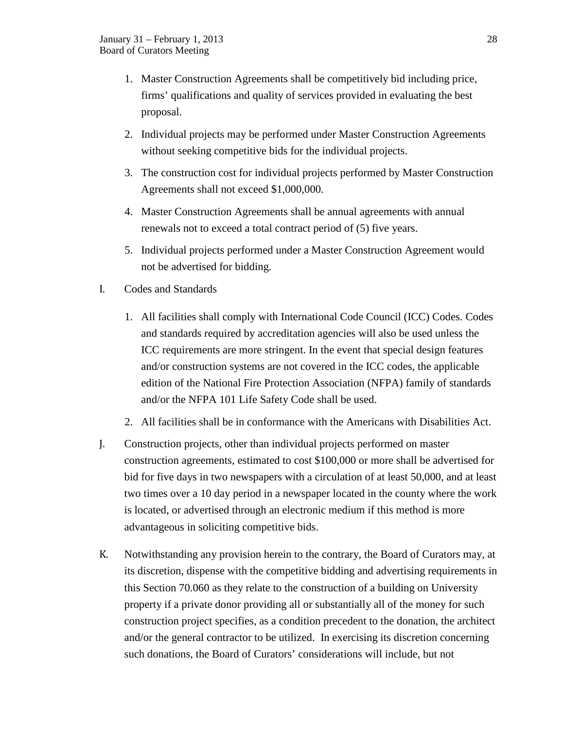1. Master Construction Agreements shall be competitively bid including price, firms' qualifications and quality of services provided in evaluating the best proposal.

2. Individual projects may be performed under Master Construction Agreements without seeking competitive bids for the individual projects.

3. The construction cost for individual projects performed by Master Construction Agreements shall not exceed $1,000,000.

4. Master Construction Agreements shall be annual agreements with annual renewals not to exceed a total contract period of (5) five years.

5. Individual projects performed under a Master Construction Agreement would not be advertised for bidding.

I. Codes and Standards

1. All facilities shall comply with International Code Council (ICC) Codes. Codes and standards required by accreditation agencies will also be used unless the ICC requirements are more stringent. In the event that special design features and/or construction systems are not covered in the ICC codes, the applicable edition of the National Fire Protection Association (NFPA) family of standards and/or the NFPA 101 Life Safety Code shall be used.

2. All facilities shall be in conformance with the Americans with Disabilities Act.

J. Construction projects, other than individual projects performed on master construction agreements, estimated to cost $100,000 or more shall be advertised for bid for five days in two newspapers with a circulation of at least 50,000, and at least two times over a 10 day period in a newspaper located in the county where the work is located, or advertised through an electronic medium if this method is more advantageous in soliciting competitive bids.

K. Notwithstanding any provision herein to the contrary, the Board of Curators may, at its discretion, dispense with the competitive bidding and advertising requirements in this Section 70.060 as they relate to the construction of a building on University property if a private donor providing all or substantially all of the money for such construction project specifies, as a condition precedent to the donation, the architect and/or the general contractor to be utilized. In exercising its discretion concerning such donations, the Board of Curators' considerations will include, but not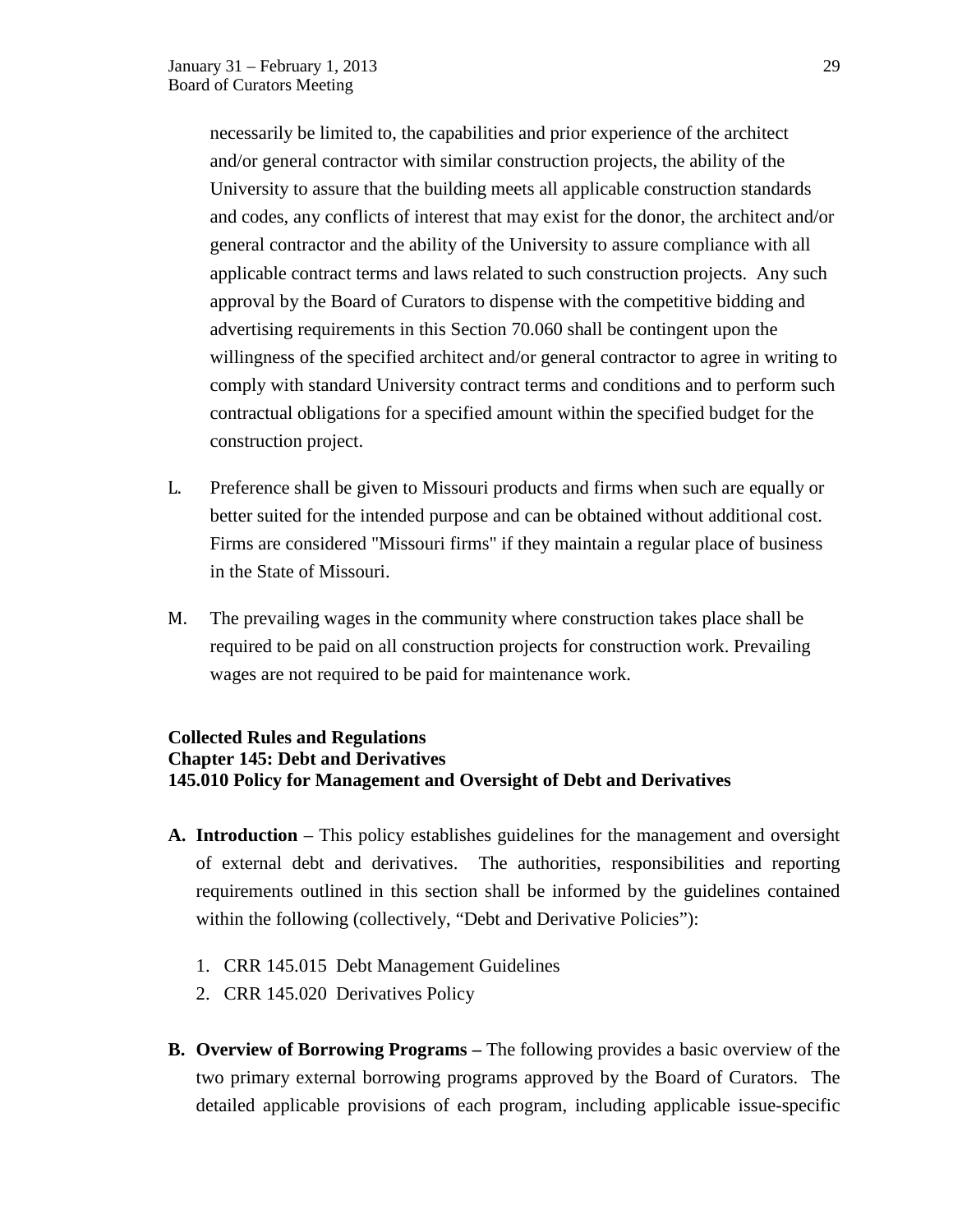necessarily be limited to, the capabilities and prior experience of the architect and/or general contractor with similar construction projects, the ability of the University to assure that the building meets all applicable construction standards and codes, any conflicts of interest that may exist for the donor, the architect and/or general contractor and the ability of the University to assure compliance with all applicable contract terms and laws related to such construction projects. Any such approval by the Board of Curators to dispense with the competitive bidding and advertising requirements in this Section 70.060 shall be contingent upon the willingness of the specified architect and/or general contractor to agree in writing to comply with standard University contract terms and conditions and to perform such contractual obligations for a specified amount within the specified budget for the construction project.

L. Preference shall be given to Missouri products and firms when such are equally or better suited for the intended purpose and can be obtained without additional cost. Firms are considered "Missouri firms" if they maintain a regular place of business in the State of Missouri.

M. The prevailing wages in the community where construction takes place shall be required to be paid on all construction projects for construction work. Prevailing wages are not required to be paid for maintenance work.

**Collected Rules and Regulations**
**Chapter 145: Debt and Derivatives**
**145.010 Policy for Management and Oversight of Debt and Derivatives**

**A. Introduction** – This policy establishes guidelines for the management and oversight of external debt and derivatives. The authorities, responsibilities and reporting requirements outlined in this section shall be informed by the guidelines contained within the following (collectively, "Debt and Derivative Policies"):

1. CRR 145.015 Debt Management Guidelines
2. CRR 145.020 Derivatives Policy

**B. Overview of Borrowing Programs –** The following provides a basic overview of the two primary external borrowing programs approved by the Board of Curators. The detailed applicable provisions of each program, including applicable issue-specific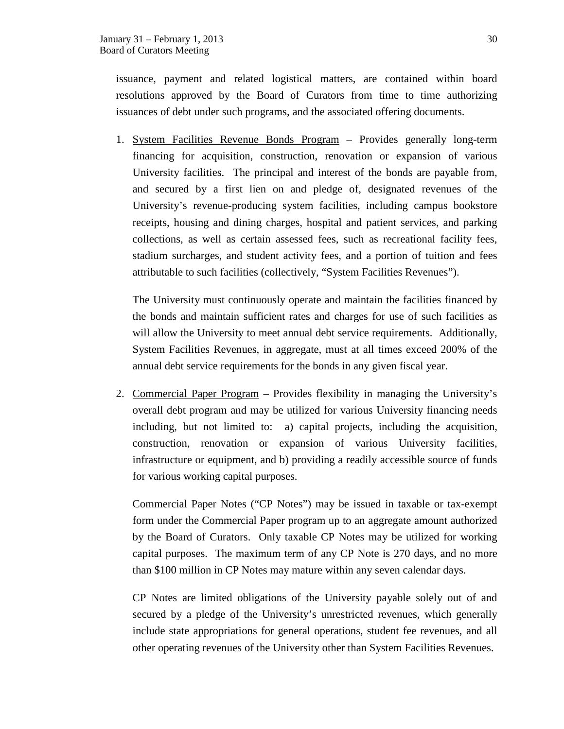issuance, payment and related logistical matters, are contained within board resolutions approved by the Board of Curators from time to time authorizing issuances of debt under such programs, and the associated offering documents.

1. System Facilities Revenue Bonds Program – Provides generally long-term financing for acquisition, construction, renovation or expansion of various University facilities. The principal and interest of the bonds are payable from, and secured by a first lien on and pledge of, designated revenues of the University's revenue-producing system facilities, including campus bookstore receipts, housing and dining charges, hospital and patient services, and parking collections, as well as certain assessed fees, such as recreational facility fees, stadium surcharges, and student activity fees, and a portion of tuition and fees attributable to such facilities (collectively, "System Facilities Revenues").

   The University must continuously operate and maintain the facilities financed by the bonds and maintain sufficient rates and charges for use of such facilities as will allow the University to meet annual debt service requirements. Additionally, System Facilities Revenues, in aggregate, must at all times exceed 200% of the annual debt service requirements for the bonds in any given fiscal year.

2. Commercial Paper Program – Provides flexibility in managing the University's overall debt program and may be utilized for various University financing needs including, but not limited to: a) capital projects, including the acquisition, construction, renovation or expansion of various University facilities, infrastructure or equipment, and b) providing a readily accessible source of funds for various working capital purposes.

   Commercial Paper Notes ("CP Notes") may be issued in taxable or tax-exempt form under the Commercial Paper program up to an aggregate amount authorized by the Board of Curators. Only taxable CP Notes may be utilized for working capital purposes. The maximum term of any CP Note is 270 days, and no more than $100 million in CP Notes may mature within any seven calendar days.

   CP Notes are limited obligations of the University payable solely out of and secured by a pledge of the University's unrestricted revenues, which generally include state appropriations for general operations, student fee revenues, and all other operating revenues of the University other than System Facilities Revenues.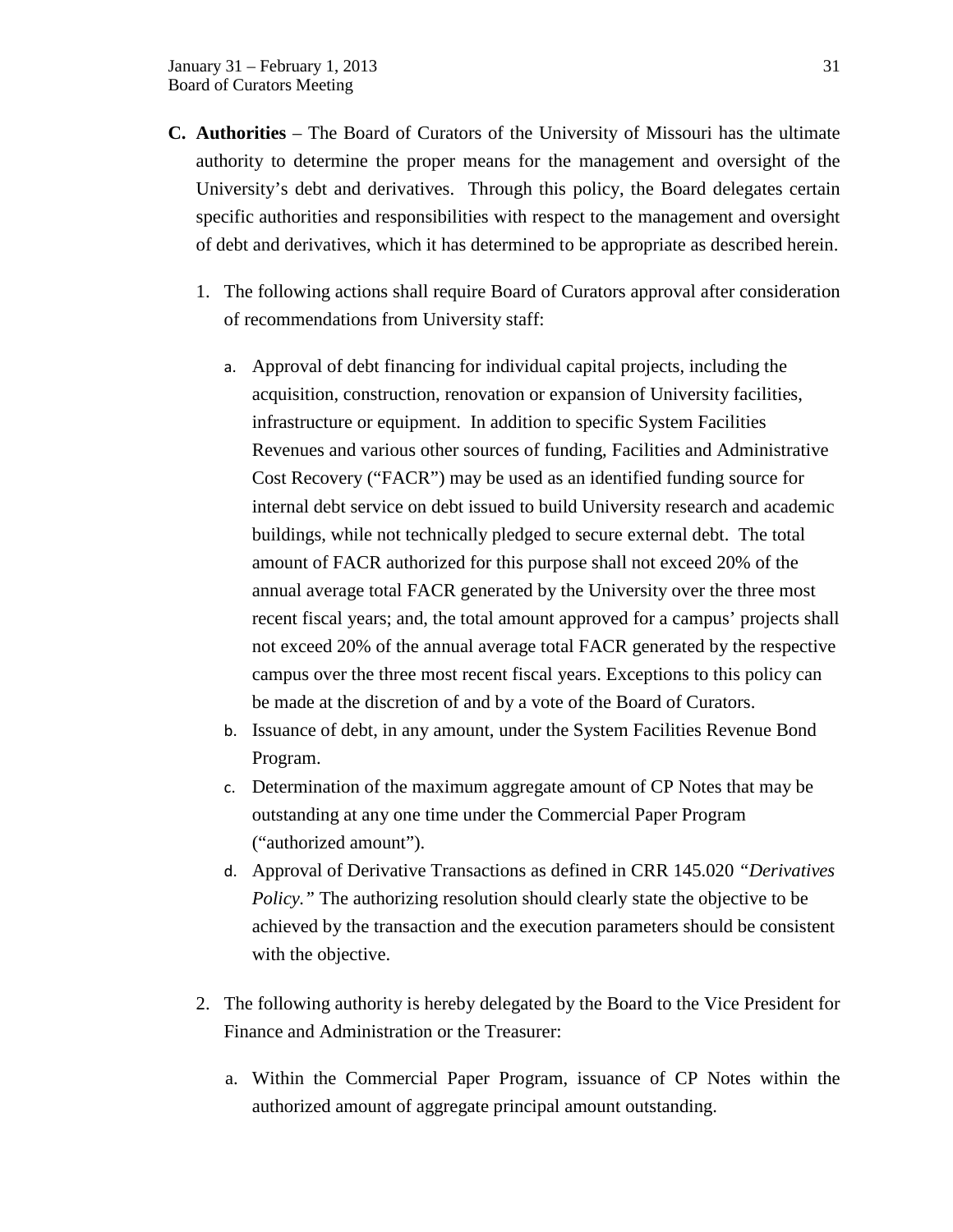**C. Authorities** – The Board of Curators of the University of Missouri has the ultimate authority to determine the proper means for the management and oversight of the University's debt and derivatives. Through this policy, the Board delegates certain specific authorities and responsibilities with respect to the management and oversight of debt and derivatives, which it has determined to be appropriate as described herein.

1. The following actions shall require Board of Curators approval after consideration of recommendations from University staff:

   a. Approval of debt financing for individual capital projects, including the acquisition, construction, renovation or expansion of University facilities, infrastructure or equipment. In addition to specific System Facilities Revenues and various other sources of funding, Facilities and Administrative Cost Recovery ("FACR") may be used as an identified funding source for internal debt service on debt issued to build University research and academic buildings, while not technically pledged to secure external debt. The total amount of FACR authorized for this purpose shall not exceed 20% of the annual average total FACR generated by the University over the three most recent fiscal years; and, the total amount approved for a campus' projects shall not exceed 20% of the annual average total FACR generated by the respective campus over the three most recent fiscal years. Exceptions to this policy can be made at the discretion of and by a vote of the Board of Curators.

   b. Issuance of debt, in any amount, under the System Facilities Revenue Bond Program.

   c. Determination of the maximum aggregate amount of CP Notes that may be outstanding at any one time under the Commercial Paper Program ("authorized amount").

   d. Approval of Derivative Transactions as defined in CRR 145.020 *"Derivatives Policy."* The authorizing resolution should clearly state the objective to be achieved by the transaction and the execution parameters should be consistent with the objective.

2. The following authority is hereby delegated by the Board to the Vice President for Finance and Administration or the Treasurer:

   a. Within the Commercial Paper Program, issuance of CP Notes within the authorized amount of aggregate principal amount outstanding.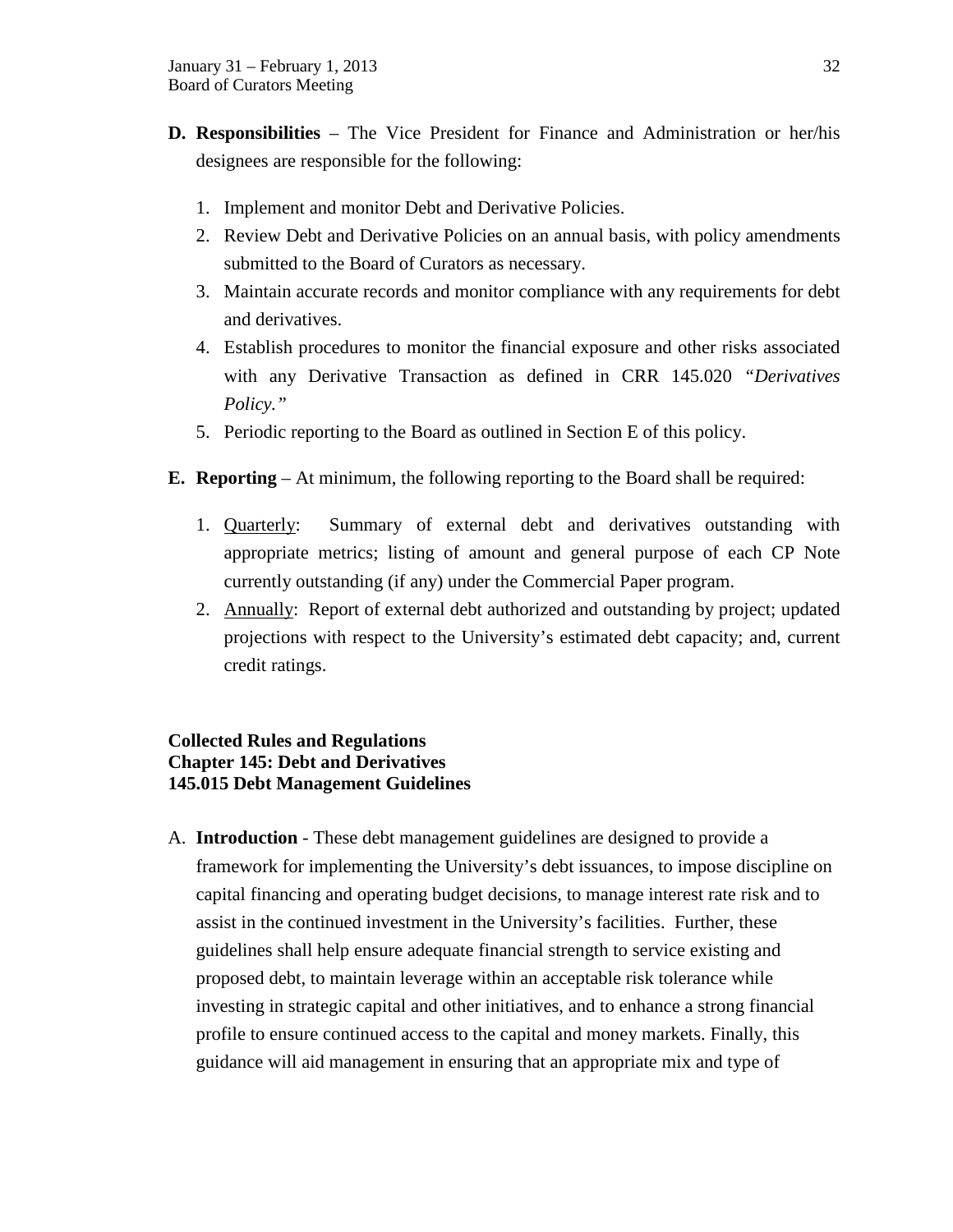**D. Responsibilities** – The Vice President for Finance and Administration or her/his designees are responsible for the following:

1. Implement and monitor Debt and Derivative Policies.
2. Review Debt and Derivative Policies on an annual basis, with policy amendments submitted to the Board of Curators as necessary.
3. Maintain accurate records and monitor compliance with any requirements for debt and derivatives.
4. Establish procedures to monitor the financial exposure and other risks associated with any Derivative Transaction as defined in CRR 145.020 *"Derivatives Policy."*
5. Periodic reporting to the Board as outlined in Section E of this policy.

**E. Reporting** – At minimum, the following reporting to the Board shall be required:

1. Quarterly: Summary of external debt and derivatives outstanding with appropriate metrics; listing of amount and general purpose of each CP Note currently outstanding (if any) under the Commercial Paper program.
2. Annually: Report of external debt authorized and outstanding by project; updated projections with respect to the University's estimated debt capacity; and, current credit ratings.

**Collected Rules and Regulations**
**Chapter 145: Debt and Derivatives**
**145.015 Debt Management Guidelines**

A. **Introduction** - These debt management guidelines are designed to provide a framework for implementing the University's debt issuances, to impose discipline on capital financing and operating budget decisions, to manage interest rate risk and to assist in the continued investment in the University's facilities. Further, these guidelines shall help ensure adequate financial strength to service existing and proposed debt, to maintain leverage within an acceptable risk tolerance while investing in strategic capital and other initiatives, and to enhance a strong financial profile to ensure continued access to the capital and money markets. Finally, this guidance will aid management in ensuring that an appropriate mix and type of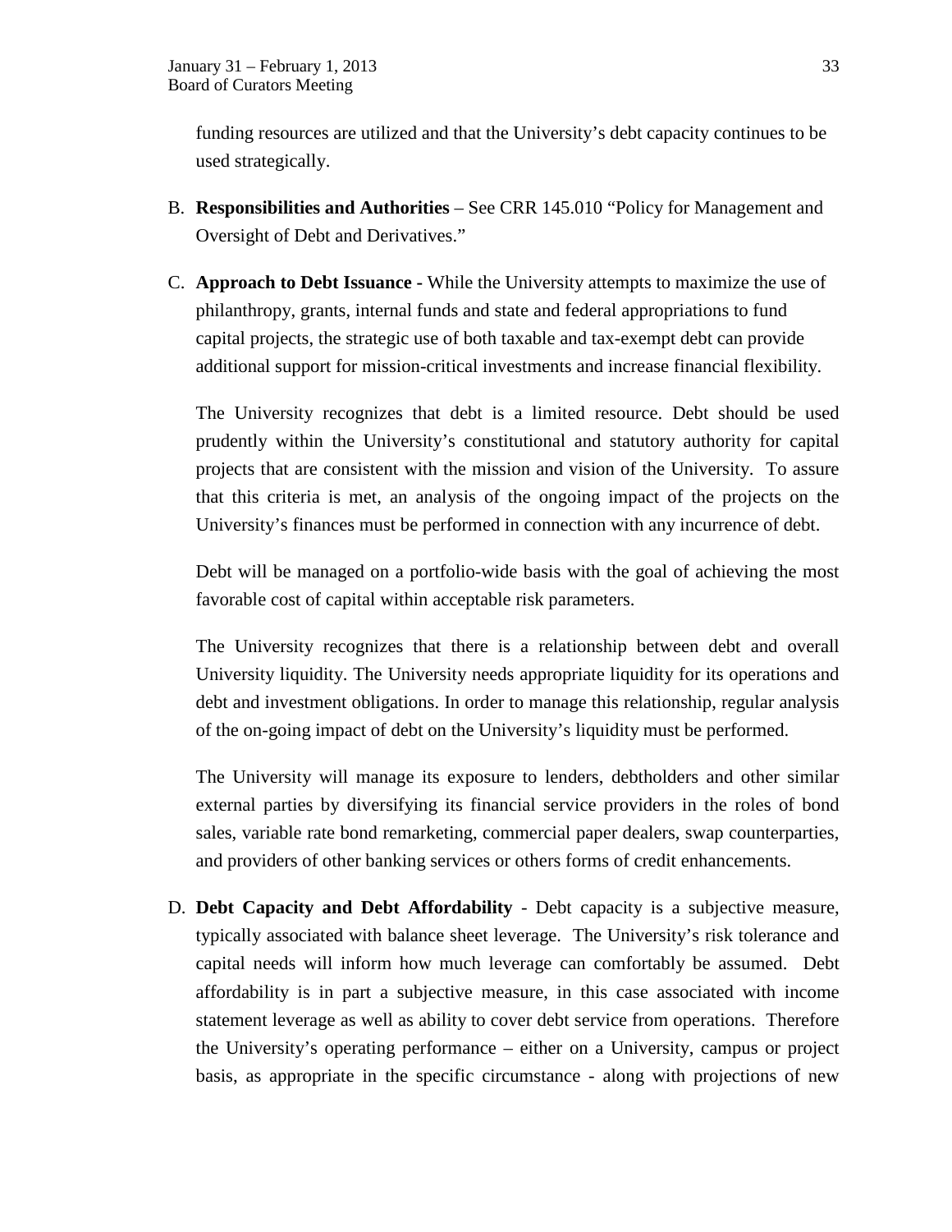funding resources are utilized and that the University's debt capacity continues to be used strategically.

B. **Responsibilities and Authorities** – See CRR 145.010 "Policy for Management and Oversight of Debt and Derivatives."

C. **Approach to Debt Issuance -** While the University attempts to maximize the use of philanthropy, grants, internal funds and state and federal appropriations to fund capital projects, the strategic use of both taxable and tax-exempt debt can provide additional support for mission-critical investments and increase financial flexibility.

   The University recognizes that debt is a limited resource. Debt should be used prudently within the University's constitutional and statutory authority for capital projects that are consistent with the mission and vision of the University. To assure that this criteria is met, an analysis of the ongoing impact of the projects on the University's finances must be performed in connection with any incurrence of debt.

   Debt will be managed on a portfolio-wide basis with the goal of achieving the most favorable cost of capital within acceptable risk parameters.

   The University recognizes that there is a relationship between debt and overall University liquidity. The University needs appropriate liquidity for its operations and debt and investment obligations. In order to manage this relationship, regular analysis of the on-going impact of debt on the University's liquidity must be performed.

   The University will manage its exposure to lenders, debtholders and other similar external parties by diversifying its financial service providers in the roles of bond sales, variable rate bond remarketing, commercial paper dealers, swap counterparties, and providers of other banking services or others forms of credit enhancements.

D. **Debt Capacity and Debt Affordability** - Debt capacity is a subjective measure, typically associated with balance sheet leverage. The University's risk tolerance and capital needs will inform how much leverage can comfortably be assumed. Debt affordability is in part a subjective measure, in this case associated with income statement leverage as well as ability to cover debt service from operations. Therefore the University's operating performance – either on a University, campus or project basis, as appropriate in the specific circumstance - along with projections of new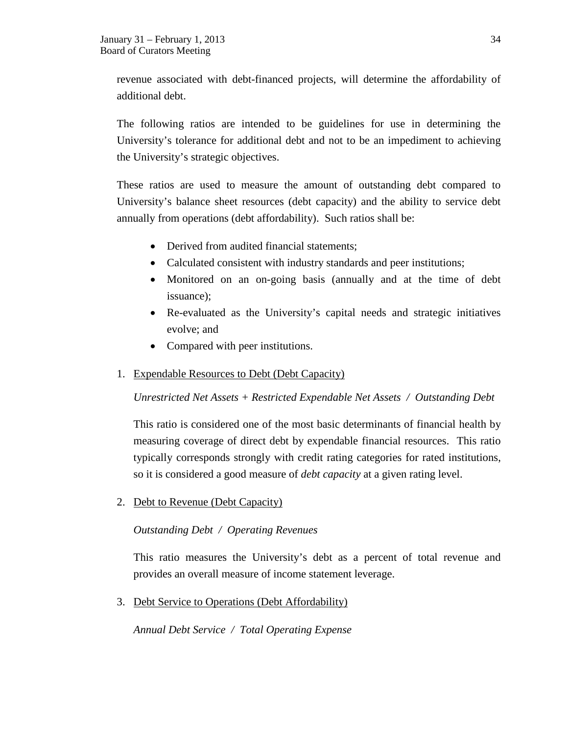revenue associated with debt-financed projects, will determine the affordability of additional debt.

The following ratios are intended to be guidelines for use in determining the University's tolerance for additional debt and not to be an impediment to achieving the University's strategic objectives.

These ratios are used to measure the amount of outstanding debt compared to University's balance sheet resources (debt capacity) and the ability to service debt annually from operations (debt affordability). Such ratios shall be:

- Derived from audited financial statements;
- Calculated consistent with industry standards and peer institutions;
- Monitored on an on-going basis (annually and at the time of debt issuance);
- Re-evaluated as the University's capital needs and strategic initiatives evolve; and
- Compared with peer institutions.

1. <u>Expendable Resources to Debt (Debt Capacity)</u>

   *Unrestricted Net Assets + Restricted Expendable Net Assets / Outstanding Debt*

   This ratio is considered one of the most basic determinants of financial health by measuring coverage of direct debt by expendable financial resources. This ratio typically corresponds strongly with credit rating categories for rated institutions, so it is considered a good measure of *debt capacity* at a given rating level.

2. <u>Debt to Revenue (Debt Capacity)</u>

   *Outstanding Debt / Operating Revenues*

   This ratio measures the University's debt as a percent of total revenue and provides an overall measure of income statement leverage.

3. <u>Debt Service to Operations (Debt Affordability)</u>

   *Annual Debt Service / Total Operating Expense*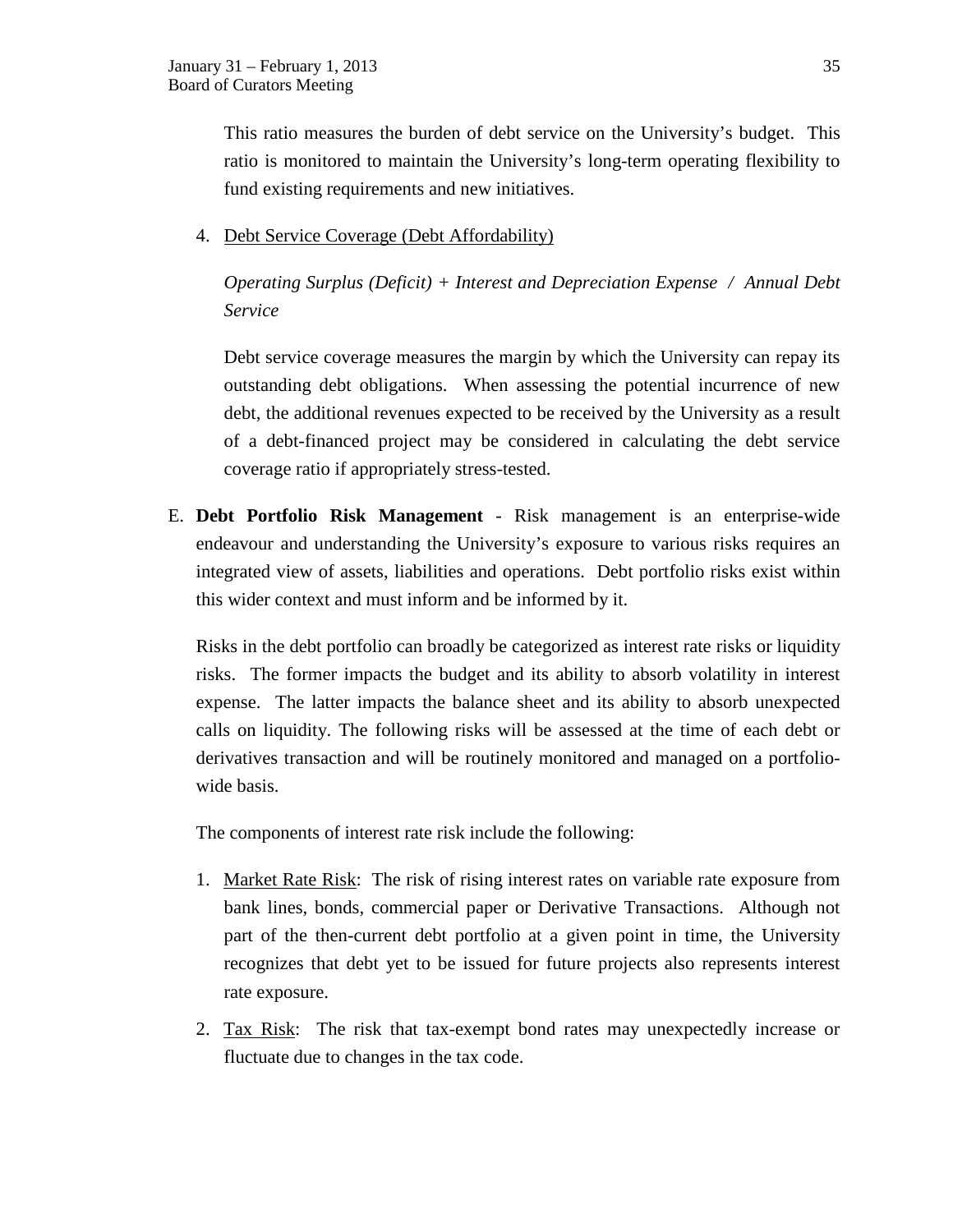This ratio measures the burden of debt service on the University's budget. This ratio is monitored to maintain the University's long-term operating flexibility to fund existing requirements and new initiatives.

4. Debt Service Coverage (Debt Affordability)

   *Operating Surplus (Deficit) + Interest and Depreciation Expense / Annual Debt Service*

   Debt service coverage measures the margin by which the University can repay its outstanding debt obligations. When assessing the potential incurrence of new debt, the additional revenues expected to be received by the University as a result of a debt-financed project may be considered in calculating the debt service coverage ratio if appropriately stress-tested.

E. **Debt Portfolio Risk Management** - Risk management is an enterprise-wide endeavour and understanding the University's exposure to various risks requires an integrated view of assets, liabilities and operations. Debt portfolio risks exist within this wider context and must inform and be informed by it.

   Risks in the debt portfolio can broadly be categorized as interest rate risks or liquidity risks. The former impacts the budget and its ability to absorb volatility in interest expense. The latter impacts the balance sheet and its ability to absorb unexpected calls on liquidity. The following risks will be assessed at the time of each debt or derivatives transaction and will be routinely monitored and managed on a portfolio-wide basis.

   The components of interest rate risk include the following:

   1. Market Rate Risk: The risk of rising interest rates on variable rate exposure from bank lines, bonds, commercial paper or Derivative Transactions. Although not part of the then-current debt portfolio at a given point in time, the University recognizes that debt yet to be issued for future projects also represents interest rate exposure.

   2. Tax Risk: The risk that tax-exempt bond rates may unexpectedly increase or fluctuate due to changes in the tax code.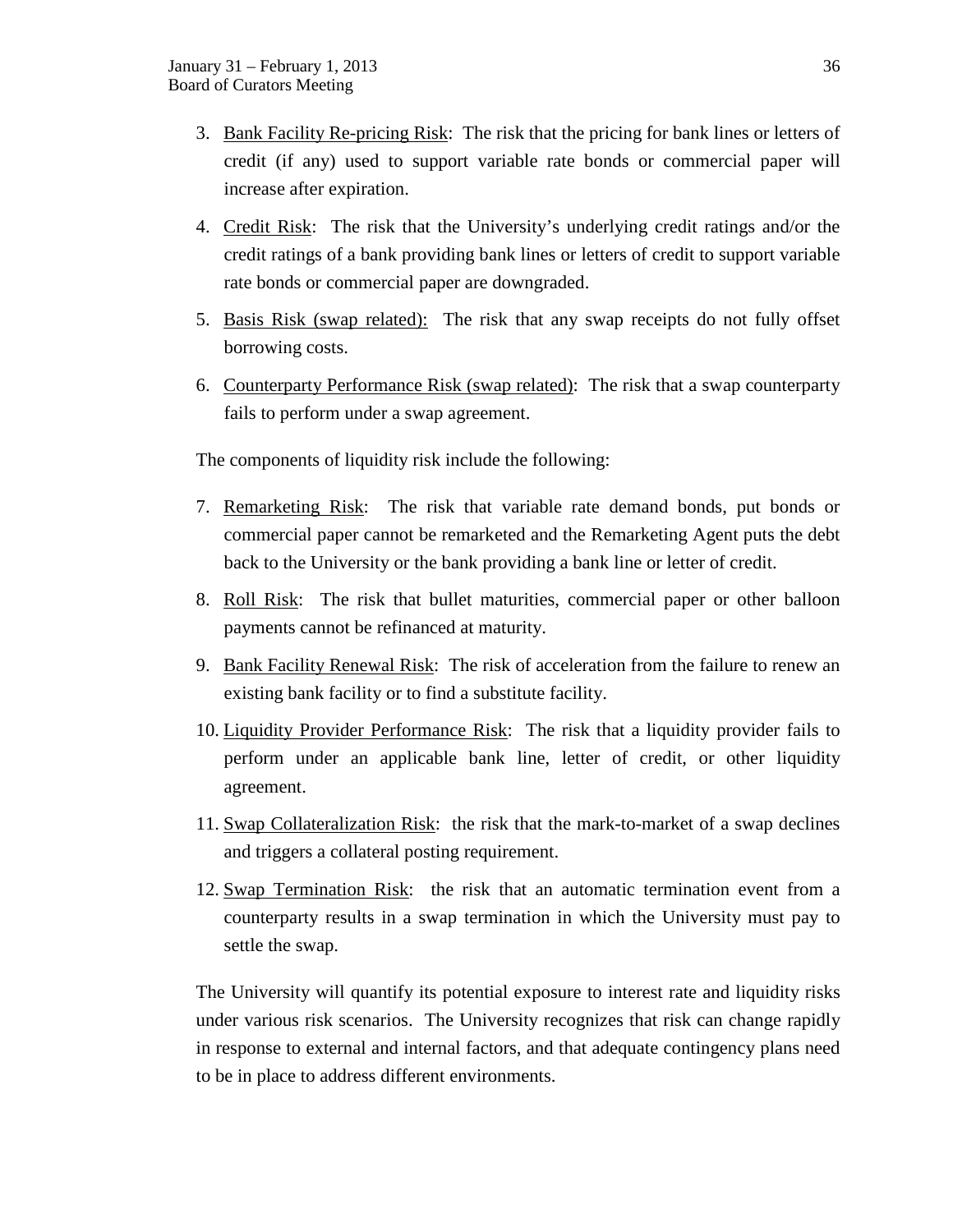3. Bank Facility Re-pricing Risk: The risk that the pricing for bank lines or letters of credit (if any) used to support variable rate bonds or commercial paper will increase after expiration.

4. Credit Risk: The risk that the University's underlying credit ratings and/or the credit ratings of a bank providing bank lines or letters of credit to support variable rate bonds or commercial paper are downgraded.

5. Basis Risk (swap related): The risk that any swap receipts do not fully offset borrowing costs.

6. Counterparty Performance Risk (swap related): The risk that a swap counterparty fails to perform under a swap agreement.

The components of liquidity risk include the following:

7. Remarketing Risk: The risk that variable rate demand bonds, put bonds or commercial paper cannot be remarketed and the Remarketing Agent puts the debt back to the University or the bank providing a bank line or letter of credit.

8. Roll Risk: The risk that bullet maturities, commercial paper or other balloon payments cannot be refinanced at maturity.

9. Bank Facility Renewal Risk: The risk of acceleration from the failure to renew an existing bank facility or to find a substitute facility.

10. Liquidity Provider Performance Risk: The risk that a liquidity provider fails to perform under an applicable bank line, letter of credit, or other liquidity agreement.

11. Swap Collateralization Risk: the risk that the mark-to-market of a swap declines and triggers a collateral posting requirement.

12. Swap Termination Risk: the risk that an automatic termination event from a counterparty results in a swap termination in which the University must pay to settle the swap.

The University will quantify its potential exposure to interest rate and liquidity risks under various risk scenarios. The University recognizes that risk can change rapidly in response to external and internal factors, and that adequate contingency plans need to be in place to address different environments.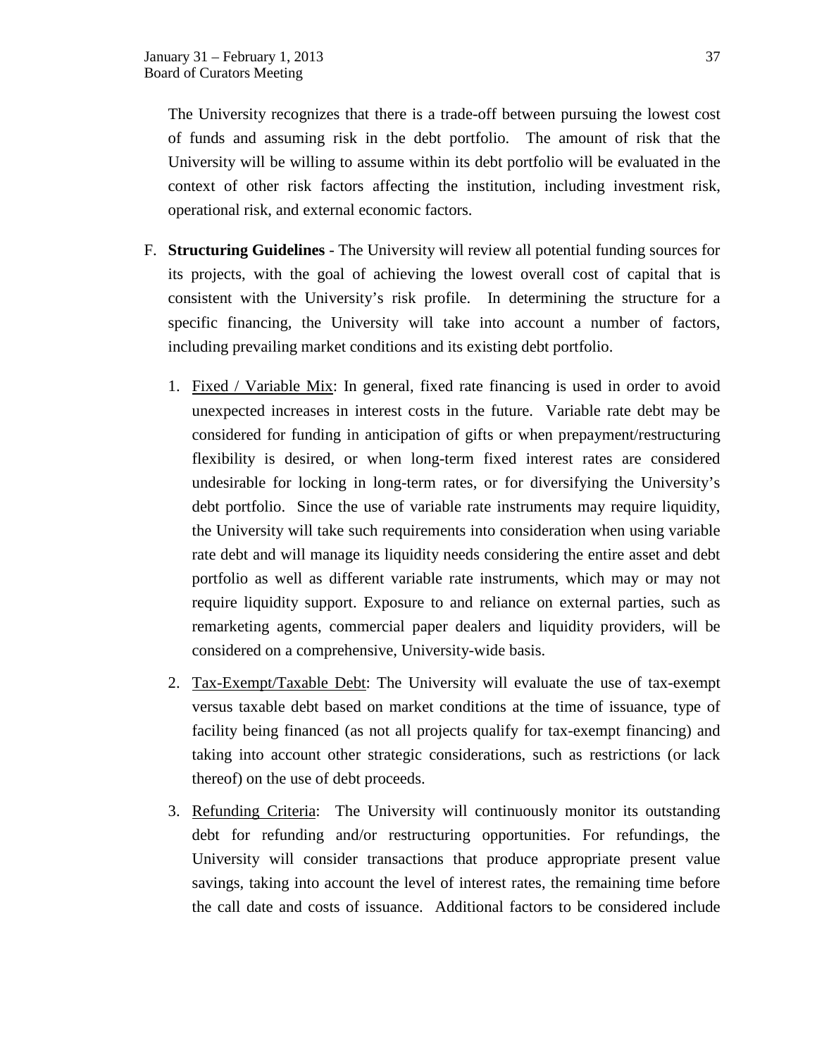The University recognizes that there is a trade-off between pursuing the lowest cost of funds and assuming risk in the debt portfolio. The amount of risk that the University will be willing to assume within its debt portfolio will be evaluated in the context of other risk factors affecting the institution, including investment risk, operational risk, and external economic factors.

F. **Structuring Guidelines** - The University will review all potential funding sources for its projects, with the goal of achieving the lowest overall cost of capital that is consistent with the University's risk profile. In determining the structure for a specific financing, the University will take into account a number of factors, including prevailing market conditions and its existing debt portfolio.

   1. Fixed / Variable Mix: In general, fixed rate financing is used in order to avoid unexpected increases in interest costs in the future. Variable rate debt may be considered for funding in anticipation of gifts or when prepayment/restructuring flexibility is desired, or when long-term fixed interest rates are considered undesirable for locking in long-term rates, or for diversifying the University's debt portfolio. Since the use of variable rate instruments may require liquidity, the University will take such requirements into consideration when using variable rate debt and will manage its liquidity needs considering the entire asset and debt portfolio as well as different variable rate instruments, which may or may not require liquidity support. Exposure to and reliance on external parties, such as remarketing agents, commercial paper dealers and liquidity providers, will be considered on a comprehensive, University-wide basis.

   2. Tax-Exempt/Taxable Debt: The University will evaluate the use of tax-exempt versus taxable debt based on market conditions at the time of issuance, type of facility being financed (as not all projects qualify for tax-exempt financing) and taking into account other strategic considerations, such as restrictions (or lack thereof) on the use of debt proceeds.

   3. Refunding Criteria: The University will continuously monitor its outstanding debt for refunding and/or restructuring opportunities. For refundings, the University will consider transactions that produce appropriate present value savings, taking into account the level of interest rates, the remaining time before the call date and costs of issuance. Additional factors to be considered include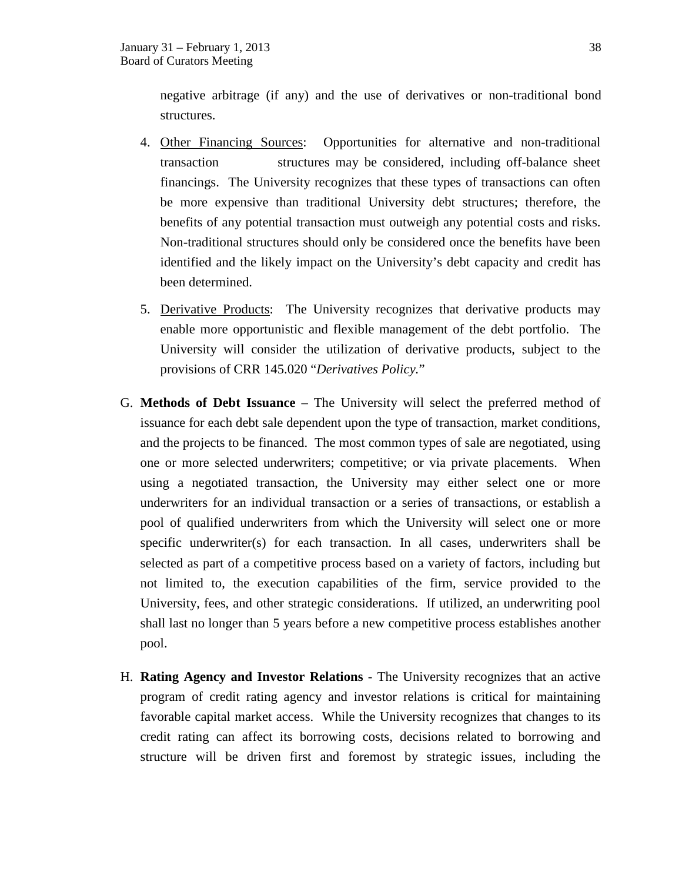negative arbitrage (if any) and the use of derivatives or non-traditional bond structures.

4. <u>Other Financing Sources</u>: Opportunities for alternative and non-traditional transaction structures may be considered, including off-balance sheet financings. The University recognizes that these types of transactions can often be more expensive than traditional University debt structures; therefore, the benefits of any potential transaction must outweigh any potential costs and risks. Non-traditional structures should only be considered once the benefits have been identified and the likely impact on the University's debt capacity and credit has been determined.

5. <u>Derivative Products</u>: The University recognizes that derivative products may enable more opportunistic and flexible management of the debt portfolio. The University will consider the utilization of derivative products, subject to the provisions of CRR 145.020 "*Derivatives Policy.*"

G. **Methods of Debt Issuance** – The University will select the preferred method of issuance for each debt sale dependent upon the type of transaction, market conditions, and the projects to be financed. The most common types of sale are negotiated, using one or more selected underwriters; competitive; or via private placements. When using a negotiated transaction, the University may either select one or more underwriters for an individual transaction or a series of transactions, or establish a pool of qualified underwriters from which the University will select one or more specific underwriter(s) for each transaction. In all cases, underwriters shall be selected as part of a competitive process based on a variety of factors, including but not limited to, the execution capabilities of the firm, service provided to the University, fees, and other strategic considerations. If utilized, an underwriting pool shall last no longer than 5 years before a new competitive process establishes another pool.

H. **Rating Agency and Investor Relations** - The University recognizes that an active program of credit rating agency and investor relations is critical for maintaining favorable capital market access. While the University recognizes that changes to its credit rating can affect its borrowing costs, decisions related to borrowing and structure will be driven first and foremost by strategic issues, including the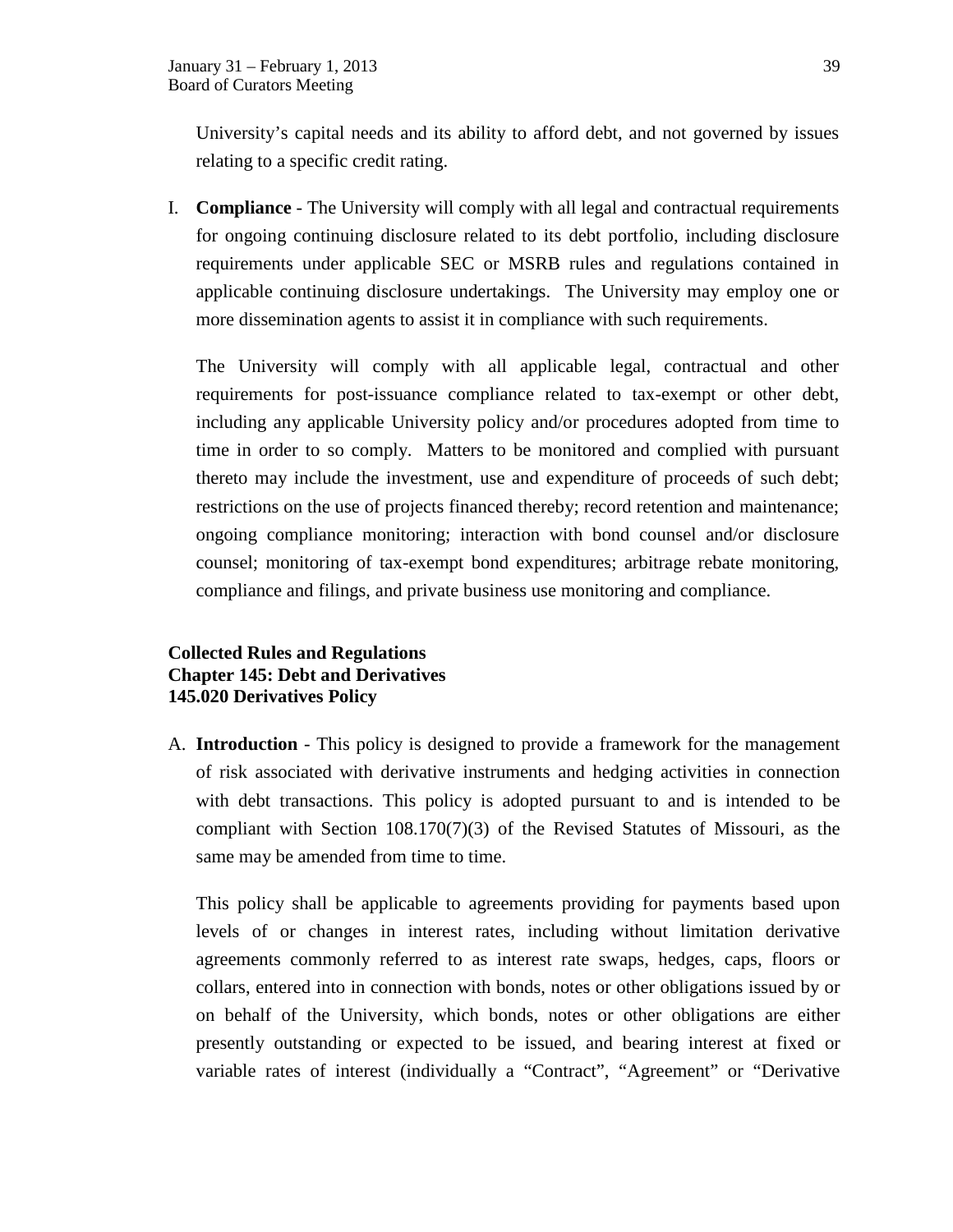University's capital needs and its ability to afford debt, and not governed by issues relating to a specific credit rating.

I. **Compliance** - The University will comply with all legal and contractual requirements for ongoing continuing disclosure related to its debt portfolio, including disclosure requirements under applicable SEC or MSRB rules and regulations contained in applicable continuing disclosure undertakings. The University may employ one or more dissemination agents to assist it in compliance with such requirements.

   The University will comply with all applicable legal, contractual and other requirements for post-issuance compliance related to tax-exempt or other debt, including any applicable University policy and/or procedures adopted from time to time in order to so comply. Matters to be monitored and complied with pursuant thereto may include the investment, use and expenditure of proceeds of such debt; restrictions on the use of projects financed thereby; record retention and maintenance; ongoing compliance monitoring; interaction with bond counsel and/or disclosure counsel; monitoring of tax-exempt bond expenditures; arbitrage rebate monitoring, compliance and filings, and private business use monitoring and compliance.

**Collected Rules and Regulations**
**Chapter 145: Debt and Derivatives**
**145.020 Derivatives Policy**

A. **Introduction** - This policy is designed to provide a framework for the management of risk associated with derivative instruments and hedging activities in connection with debt transactions. This policy is adopted pursuant to and is intended to be compliant with Section 108.170(7)(3) of the Revised Statutes of Missouri, as the same may be amended from time to time.

   This policy shall be applicable to agreements providing for payments based upon levels of or changes in interest rates, including without limitation derivative agreements commonly referred to as interest rate swaps, hedges, caps, floors or collars, entered into in connection with bonds, notes or other obligations issued by or on behalf of the University, which bonds, notes or other obligations are either presently outstanding or expected to be issued, and bearing interest at fixed or variable rates of interest (individually a "Contract", "Agreement" or "Derivative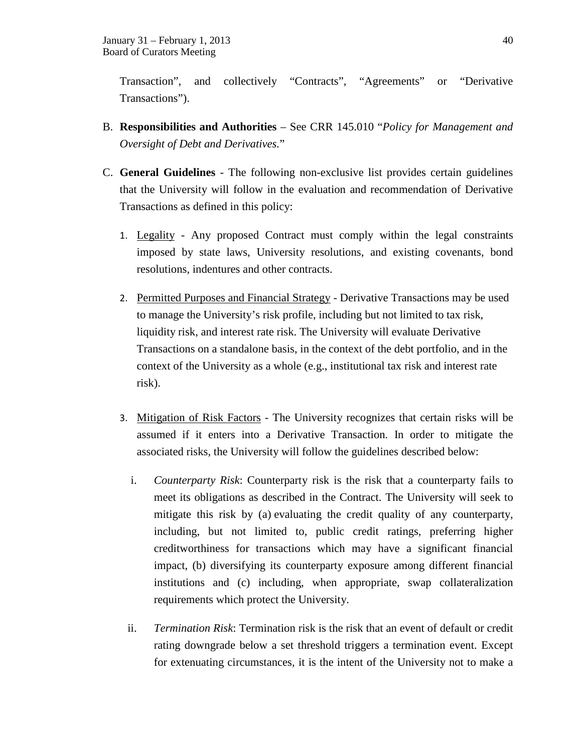Transaction", and collectively "Contracts", "Agreements" or "Derivative Transactions").

B. **Responsibilities and Authorities** – See CRR 145.010 "*Policy for Management and Oversight of Debt and Derivatives.*"

C. **General Guidelines** - The following non-exclusive list provides certain guidelines that the University will follow in the evaluation and recommendation of Derivative Transactions as defined in this policy:

1. Legality - Any proposed Contract must comply within the legal constraints imposed by state laws, University resolutions, and existing covenants, bond resolutions, indentures and other contracts.

2. Permitted Purposes and Financial Strategy - Derivative Transactions may be used to manage the University's risk profile, including but not limited to tax risk, liquidity risk, and interest rate risk. The University will evaluate Derivative Transactions on a standalone basis, in the context of the debt portfolio, and in the context of the University as a whole (e.g., institutional tax risk and interest rate risk).

3. Mitigation of Risk Factors - The University recognizes that certain risks will be assumed if it enters into a Derivative Transaction. In order to mitigate the associated risks, the University will follow the guidelines described below:

   i. *Counterparty Risk*: Counterparty risk is the risk that a counterparty fails to meet its obligations as described in the Contract. The University will seek to mitigate this risk by (a) evaluating the credit quality of any counterparty, including, but not limited to, public credit ratings, preferring higher creditworthiness for transactions which may have a significant financial impact, (b) diversifying its counterparty exposure among different financial institutions and (c) including, when appropriate, swap collateralization requirements which protect the University.

   ii. *Termination Risk*: Termination risk is the risk that an event of default or credit rating downgrade below a set threshold triggers a termination event. Except for extenuating circumstances, it is the intent of the University not to make a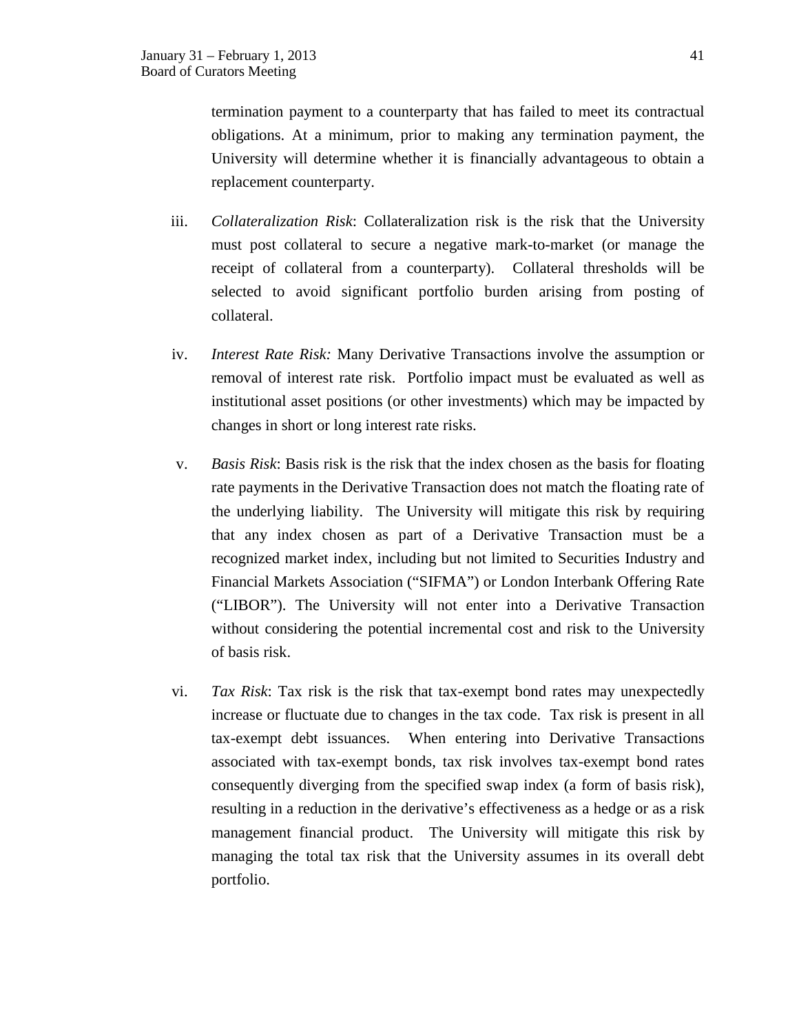termination payment to a counterparty that has failed to meet its contractual obligations. At a minimum, prior to making any termination payment, the University will determine whether it is financially advantageous to obtain a replacement counterparty.

iii. *Collateralization Risk*: Collateralization risk is the risk that the University must post collateral to secure a negative mark-to-market (or manage the receipt of collateral from a counterparty). Collateral thresholds will be selected to avoid significant portfolio burden arising from posting of collateral.

iv. *Interest Rate Risk:* Many Derivative Transactions involve the assumption or removal of interest rate risk. Portfolio impact must be evaluated as well as institutional asset positions (or other investments) which may be impacted by changes in short or long interest rate risks.

v. *Basis Risk*: Basis risk is the risk that the index chosen as the basis for floating rate payments in the Derivative Transaction does not match the floating rate of the underlying liability. The University will mitigate this risk by requiring that any index chosen as part of a Derivative Transaction must be a recognized market index, including but not limited to Securities Industry and Financial Markets Association ("SIFMA") or London Interbank Offering Rate ("LIBOR"). The University will not enter into a Derivative Transaction without considering the potential incremental cost and risk to the University of basis risk.

vi. *Tax Risk*: Tax risk is the risk that tax-exempt bond rates may unexpectedly increase or fluctuate due to changes in the tax code. Tax risk is present in all tax-exempt debt issuances. When entering into Derivative Transactions associated with tax-exempt bonds, tax risk involves tax-exempt bond rates consequently diverging from the specified swap index (a form of basis risk), resulting in a reduction in the derivative's effectiveness as a hedge or as a risk management financial product. The University will mitigate this risk by managing the total tax risk that the University assumes in its overall debt portfolio.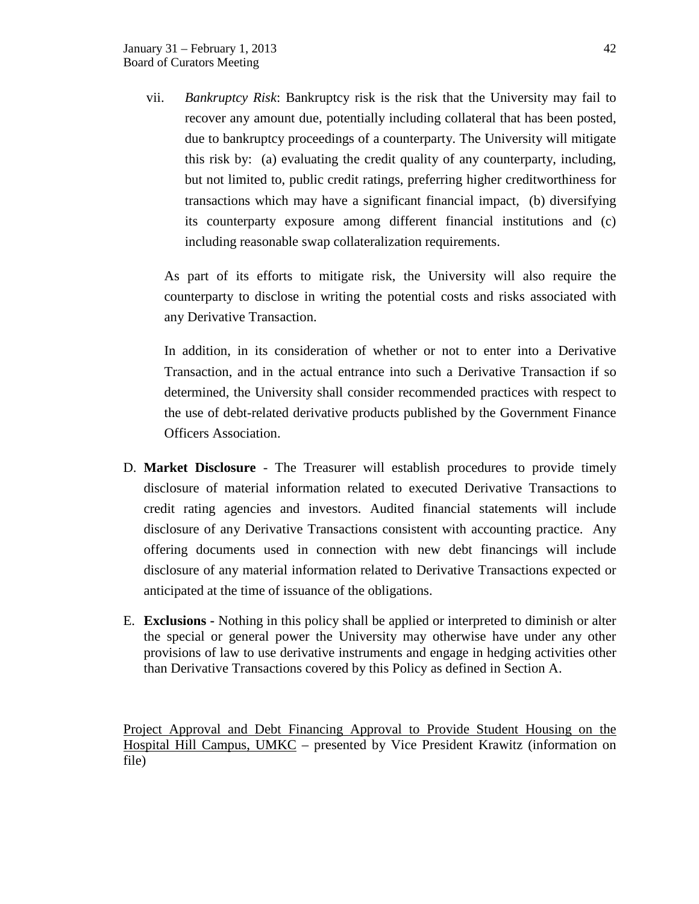vii. *Bankruptcy Risk*: Bankruptcy risk is the risk that the University may fail to recover any amount due, potentially including collateral that has been posted, due to bankruptcy proceedings of a counterparty. The University will mitigate this risk by: (a) evaluating the credit quality of any counterparty, including, but not limited to, public credit ratings, preferring higher creditworthiness for transactions which may have a significant financial impact, (b) diversifying its counterparty exposure among different financial institutions and (c) including reasonable swap collateralization requirements.

As part of its efforts to mitigate risk, the University will also require the counterparty to disclose in writing the potential costs and risks associated with any Derivative Transaction.

In addition, in its consideration of whether or not to enter into a Derivative Transaction, and in the actual entrance into such a Derivative Transaction if so determined, the University shall consider recommended practices with respect to the use of debt-related derivative products published by the Government Finance Officers Association.

D. **Market Disclosure** - The Treasurer will establish procedures to provide timely disclosure of material information related to executed Derivative Transactions to credit rating agencies and investors. Audited financial statements will include disclosure of any Derivative Transactions consistent with accounting practice. Any offering documents used in connection with new debt financings will include disclosure of any material information related to Derivative Transactions expected or anticipated at the time of issuance of the obligations.

E. **Exclusions** - Nothing in this policy shall be applied or interpreted to diminish or alter the special or general power the University may otherwise have under any other provisions of law to use derivative instruments and engage in hedging activities other than Derivative Transactions covered by this Policy as defined in Section A.

<u>Project Approval and Debt Financing Approval to Provide Student Housing on the Hospital Hill Campus, UMKC</u> – presented by Vice President Krawitz (information on file)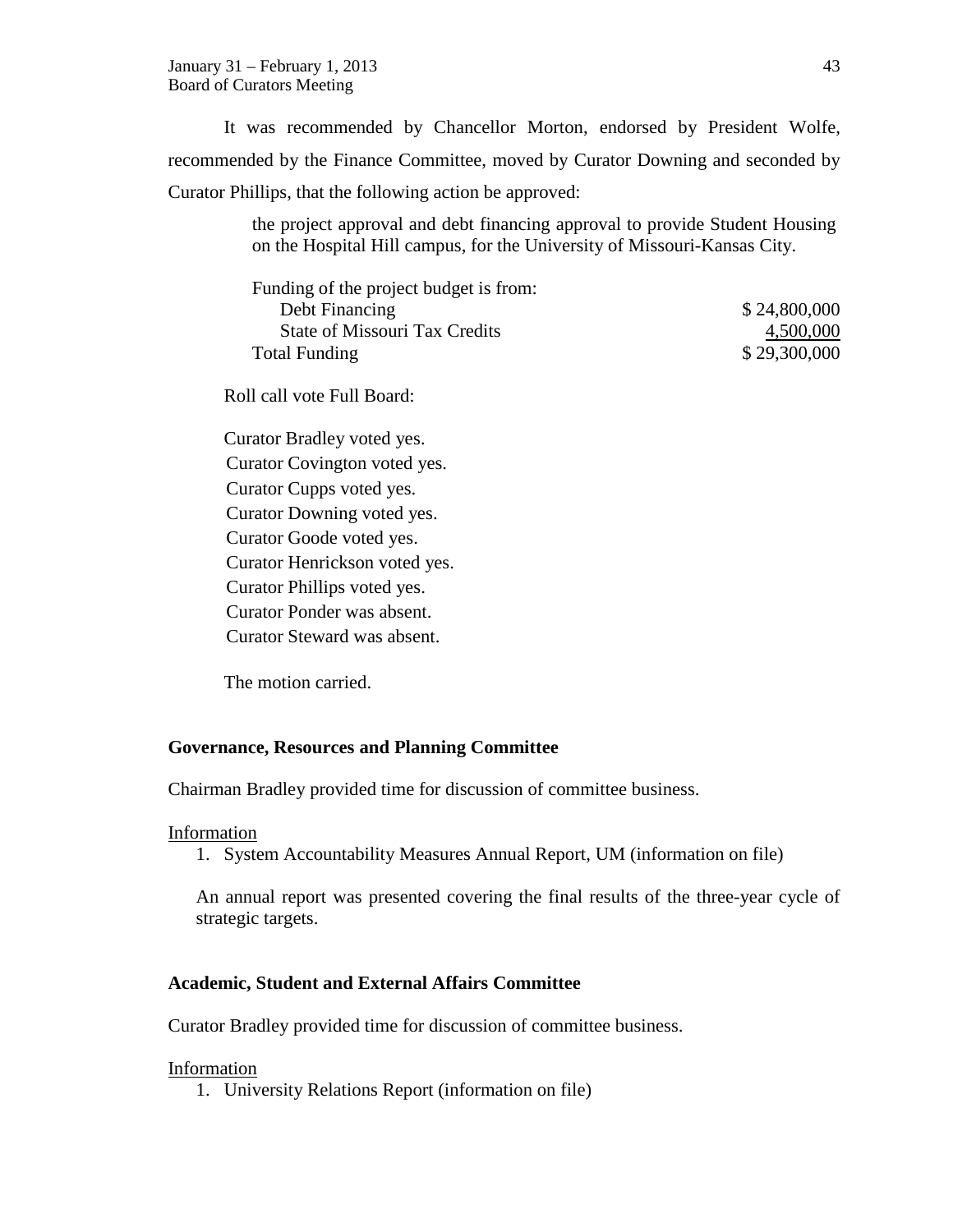It was recommended by Chancellor Morton, endorsed by President Wolfe, recommended by the Finance Committee, moved by Curator Downing and seconded by Curator Phillips, that the following action be approved:

> the project approval and debt financing approval to provide Student Housing on the Hospital Hill campus, for the University of Missouri-Kansas City.

| Funding of the project budget is from: | |
|---|---|
| Debt Financing | $ 24,800,000 |
| State of Missouri Tax Credits | 4,500,000 |
| Total Funding | $ 29,300,000 |

Roll call vote Full Board:

Curator Bradley voted yes.
Curator Covington voted yes.
Curator Cupps voted yes.
Curator Downing voted yes.
Curator Goode voted yes.
Curator Henrickson voted yes.
Curator Phillips voted yes.
Curator Ponder was absent.
Curator Steward was absent.

The motion carried.

**Governance, Resources and Planning Committee**

Chairman Bradley provided time for discussion of committee business.

Information

1. System Accountability Measures Annual Report, UM (information on file)

   An annual report was presented covering the final results of the three-year cycle of strategic targets.

**Academic, Student and External Affairs Committee**

Curator Bradley provided time for discussion of committee business.

Information

1. University Relations Report (information on file)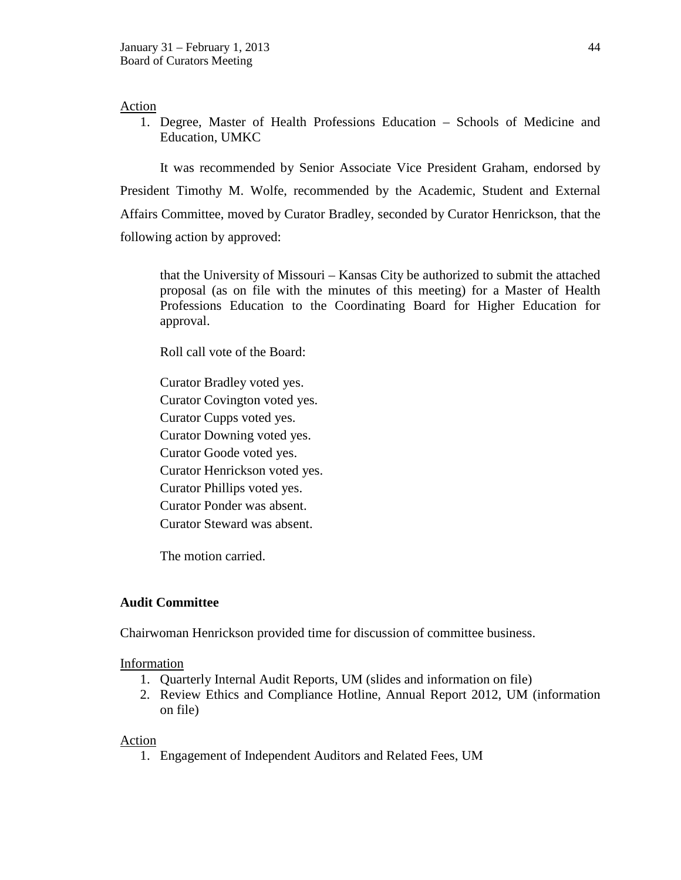Action

1. Degree, Master of Health Professions Education – Schools of Medicine and Education, UMKC

It was recommended by Senior Associate Vice President Graham, endorsed by President Timothy M. Wolfe, recommended by the Academic, Student and External Affairs Committee, moved by Curator Bradley, seconded by Curator Henrickson, that the following action by approved:

> that the University of Missouri – Kansas City be authorized to submit the attached proposal (as on file with the minutes of this meeting) for a Master of Health Professions Education to the Coordinating Board for Higher Education for approval.
>
> Roll call vote of the Board:
>
> Curator Bradley voted yes.
> Curator Covington voted yes.
> Curator Cupps voted yes.
> Curator Downing voted yes.
> Curator Goode voted yes.
> Curator Henrickson voted yes.
> Curator Phillips voted yes.
> Curator Ponder was absent.
> Curator Steward was absent.
>
> The motion carried.

**Audit Committee**

Chairwoman Henrickson provided time for discussion of committee business.

Information

1. Quarterly Internal Audit Reports, UM (slides and information on file)
2. Review Ethics and Compliance Hotline, Annual Report 2012, UM (information on file)

Action

1. Engagement of Independent Auditors and Related Fees, UM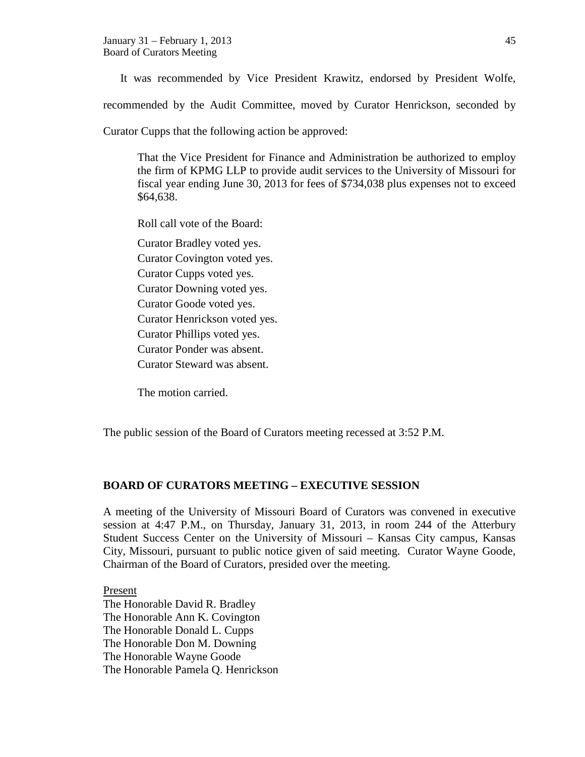It was recommended by Vice President Krawitz, endorsed by President Wolfe, recommended by the Audit Committee, moved by Curator Henrickson, seconded by Curator Cupps that the following action be approved:

> That the Vice President for Finance and Administration be authorized to employ the firm of KPMG LLP to provide audit services to the University of Missouri for fiscal year ending June 30, 2013 for fees of $734,038 plus expenses not to exceed $64,638.
>
> Roll call vote of the Board:
>
> Curator Bradley voted yes.
> Curator Covington voted yes.
> Curator Cupps voted yes.
> Curator Downing voted yes.
> Curator Goode voted yes.
> Curator Henrickson voted yes.
> Curator Phillips voted yes.
> Curator Ponder was absent.
> Curator Steward was absent.
>
> The motion carried.

The public session of the Board of Curators meeting recessed at 3:52 P.M.

## BOARD OF CURATORS MEETING – EXECUTIVE SESSION

A meeting of the University of Missouri Board of Curators was convened in executive session at 4:47 P.M., on Thursday, January 31, 2013, in room 244 of the Atterbury Student Success Center on the University of Missouri – Kansas City campus, Kansas City, Missouri, pursuant to public notice given of said meeting. Curator Wayne Goode, Chairman of the Board of Curators, presided over the meeting.

Present
The Honorable David R. Bradley
The Honorable Ann K. Covington
The Honorable Donald L. Cupps
The Honorable Don M. Downing
The Honorable Wayne Goode
The Honorable Pamela Q. Henrickson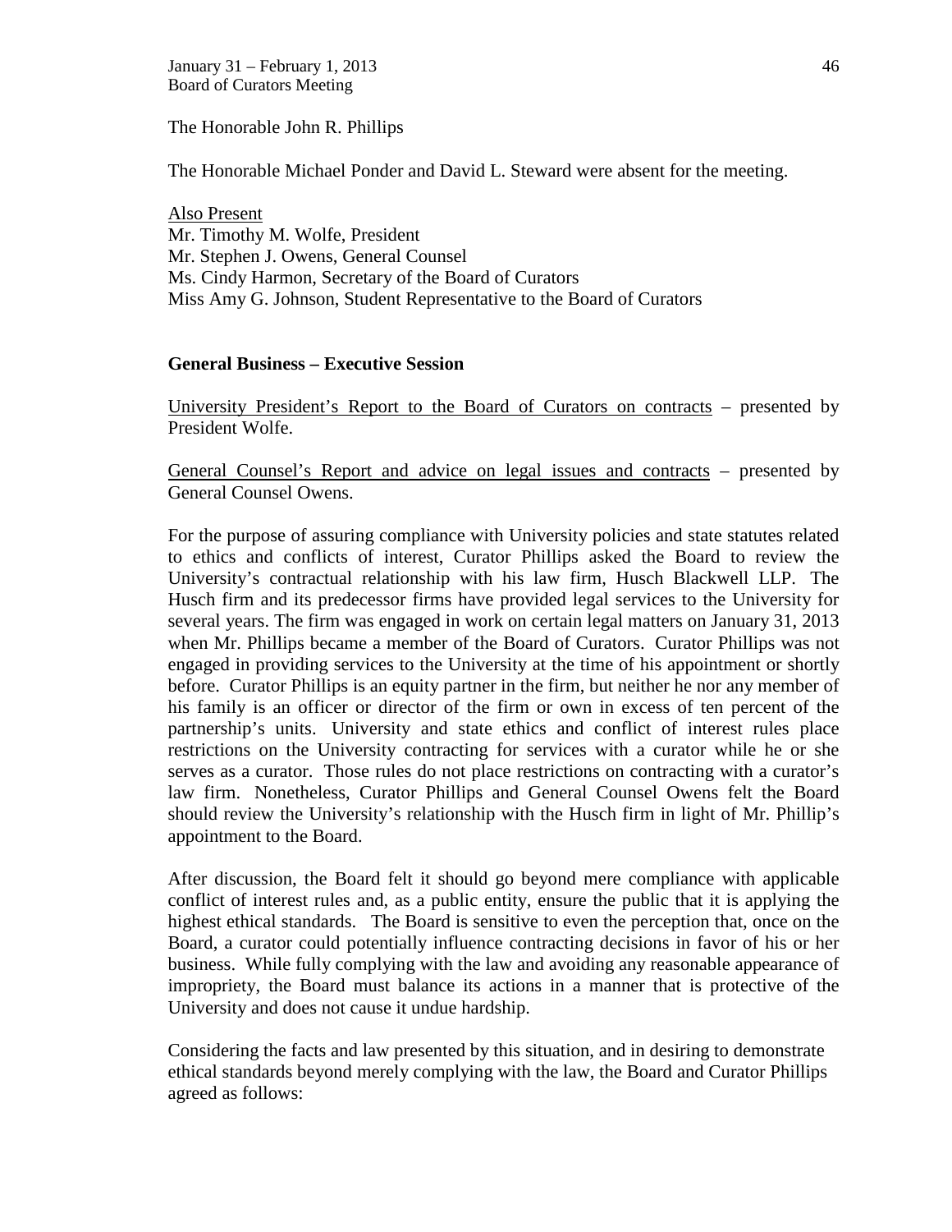The Honorable John R. Phillips

The Honorable Michael Ponder and David L. Steward were absent for the meeting.

Also Present
Mr. Timothy M. Wolfe, President
Mr. Stephen J. Owens, General Counsel
Ms. Cindy Harmon, Secretary of the Board of Curators
Miss Amy G. Johnson, Student Representative to the Board of Curators

**General Business – Executive Session**

University President's Report to the Board of Curators on contracts – presented by President Wolfe.

General Counsel's Report and advice on legal issues and contracts – presented by General Counsel Owens.

For the purpose of assuring compliance with University policies and state statutes related to ethics and conflicts of interest, Curator Phillips asked the Board to review the University's contractual relationship with his law firm, Husch Blackwell LLP. The Husch firm and its predecessor firms have provided legal services to the University for several years. The firm was engaged in work on certain legal matters on January 31, 2013 when Mr. Phillips became a member of the Board of Curators. Curator Phillips was not engaged in providing services to the University at the time of his appointment or shortly before. Curator Phillips is an equity partner in the firm, but neither he nor any member of his family is an officer or director of the firm or own in excess of ten percent of the partnership's units. University and state ethics and conflict of interest rules place restrictions on the University contracting for services with a curator while he or she serves as a curator. Those rules do not place restrictions on contracting with a curator's law firm. Nonetheless, Curator Phillips and General Counsel Owens felt the Board should review the University's relationship with the Husch firm in light of Mr. Phillip's appointment to the Board.

After discussion, the Board felt it should go beyond mere compliance with applicable conflict of interest rules and, as a public entity, ensure the public that it is applying the highest ethical standards. The Board is sensitive to even the perception that, once on the Board, a curator could potentially influence contracting decisions in favor of his or her business. While fully complying with the law and avoiding any reasonable appearance of impropriety, the Board must balance its actions in a manner that is protective of the University and does not cause it undue hardship.

Considering the facts and law presented by this situation, and in desiring to demonstrate ethical standards beyond merely complying with the law, the Board and Curator Phillips agreed as follows: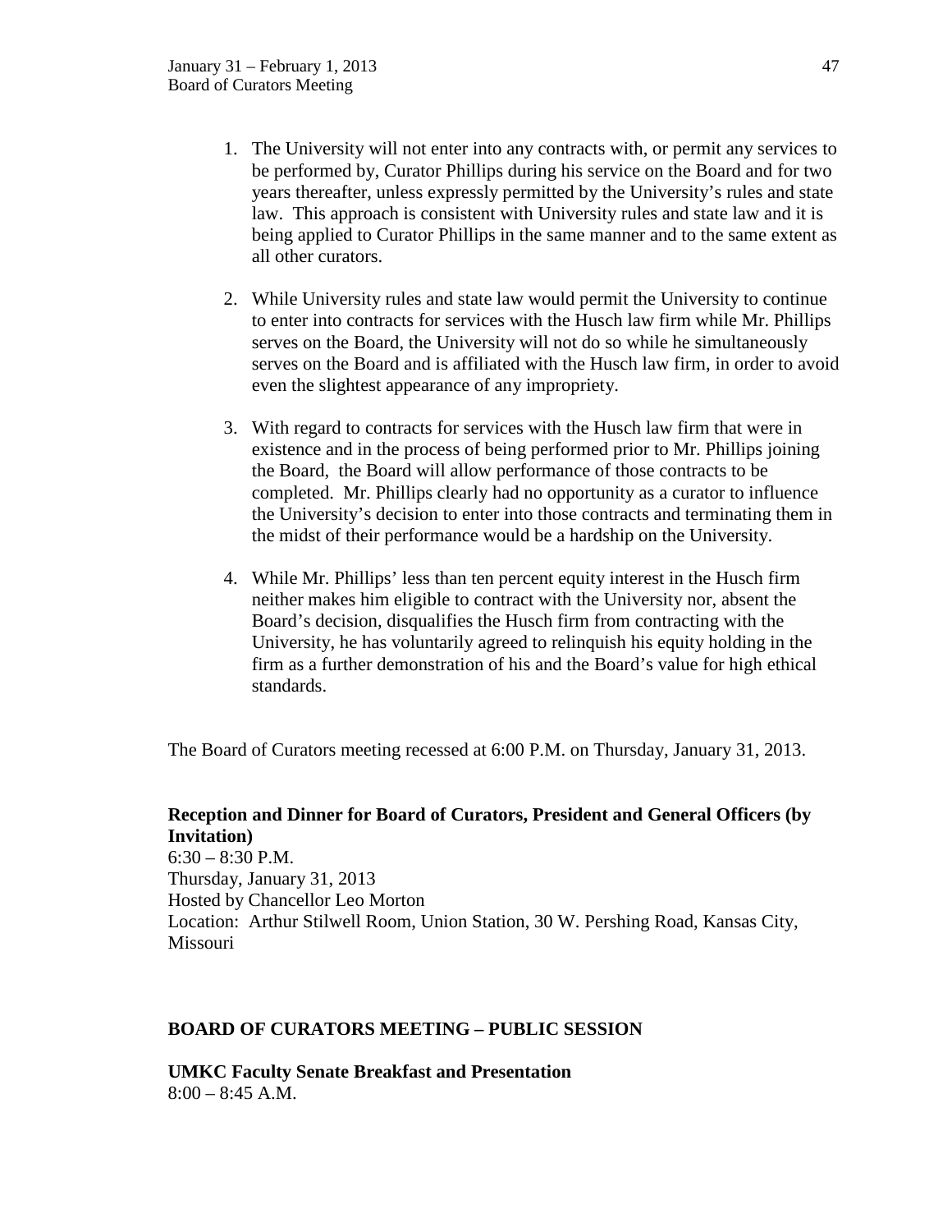1. The University will not enter into any contracts with, or permit any services to be performed by, Curator Phillips during his service on the Board and for two years thereafter, unless expressly permitted by the University's rules and state law. This approach is consistent with University rules and state law and it is being applied to Curator Phillips in the same manner and to the same extent as all other curators.

2. While University rules and state law would permit the University to continue to enter into contracts for services with the Husch law firm while Mr. Phillips serves on the Board, the University will not do so while he simultaneously serves on the Board and is affiliated with the Husch law firm, in order to avoid even the slightest appearance of any impropriety.

3. With regard to contracts for services with the Husch law firm that were in existence and in the process of being performed prior to Mr. Phillips joining the Board, the Board will allow performance of those contracts to be completed. Mr. Phillips clearly had no opportunity as a curator to influence the University's decision to enter into those contracts and terminating them in the midst of their performance would be a hardship on the University.

4. While Mr. Phillips' less than ten percent equity interest in the Husch firm neither makes him eligible to contract with the University nor, absent the Board's decision, disqualifies the Husch firm from contracting with the University, he has voluntarily agreed to relinquish his equity holding in the firm as a further demonstration of his and the Board's value for high ethical standards.

The Board of Curators meeting recessed at 6:00 P.M. on Thursday, January 31, 2013.

**Reception and Dinner for Board of Curators, President and General Officers (by Invitation)**
6:30 – 8:30 P.M.
Thursday, January 31, 2013
Hosted by Chancellor Leo Morton
Location: Arthur Stilwell Room, Union Station, 30 W. Pershing Road, Kansas City, Missouri

**BOARD OF CURATORS MEETING – PUBLIC SESSION**

**UMKC Faculty Senate Breakfast and Presentation**
8:00 – 8:45 A.M.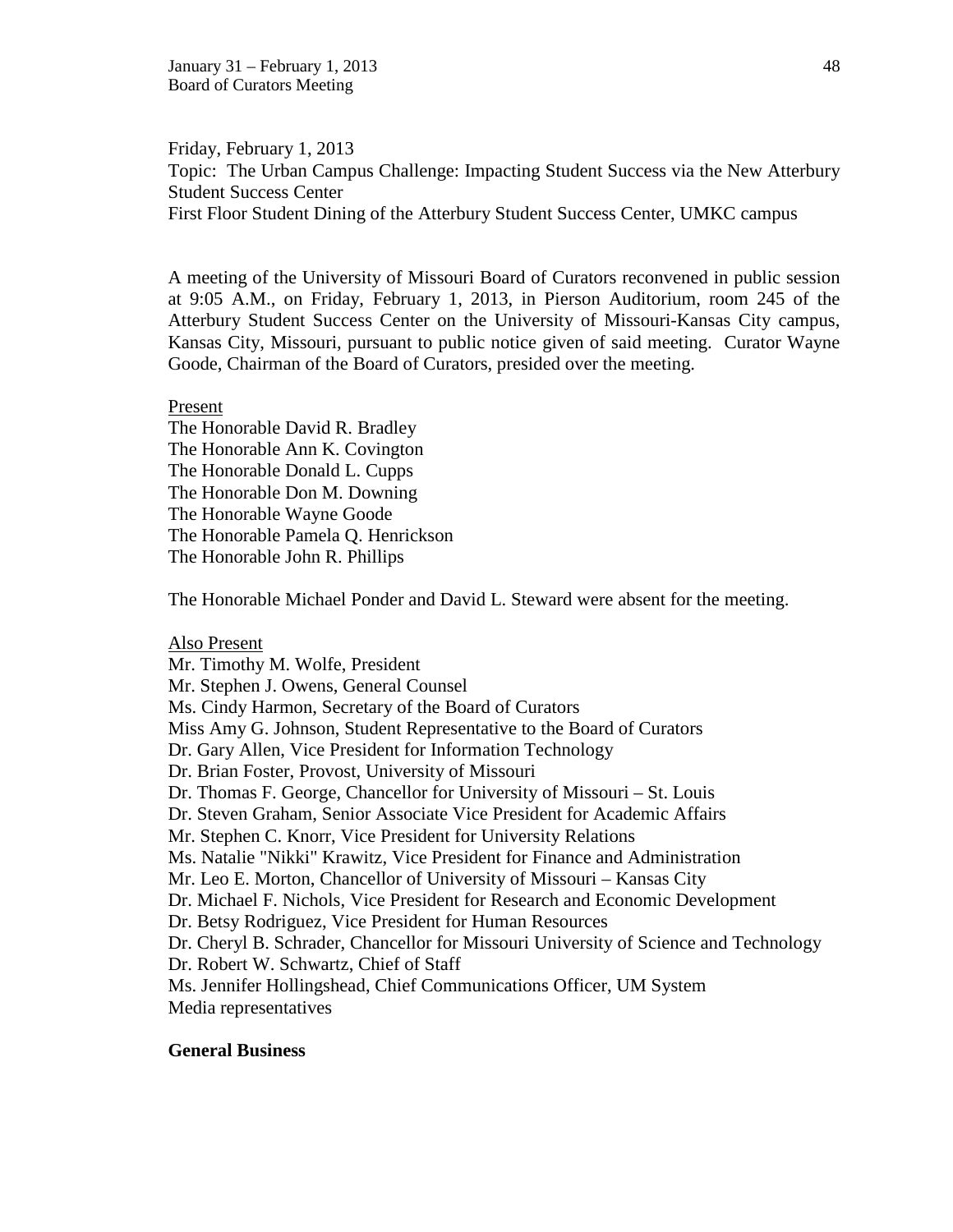Friday, February 1, 2013
Topic: The Urban Campus Challenge: Impacting Student Success via the New Atterbury Student Success Center
First Floor Student Dining of the Atterbury Student Success Center, UMKC campus

A meeting of the University of Missouri Board of Curators reconvened in public session at 9:05 A.M., on Friday, February 1, 2013, in Pierson Auditorium, room 245 of the Atterbury Student Success Center on the University of Missouri-Kansas City campus, Kansas City, Missouri, pursuant to public notice given of said meeting. Curator Wayne Goode, Chairman of the Board of Curators, presided over the meeting.

Present
The Honorable David R. Bradley
The Honorable Ann K. Covington
The Honorable Donald L. Cupps
The Honorable Don M. Downing
The Honorable Wayne Goode
The Honorable Pamela Q. Henrickson
The Honorable John R. Phillips

The Honorable Michael Ponder and David L. Steward were absent for the meeting.

Also Present
Mr. Timothy M. Wolfe, President
Mr. Stephen J. Owens, General Counsel
Ms. Cindy Harmon, Secretary of the Board of Curators
Miss Amy G. Johnson, Student Representative to the Board of Curators
Dr. Gary Allen, Vice President for Information Technology
Dr. Brian Foster, Provost, University of Missouri
Dr. Thomas F. George, Chancellor for University of Missouri – St. Louis
Dr. Steven Graham, Senior Associate Vice President for Academic Affairs
Mr. Stephen C. Knorr, Vice President for University Relations
Ms. Natalie "Nikki" Krawitz, Vice President for Finance and Administration
Mr. Leo E. Morton, Chancellor of University of Missouri – Kansas City
Dr. Michael F. Nichols, Vice President for Research and Economic Development
Dr. Betsy Rodriguez, Vice President for Human Resources
Dr. Cheryl B. Schrader, Chancellor for Missouri University of Science and Technology
Dr. Robert W. Schwartz, Chief of Staff
Ms. Jennifer Hollingshead, Chief Communications Officer, UM System
Media representatives

**General Business**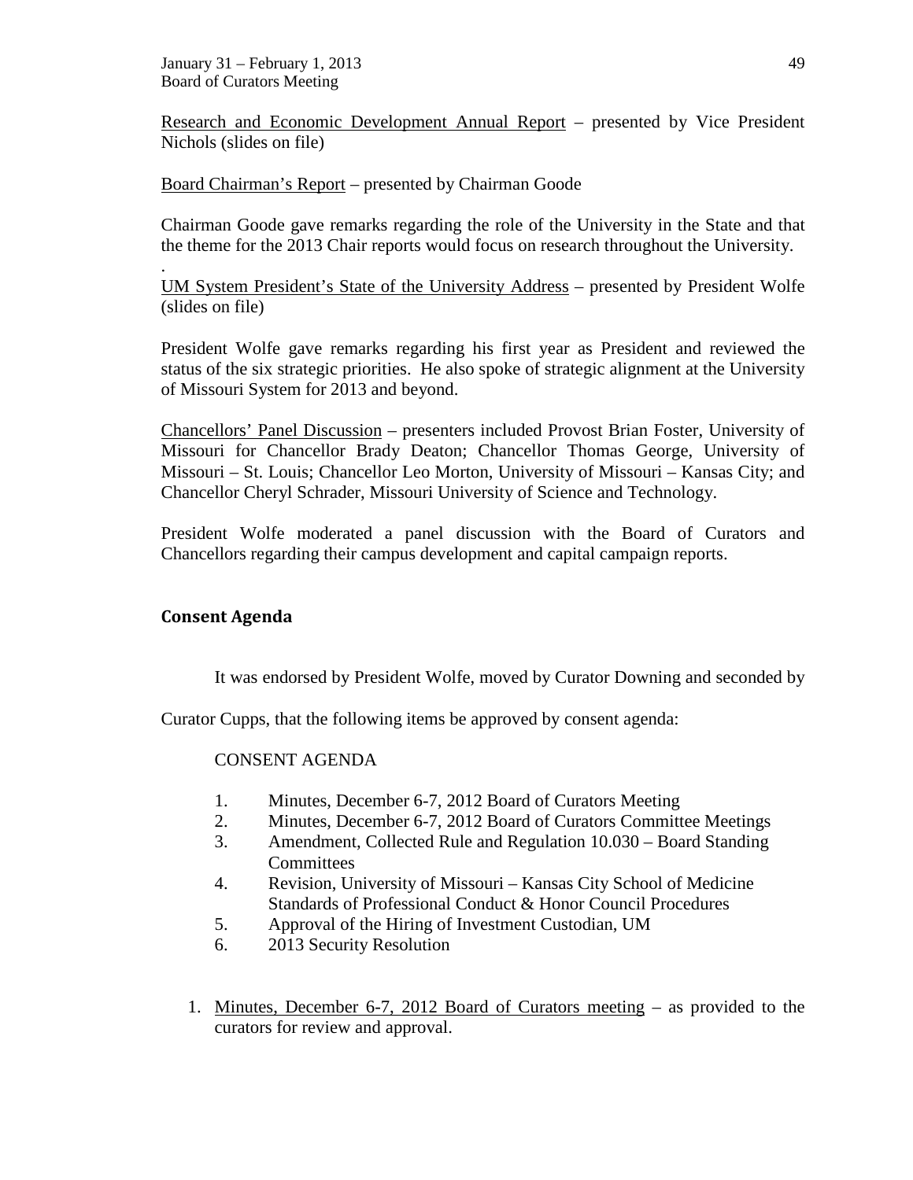Research and Economic Development Annual Report – presented by Vice President Nichols (slides on file)

Board Chairman's Report – presented by Chairman Goode

Chairman Goode gave remarks regarding the role of the University in the State and that the theme for the 2013 Chair reports would focus on research throughout the University.

.

UM System President's State of the University Address – presented by President Wolfe (slides on file)

President Wolfe gave remarks regarding his first year as President and reviewed the status of the six strategic priorities. He also spoke of strategic alignment at the University of Missouri System for 2013 and beyond.

Chancellors' Panel Discussion – presenters included Provost Brian Foster, University of Missouri for Chancellor Brady Deaton; Chancellor Thomas George, University of Missouri – St. Louis; Chancellor Leo Morton, University of Missouri – Kansas City; and Chancellor Cheryl Schrader, Missouri University of Science and Technology.

President Wolfe moderated a panel discussion with the Board of Curators and Chancellors regarding their campus development and capital campaign reports.

## Consent Agenda

It was endorsed by President Wolfe, moved by Curator Downing and seconded by Curator Cupps, that the following items be approved by consent agenda:

CONSENT AGENDA

1. Minutes, December 6-7, 2012 Board of Curators Meeting
2. Minutes, December 6-7, 2012 Board of Curators Committee Meetings
3. Amendment, Collected Rule and Regulation 10.030 – Board Standing Committees
4. Revision, University of Missouri – Kansas City School of Medicine Standards of Professional Conduct & Honor Council Procedures
5. Approval of the Hiring of Investment Custodian, UM
6. 2013 Security Resolution

1. Minutes, December 6-7, 2012 Board of Curators meeting – as provided to the curators for review and approval.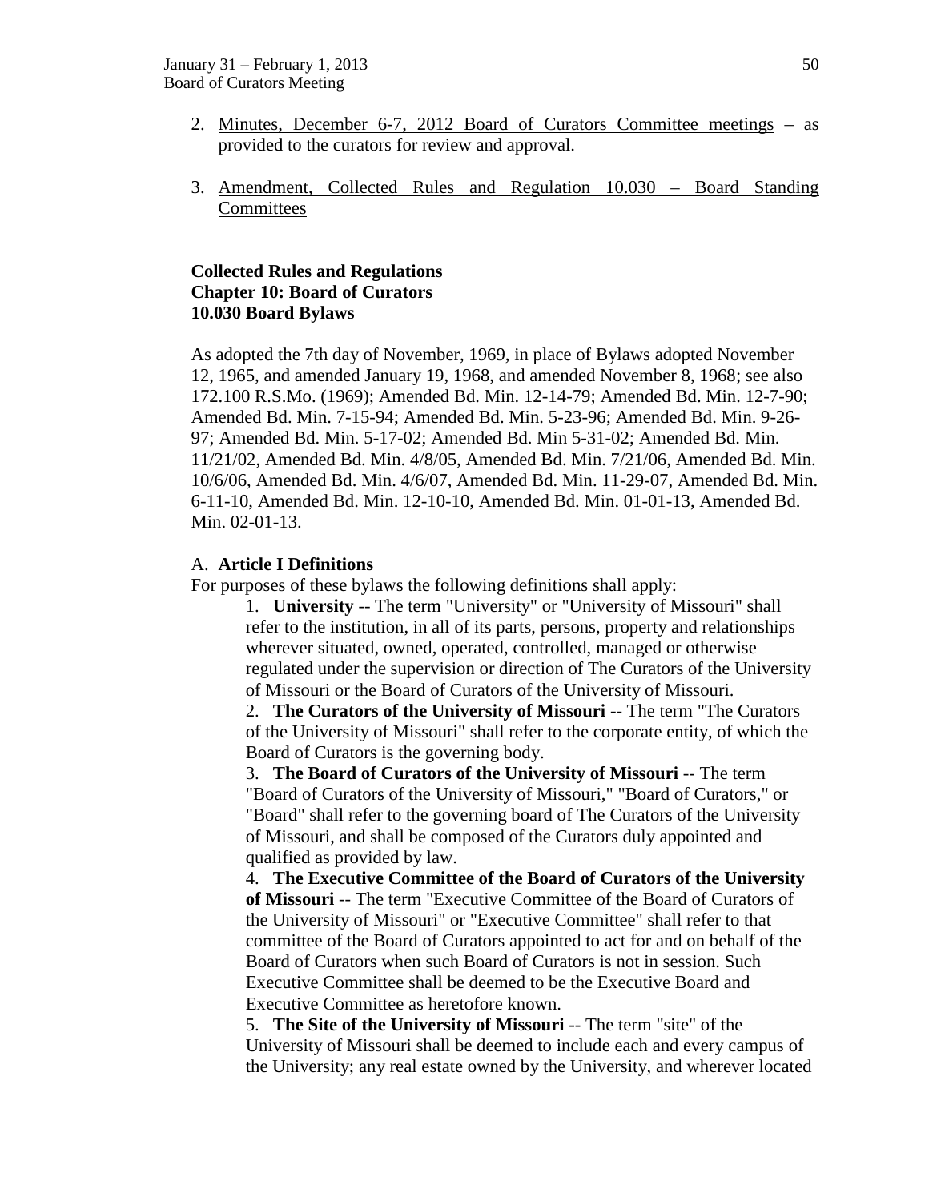2. Minutes, December 6-7, 2012 Board of Curators Committee meetings – as provided to the curators for review and approval.

3. Amendment, Collected Rules and Regulation 10.030 – Board Standing Committees

**Collected Rules and Regulations**
**Chapter 10: Board of Curators**
**10.030 Board Bylaws**

As adopted the 7th day of November, 1969, in place of Bylaws adopted November 12, 1965, and amended January 19, 1968, and amended November 8, 1968; see also 172.100 R.S.Mo. (1969); Amended Bd. Min. 12-14-79; Amended Bd. Min. 12-7-90; Amended Bd. Min. 7-15-94; Amended Bd. Min. 5-23-96; Amended Bd. Min. 9-26-97; Amended Bd. Min. 5-17-02; Amended Bd. Min 5-31-02; Amended Bd. Min. 11/21/02, Amended Bd. Min. 4/8/05, Amended Bd. Min. 7/21/06, Amended Bd. Min. 10/6/06, Amended Bd. Min. 4/6/07, Amended Bd. Min. 11-29-07, Amended Bd. Min. 6-11-10, Amended Bd. Min. 12-10-10, Amended Bd. Min. 01-01-13, Amended Bd. Min. 02-01-13.

A. **Article I Definitions**

For purposes of these bylaws the following definitions shall apply:

1. **University** -- The term "University" or "University of Missouri" shall refer to the institution, in all of its parts, persons, property and relationships wherever situated, owned, operated, controlled, managed or otherwise regulated under the supervision or direction of The Curators of the University of Missouri or the Board of Curators of the University of Missouri.
2. **The Curators of the University of Missouri** -- The term "The Curators of the University of Missouri" shall refer to the corporate entity, of which the Board of Curators is the governing body.
3. **The Board of Curators of the University of Missouri** -- The term "Board of Curators of the University of Missouri," "Board of Curators," or "Board" shall refer to the governing board of The Curators of the University of Missouri, and shall be composed of the Curators duly appointed and qualified as provided by law.
4. **The Executive Committee of the Board of Curators of the University of Missouri** -- The term "Executive Committee of the Board of Curators of the University of Missouri" or "Executive Committee" shall refer to that committee of the Board of Curators appointed to act for and on behalf of the Board of Curators when such Board of Curators is not in session. Such Executive Committee shall be deemed to be the Executive Board and Executive Committee as heretofore known.
5. **The Site of the University of Missouri** -- The term "site" of the University of Missouri shall be deemed to include each and every campus of the University; any real estate owned by the University, and wherever located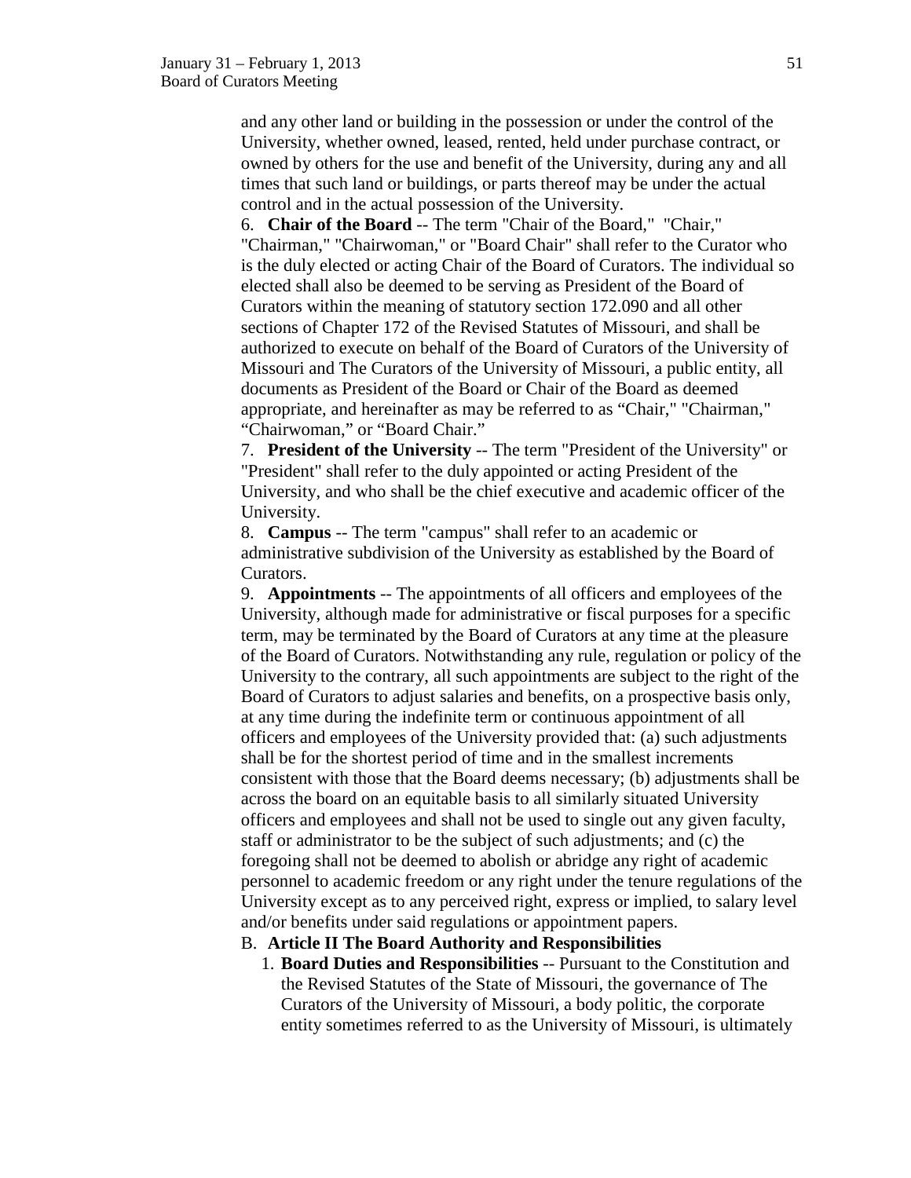and any other land or building in the possession or under the control of the University, whether owned, leased, rented, held under purchase contract, or owned by others for the use and benefit of the University, during any and all times that such land or buildings, or parts thereof may be under the actual control and in the actual possession of the University.

6. **Chair of the Board** -- The term "Chair of the Board," "Chair," "Chairman," "Chairwoman," or "Board Chair" shall refer to the Curator who is the duly elected or acting Chair of the Board of Curators. The individual so elected shall also be deemed to be serving as President of the Board of Curators within the meaning of statutory section 172.090 and all other sections of Chapter 172 of the Revised Statutes of Missouri, and shall be authorized to execute on behalf of the Board of Curators of the University of Missouri and The Curators of the University of Missouri, a public entity, all documents as President of the Board or Chair of the Board as deemed appropriate, and hereinafter as may be referred to as "Chair," "Chairman," "Chairwoman," or "Board Chair."

7. **President of the University** -- The term "President of the University" or "President" shall refer to the duly appointed or acting President of the University, and who shall be the chief executive and academic officer of the University.

8. **Campus** -- The term "campus" shall refer to an academic or administrative subdivision of the University as established by the Board of Curators.

9. **Appointments** -- The appointments of all officers and employees of the University, although made for administrative or fiscal purposes for a specific term, may be terminated by the Board of Curators at any time at the pleasure of the Board of Curators. Notwithstanding any rule, regulation or policy of the University to the contrary, all such appointments are subject to the right of the Board of Curators to adjust salaries and benefits, on a prospective basis only, at any time during the indefinite term or continuous appointment of all officers and employees of the University provided that: (a) such adjustments shall be for the shortest period of time and in the smallest increments consistent with those that the Board deems necessary; (b) adjustments shall be across the board on an equitable basis to all similarly situated University officers and employees and shall not be used to single out any given faculty, staff or administrator to be the subject of such adjustments; and (c) the foregoing shall not be deemed to abolish or abridge any right of academic personnel to academic freedom or any right under the tenure regulations of the University except as to any perceived right, express or implied, to salary level and/or benefits under said regulations or appointment papers.

B. **Article II The Board Authority and Responsibilities**

1. **Board Duties and Responsibilities** -- Pursuant to the Constitution and the Revised Statutes of the State of Missouri, the governance of The Curators of the University of Missouri, a body politic, the corporate entity sometimes referred to as the University of Missouri, is ultimately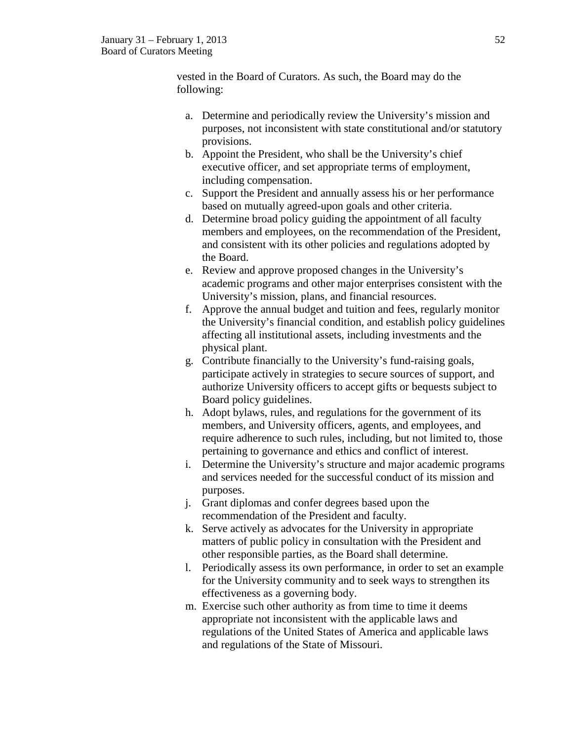vested in the Board of Curators. As such, the Board may do the following:

a. Determine and periodically review the University's mission and purposes, not inconsistent with state constitutional and/or statutory provisions.
b. Appoint the President, who shall be the University's chief executive officer, and set appropriate terms of employment, including compensation.
c. Support the President and annually assess his or her performance based on mutually agreed-upon goals and other criteria.
d. Determine broad policy guiding the appointment of all faculty members and employees, on the recommendation of the President, and consistent with its other policies and regulations adopted by the Board.
e. Review and approve proposed changes in the University's academic programs and other major enterprises consistent with the University's mission, plans, and financial resources.
f. Approve the annual budget and tuition and fees, regularly monitor the University's financial condition, and establish policy guidelines affecting all institutional assets, including investments and the physical plant.
g. Contribute financially to the University's fund-raising goals, participate actively in strategies to secure sources of support, and authorize University officers to accept gifts or bequests subject to Board policy guidelines.
h. Adopt bylaws, rules, and regulations for the government of its members, and University officers, agents, and employees, and require adherence to such rules, including, but not limited to, those pertaining to governance and ethics and conflict of interest.
i. Determine the University's structure and major academic programs and services needed for the successful conduct of its mission and purposes.
j. Grant diplomas and confer degrees based upon the recommendation of the President and faculty.
k. Serve actively as advocates for the University in appropriate matters of public policy in consultation with the President and other responsible parties, as the Board shall determine.
l. Periodically assess its own performance, in order to set an example for the University community and to seek ways to strengthen its effectiveness as a governing body.
m. Exercise such other authority as from time to time it deems appropriate not inconsistent with the applicable laws and regulations of the United States of America and applicable laws and regulations of the State of Missouri.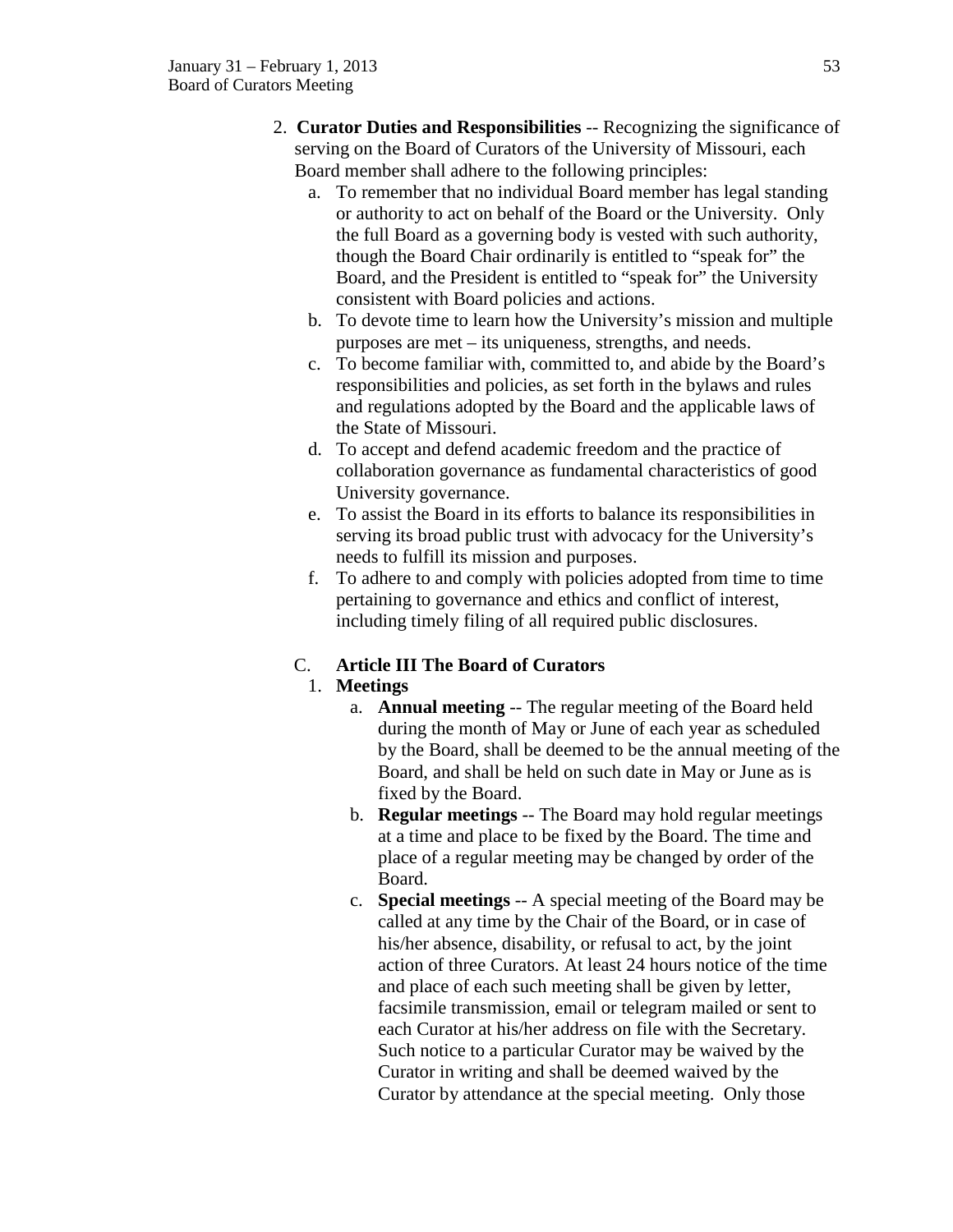2. **Curator Duties and Responsibilities** -- Recognizing the significance of serving on the Board of Curators of the University of Missouri, each Board member shall adhere to the following principles:
   a. To remember that no individual Board member has legal standing or authority to act on behalf of the Board or the University. Only the full Board as a governing body is vested with such authority, though the Board Chair ordinarily is entitled to "speak for" the Board, and the President is entitled to "speak for" the University consistent with Board policies and actions.
   b. To devote time to learn how the University's mission and multiple purposes are met – its uniqueness, strengths, and needs.
   c. To become familiar with, committed to, and abide by the Board's responsibilities and policies, as set forth in the bylaws and rules and regulations adopted by the Board and the applicable laws of the State of Missouri.
   d. To accept and defend academic freedom and the practice of collaboration governance as fundamental characteristics of good University governance.
   e. To assist the Board in its efforts to balance its responsibilities in serving its broad public trust with advocacy for the University's needs to fulfill its mission and purposes.
   f. To adhere to and comply with policies adopted from time to time pertaining to governance and ethics and conflict of interest, including timely filing of all required public disclosures.

C. **Article III The Board of Curators**

1. **Meetings**
   a. **Annual meeting** -- The regular meeting of the Board held during the month of May or June of each year as scheduled by the Board, shall be deemed to be the annual meeting of the Board, and shall be held on such date in May or June as is fixed by the Board.
   b. **Regular meetings** -- The Board may hold regular meetings at a time and place to be fixed by the Board. The time and place of a regular meeting may be changed by order of the Board.
   c. **Special meetings** -- A special meeting of the Board may be called at any time by the Chair of the Board, or in case of his/her absence, disability, or refusal to act, by the joint action of three Curators. At least 24 hours notice of the time and place of each such meeting shall be given by letter, facsimile transmission, email or telegram mailed or sent to each Curator at his/her address on file with the Secretary. Such notice to a particular Curator may be waived by the Curator in writing and shall be deemed waived by the Curator by attendance at the special meeting. Only those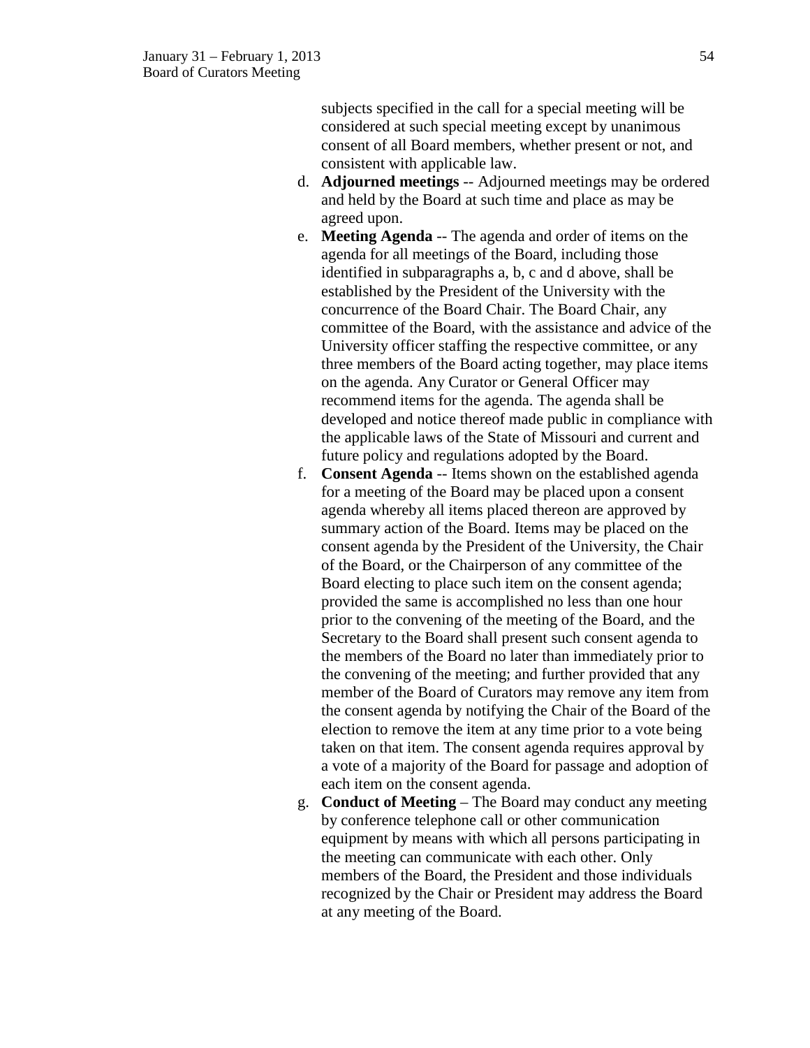subjects specified in the call for a special meeting will be considered at such special meeting except by unanimous consent of all Board members, whether present or not, and consistent with applicable law.

d. **Adjourned meetings** -- Adjourned meetings may be ordered and held by the Board at such time and place as may be agreed upon.

e. **Meeting Agenda** -- The agenda and order of items on the agenda for all meetings of the Board, including those identified in subparagraphs a, b, c and d above, shall be established by the President of the University with the concurrence of the Board Chair. The Board Chair, any committee of the Board, with the assistance and advice of the University officer staffing the respective committee, or any three members of the Board acting together, may place items on the agenda. Any Curator or General Officer may recommend items for the agenda. The agenda shall be developed and notice thereof made public in compliance with the applicable laws of the State of Missouri and current and future policy and regulations adopted by the Board.

f. **Consent Agenda** -- Items shown on the established agenda for a meeting of the Board may be placed upon a consent agenda whereby all items placed thereon are approved by summary action of the Board. Items may be placed on the consent agenda by the President of the University, the Chair of the Board, or the Chairperson of any committee of the Board electing to place such item on the consent agenda; provided the same is accomplished no less than one hour prior to the convening of the meeting of the Board, and the Secretary to the Board shall present such consent agenda to the members of the Board no later than immediately prior to the convening of the meeting; and further provided that any member of the Board of Curators may remove any item from the consent agenda by notifying the Chair of the Board of the election to remove the item at any time prior to a vote being taken on that item. The consent agenda requires approval by a vote of a majority of the Board for passage and adoption of each item on the consent agenda.

g. **Conduct of Meeting** – The Board may conduct any meeting by conference telephone call or other communication equipment by means with which all persons participating in the meeting can communicate with each other. Only members of the Board, the President and those individuals recognized by the Chair or President may address the Board at any meeting of the Board.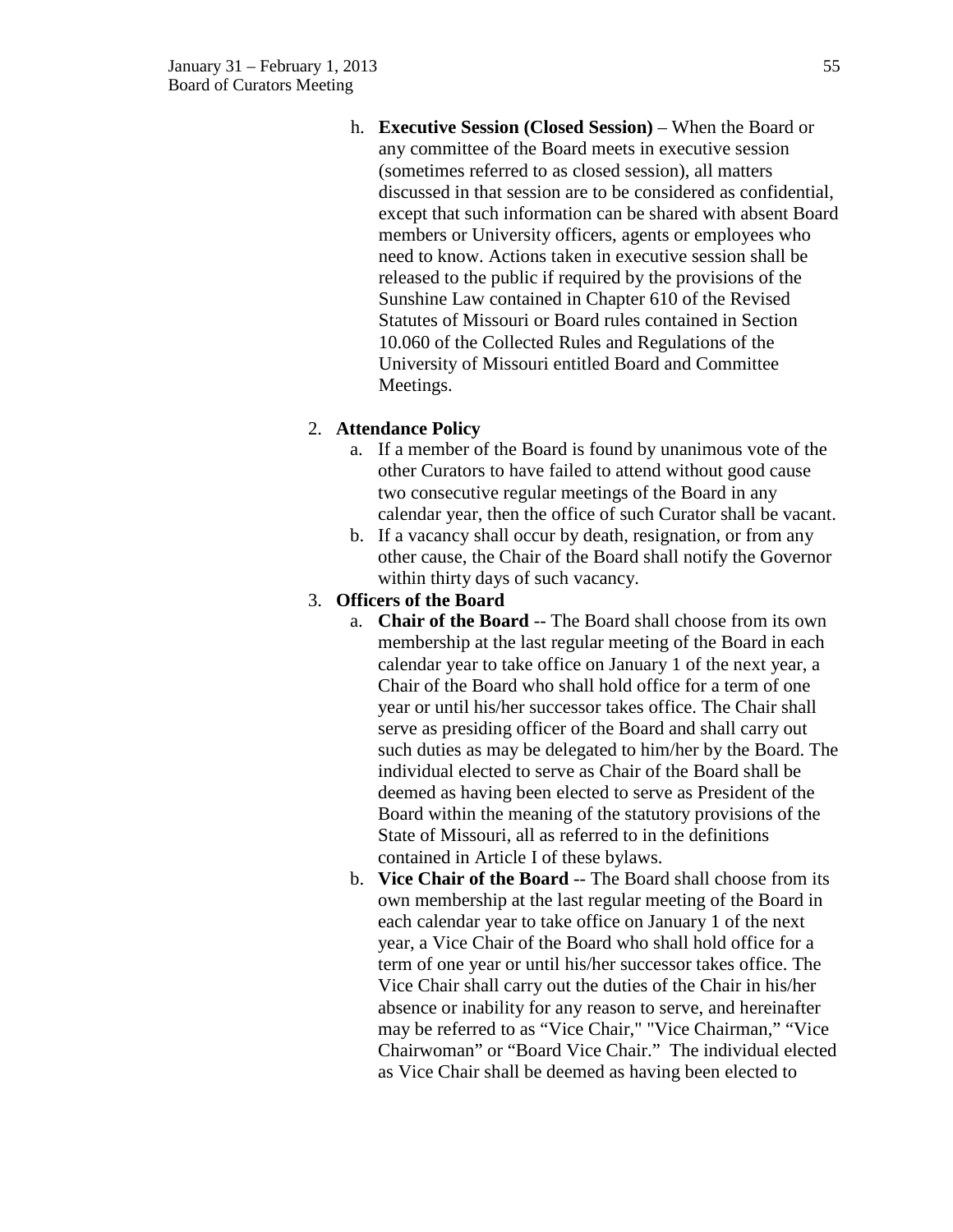h. **Executive Session (Closed Session)** – When the Board or any committee of the Board meets in executive session (sometimes referred to as closed session), all matters discussed in that session are to be considered as confidential, except that such information can be shared with absent Board members or University officers, agents or employees who need to know. Actions taken in executive session shall be released to the public if required by the provisions of the Sunshine Law contained in Chapter 610 of the Revised Statutes of Missouri or Board rules contained in Section 10.060 of the Collected Rules and Regulations of the University of Missouri entitled Board and Committee Meetings.

2. **Attendance Policy**
   a. If a member of the Board is found by unanimous vote of the other Curators to have failed to attend without good cause two consecutive regular meetings of the Board in any calendar year, then the office of such Curator shall be vacant.
   b. If a vacancy shall occur by death, resignation, or from any other cause, the Chair of the Board shall notify the Governor within thirty days of such vacancy.
3. **Officers of the Board**
   a. **Chair of the Board** -- The Board shall choose from its own membership at the last regular meeting of the Board in each calendar year to take office on January 1 of the next year, a Chair of the Board who shall hold office for a term of one year or until his/her successor takes office. The Chair shall serve as presiding officer of the Board and shall carry out such duties as may be delegated to him/her by the Board. The individual elected to serve as Chair of the Board shall be deemed as having been elected to serve as President of the Board within the meaning of the statutory provisions of the State of Missouri, all as referred to in the definitions contained in Article I of these bylaws.
   b. **Vice Chair of the Board** -- The Board shall choose from its own membership at the last regular meeting of the Board in each calendar year to take office on January 1 of the next year, a Vice Chair of the Board who shall hold office for a term of one year or until his/her successor takes office. The Vice Chair shall carry out the duties of the Chair in his/her absence or inability for any reason to serve, and hereinafter may be referred to as "Vice Chair," "Vice Chairman," "Vice Chairwoman" or "Board Vice Chair." The individual elected as Vice Chair shall be deemed as having been elected to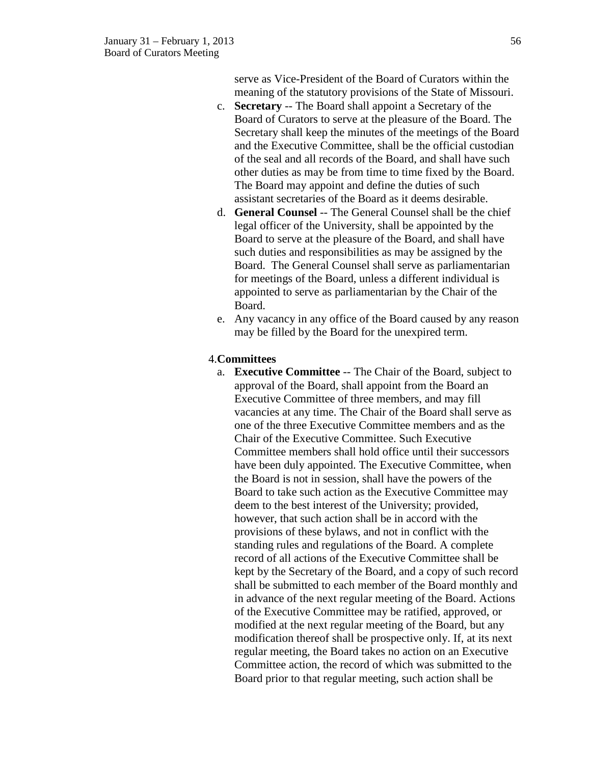serve as Vice-President of the Board of Curators within the meaning of the statutory provisions of the State of Missouri.

c. **Secretary** -- The Board shall appoint a Secretary of the Board of Curators to serve at the pleasure of the Board. The Secretary shall keep the minutes of the meetings of the Board and the Executive Committee, shall be the official custodian of the seal and all records of the Board, and shall have such other duties as may be from time to time fixed by the Board. The Board may appoint and define the duties of such assistant secretaries of the Board as it deems desirable.
d. **General Counsel** -- The General Counsel shall be the chief legal officer of the University, shall be appointed by the Board to serve at the pleasure of the Board, and shall have such duties and responsibilities as may be assigned by the Board. The General Counsel shall serve as parliamentarian for meetings of the Board, unless a different individual is appointed to serve as parliamentarian by the Chair of the Board.
e. Any vacancy in any office of the Board caused by any reason may be filled by the Board for the unexpired term.

4. **Committees**

a. **Executive Committee** -- The Chair of the Board, subject to approval of the Board, shall appoint from the Board an Executive Committee of three members, and may fill vacancies at any time. The Chair of the Board shall serve as one of the three Executive Committee members and as the Chair of the Executive Committee. Such Executive Committee members shall hold office until their successors have been duly appointed. The Executive Committee, when the Board is not in session, shall have the powers of the Board to take such action as the Executive Committee may deem to the best interest of the University; provided, however, that such action shall be in accord with the provisions of these bylaws, and not in conflict with the standing rules and regulations of the Board. A complete record of all actions of the Executive Committee shall be kept by the Secretary of the Board, and a copy of such record shall be submitted to each member of the Board monthly and in advance of the next regular meeting of the Board. Actions of the Executive Committee may be ratified, approved, or modified at the next regular meeting of the Board, but any modification thereof shall be prospective only. If, at its next regular meeting, the Board takes no action on an Executive Committee action, the record of which was submitted to the Board prior to that regular meeting, such action shall be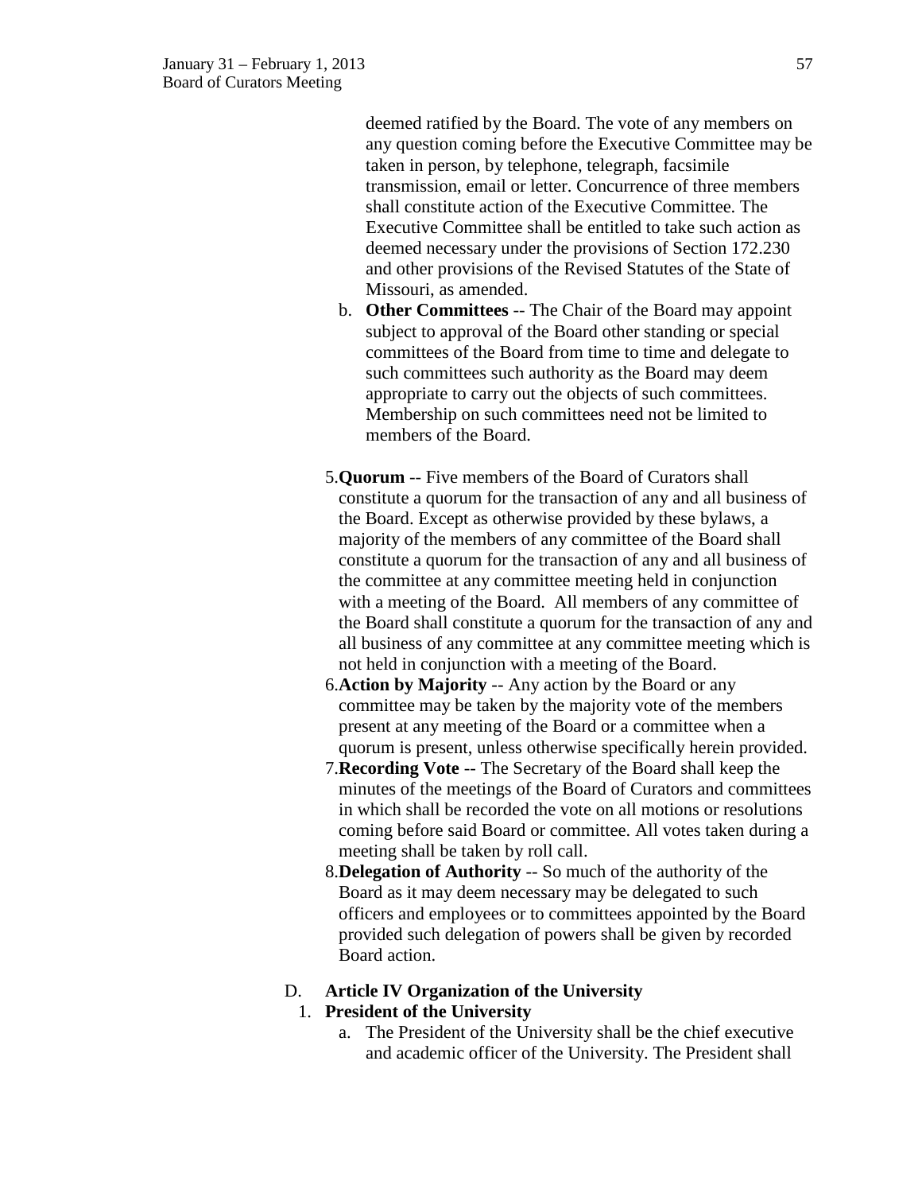deemed ratified by the Board. The vote of any members on any question coming before the Executive Committee may be taken in person, by telephone, telegraph, facsimile transmission, email or letter. Concurrence of three members shall constitute action of the Executive Committee. The Executive Committee shall be entitled to take such action as deemed necessary under the provisions of Section 172.230 and other provisions of the Revised Statutes of the State of Missouri, as amended.

b. **Other Committees** -- The Chair of the Board may appoint subject to approval of the Board other standing or special committees of the Board from time to time and delegate to such committees such authority as the Board may deem appropriate to carry out the objects of such committees. Membership on such committees need not be limited to members of the Board.

5. **Quorum** -- Five members of the Board of Curators shall constitute a quorum for the transaction of any and all business of the Board. Except as otherwise provided by these bylaws, a majority of the members of any committee of the Board shall constitute a quorum for the transaction of any and all business of the committee at any committee meeting held in conjunction with a meeting of the Board. All members of any committee of the Board shall constitute a quorum for the transaction of any and all business of any committee at any committee meeting which is not held in conjunction with a meeting of the Board.
6. **Action by Majority** -- Any action by the Board or any committee may be taken by the majority vote of the members present at any meeting of the Board or a committee when a quorum is present, unless otherwise specifically herein provided.
7. **Recording Vote** -- The Secretary of the Board shall keep the minutes of the meetings of the Board of Curators and committees in which shall be recorded the vote on all motions or resolutions coming before said Board or committee. All votes taken during a meeting shall be taken by roll call.
8. **Delegation of Authority** -- So much of the authority of the Board as it may deem necessary may be delegated to such officers and employees or to committees appointed by the Board provided such delegation of powers shall be given by recorded Board action.

D. **Article IV Organization of the University**

1. **President of the University**

   a. The President of the University shall be the chief executive and academic officer of the University. The President shall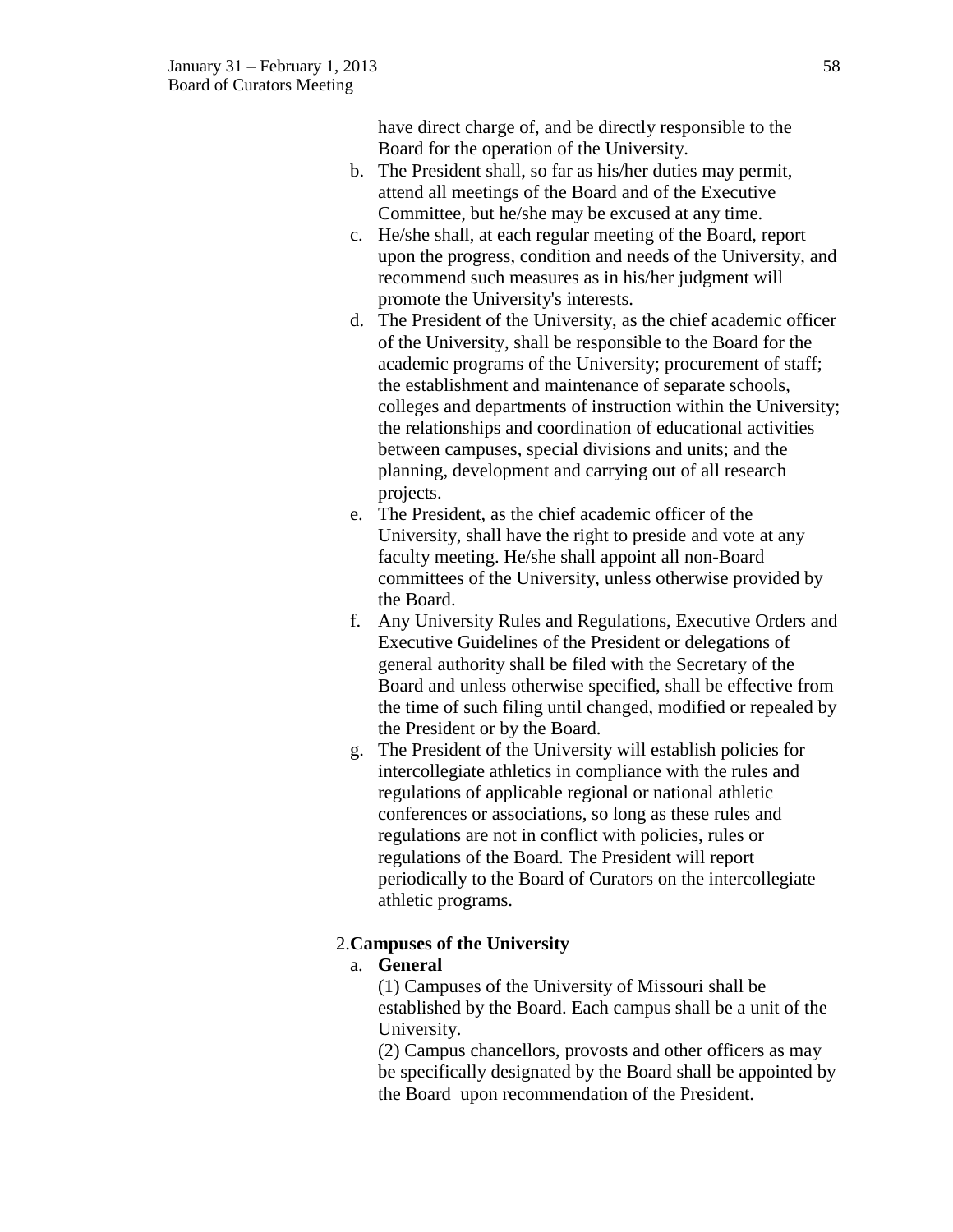have direct charge of, and be directly responsible to the Board for the operation of the University.

b. The President shall, so far as his/her duties may permit, attend all meetings of the Board and of the Executive Committee, but he/she may be excused at any time.
c. He/she shall, at each regular meeting of the Board, report upon the progress, condition and needs of the University, and recommend such measures as in his/her judgment will promote the University's interests.
d. The President of the University, as the chief academic officer of the University, shall be responsible to the Board for the academic programs of the University; procurement of staff; the establishment and maintenance of separate schools, colleges and departments of instruction within the University; the relationships and coordination of educational activities between campuses, special divisions and units; and the planning, development and carrying out of all research projects.
e. The President, as the chief academic officer of the University, shall have the right to preside and vote at any faculty meeting. He/she shall appoint all non-Board committees of the University, unless otherwise provided by the Board.
f. Any University Rules and Regulations, Executive Orders and Executive Guidelines of the President or delegations of general authority shall be filed with the Secretary of the Board and unless otherwise specified, shall be effective from the time of such filing until changed, modified or repealed by the President or by the Board.
g. The President of the University will establish policies for intercollegiate athletics in compliance with the rules and regulations of applicable regional or national athletic conferences or associations, so long as these rules and regulations are not in conflict with policies, rules or regulations of the Board. The President will report periodically to the Board of Curators on the intercollegiate athletic programs.

2. **Campuses of the University**

a. **General**

(1) Campuses of the University of Missouri shall be established by the Board. Each campus shall be a unit of the University.

(2) Campus chancellors, provosts and other officers as may be specifically designated by the Board shall be appointed by the Board upon recommendation of the President.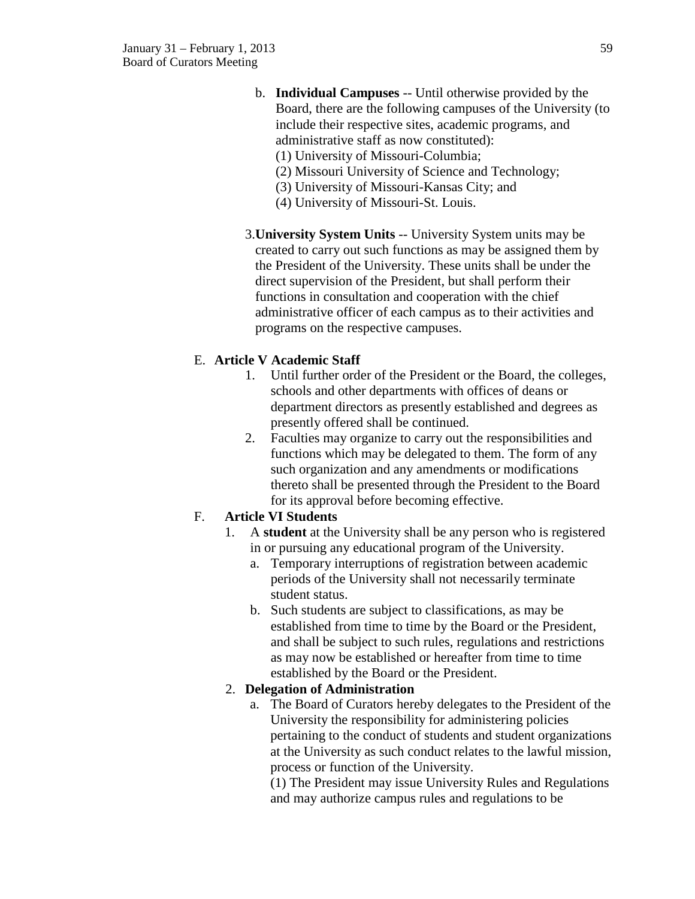b. **Individual Campuses** -- Until otherwise provided by the Board, there are the following campuses of the University (to include their respective sites, academic programs, and administrative staff as now constituted):
   (1) University of Missouri-Columbia;
   (2) Missouri University of Science and Technology;
   (3) University of Missouri-Kansas City; and
   (4) University of Missouri-St. Louis.

3. **University System Units** -- University System units may be created to carry out such functions as may be assigned them by the President of the University. These units shall be under the direct supervision of the President, but shall perform their functions in consultation and cooperation with the chief administrative officer of each campus as to their activities and programs on the respective campuses.

E. **Article V Academic Staff**

1. Until further order of the President or the Board, the colleges, schools and other departments with offices of deans or department directors as presently established and degrees as presently offered shall be continued.
2. Faculties may organize to carry out the responsibilities and functions which may be delegated to them. The form of any such organization and any amendments or modifications thereto shall be presented through the President to the Board for its approval before becoming effective.

F. **Article VI Students**

1. A **student** at the University shall be any person who is registered in or pursuing any educational program of the University.
   a. Temporary interruptions of registration between academic periods of the University shall not necessarily terminate student status.
   b. Such students are subject to classifications, as may be established from time to time by the Board or the President, and shall be subject to such rules, regulations and restrictions as may now be established or hereafter from time to time established by the Board or the President.
2. **Delegation of Administration**
   a. The Board of Curators hereby delegates to the President of the University the responsibility for administering policies pertaining to the conduct of students and student organizations at the University as such conduct relates to the lawful mission, process or function of the University.
      (1) The President may issue University Rules and Regulations and may authorize campus rules and regulations to be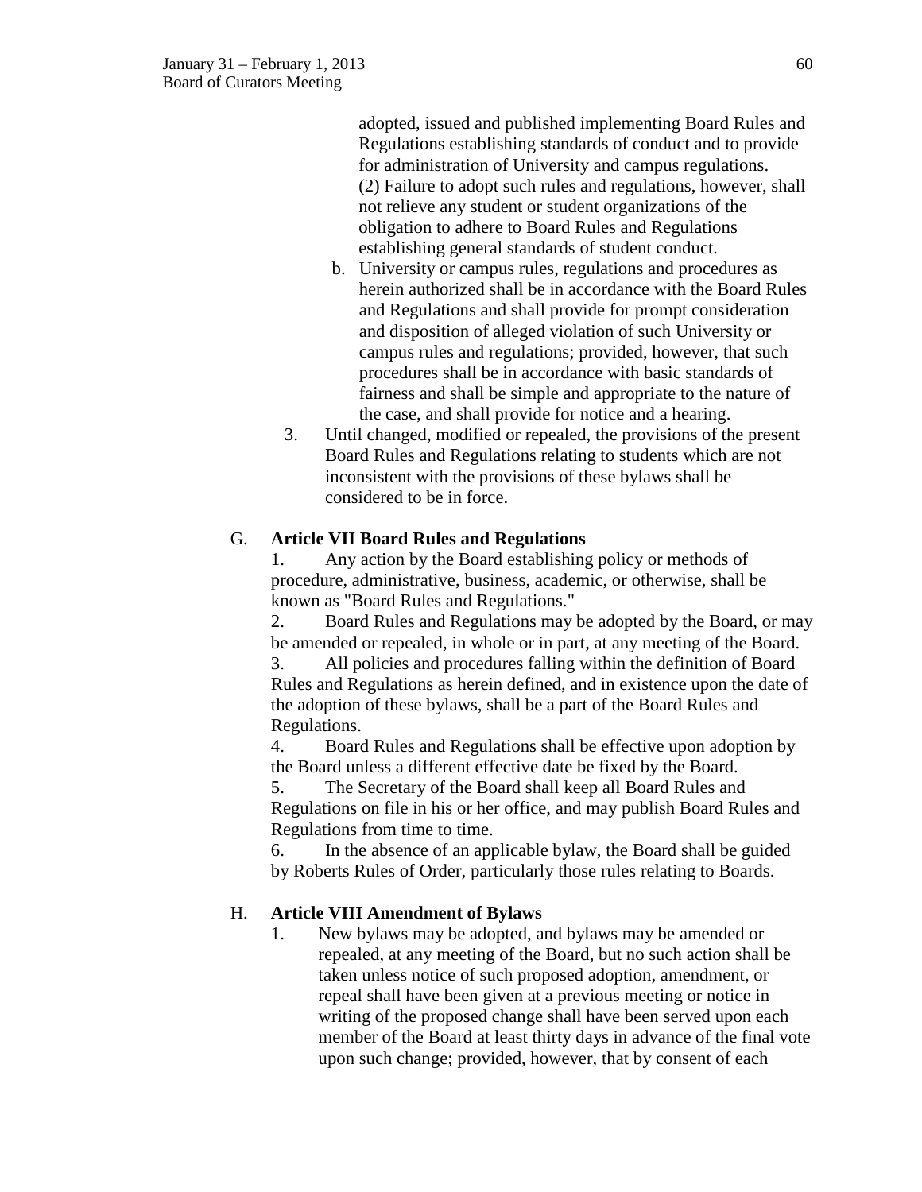adopted, issued and published implementing Board Rules and Regulations establishing standards of conduct and to provide for administration of University and campus regulations. (2) Failure to adopt such rules and regulations, however, shall not relieve any student or student organizations of the obligation to adhere to Board Rules and Regulations establishing general standards of student conduct.

   b. University or campus rules, regulations and procedures as herein authorized shall be in accordance with the Board Rules and Regulations and shall provide for prompt consideration and disposition of alleged violation of such University or campus rules and regulations; provided, however, that such procedures shall be in accordance with basic standards of fairness and shall be simple and appropriate to the nature of the case, and shall provide for notice and a hearing.

3. Until changed, modified or repealed, the provisions of the present Board Rules and Regulations relating to students which are not inconsistent with the provisions of these bylaws shall be considered to be in force.

G. **Article VII Board Rules and Regulations**

1. Any action by the Board establishing policy or methods of procedure, administrative, business, academic, or otherwise, shall be known as "Board Rules and Regulations."
2. Board Rules and Regulations may be adopted by the Board, or may be amended or repealed, in whole or in part, at any meeting of the Board.
3. All policies and procedures falling within the definition of Board Rules and Regulations as herein defined, and in existence upon the date of the adoption of these bylaws, shall be a part of the Board Rules and Regulations.
4. Board Rules and Regulations shall be effective upon adoption by the Board unless a different effective date be fixed by the Board.
5. The Secretary of the Board shall keep all Board Rules and Regulations on file in his or her office, and may publish Board Rules and Regulations from time to time.
6. In the absence of an applicable bylaw, the Board shall be guided by Roberts Rules of Order, particularly those rules relating to Boards.

H. **Article VIII Amendment of Bylaws**

1. New bylaws may be adopted, and bylaws may be amended or repealed, at any meeting of the Board, but no such action shall be taken unless notice of such proposed adoption, amendment, or repeal shall have been given at a previous meeting or notice in writing of the proposed change shall have been served upon each member of the Board at least thirty days in advance of the final vote upon such change; provided, however, that by consent of each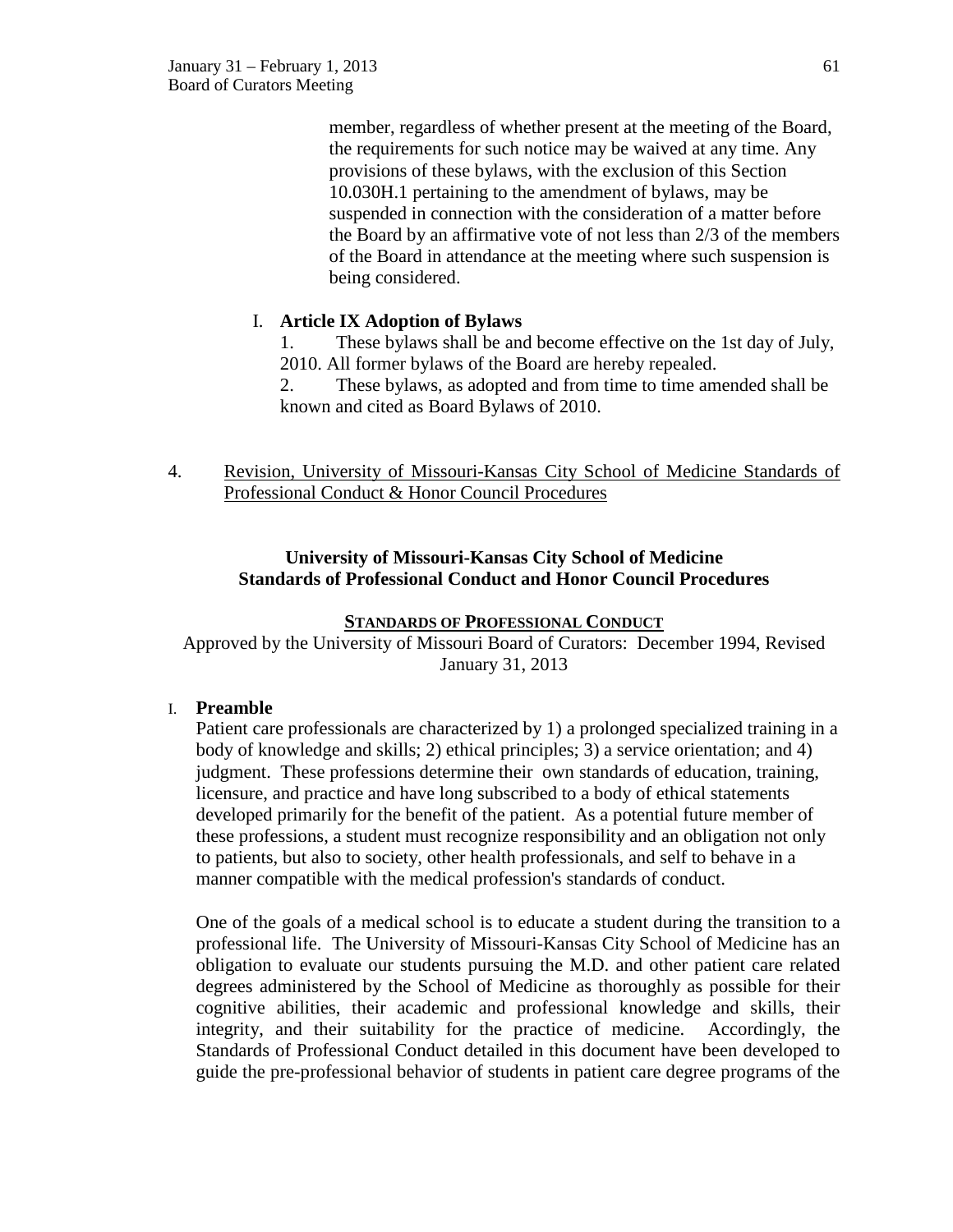member, regardless of whether present at the meeting of the Board, the requirements for such notice may be waived at any time. Any provisions of these bylaws, with the exclusion of this Section 10.030H.1 pertaining to the amendment of bylaws, may be suspended in connection with the consideration of a matter before the Board by an affirmative vote of not less than 2/3 of the members of the Board in attendance at the meeting where such suspension is being considered.

I. **Article IX Adoption of Bylaws**

1. These bylaws shall be and become effective on the 1st day of July, 2010. All former bylaws of the Board are hereby repealed.
2. These bylaws, as adopted and from time to time amended shall be known and cited as Board Bylaws of 2010.

4. Revision, University of Missouri-Kansas City School of Medicine Standards of Professional Conduct & Honor Council Procedures

## University of Missouri-Kansas City School of Medicine Standards of Professional Conduct and Honor Council Procedures

### STANDARDS OF PROFESSIONAL CONDUCT

Approved by the University of Missouri Board of Curators: December 1994, Revised January 31, 2013

I. **Preamble**

Patient care professionals are characterized by 1) a prolonged specialized training in a body of knowledge and skills; 2) ethical principles; 3) a service orientation; and 4) judgment. These professions determine their own standards of education, training, licensure, and practice and have long subscribed to a body of ethical statements developed primarily for the benefit of the patient. As a potential future member of these professions, a student must recognize responsibility and an obligation not only to patients, but also to society, other health professionals, and self to behave in a manner compatible with the medical profession's standards of conduct.

One of the goals of a medical school is to educate a student during the transition to a professional life. The University of Missouri-Kansas City School of Medicine has an obligation to evaluate our students pursuing the M.D. and other patient care related degrees administered by the School of Medicine as thoroughly as possible for their cognitive abilities, their academic and professional knowledge and skills, their integrity, and their suitability for the practice of medicine. Accordingly, the Standards of Professional Conduct detailed in this document have been developed to guide the pre-professional behavior of students in patient care degree programs of the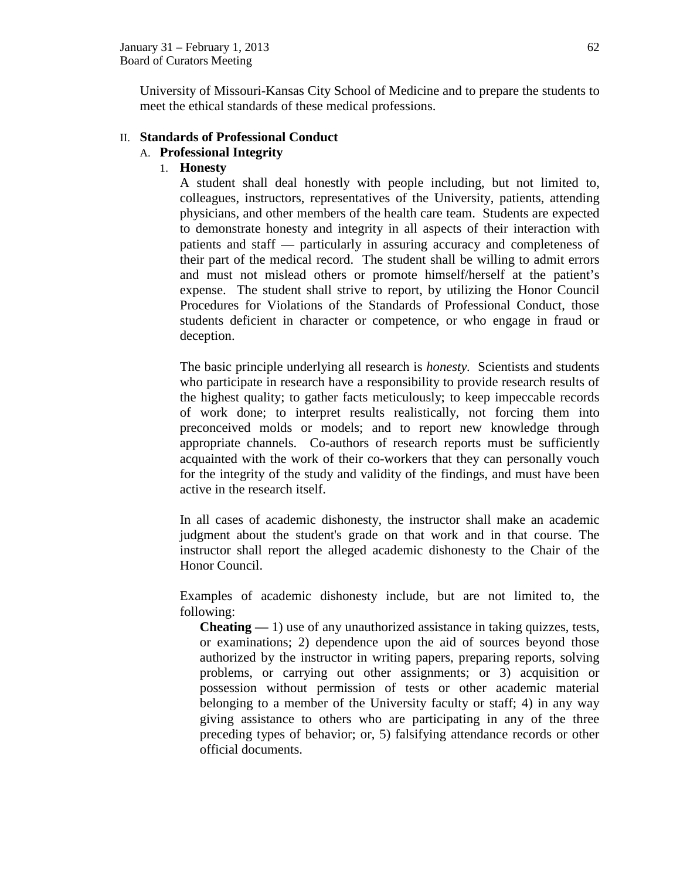University of Missouri-Kansas City School of Medicine and to prepare the students to meet the ethical standards of these medical professions.

II. **Standards of Professional Conduct**

A. **Professional Integrity**

1. **Honesty**

A student shall deal honestly with people including, but not limited to, colleagues, instructors, representatives of the University, patients, attending physicians, and other members of the health care team. Students are expected to demonstrate honesty and integrity in all aspects of their interaction with patients and staff — particularly in assuring accuracy and completeness of their part of the medical record. The student shall be willing to admit errors and must not mislead others or promote himself/herself at the patient's expense. The student shall strive to report, by utilizing the Honor Council Procedures for Violations of the Standards of Professional Conduct, those students deficient in character or competence, or who engage in fraud or deception.

The basic principle underlying all research is *honesty.* Scientists and students who participate in research have a responsibility to provide research results of the highest quality; to gather facts meticulously; to keep impeccable records of work done; to interpret results realistically, not forcing them into preconceived molds or models; and to report new knowledge through appropriate channels. Co-authors of research reports must be sufficiently acquainted with the work of their co-workers that they can personally vouch for the integrity of the study and validity of the findings, and must have been active in the research itself.

In all cases of academic dishonesty, the instructor shall make an academic judgment about the student's grade on that work and in that course. The instructor shall report the alleged academic dishonesty to the Chair of the Honor Council.

Examples of academic dishonesty include, but are not limited to, the following:

**Cheating —** 1) use of any unauthorized assistance in taking quizzes, tests, or examinations; 2) dependence upon the aid of sources beyond those authorized by the instructor in writing papers, preparing reports, solving problems, or carrying out other assignments; or 3) acquisition or possession without permission of tests or other academic material belonging to a member of the University faculty or staff; 4) in any way giving assistance to others who are participating in any of the three preceding types of behavior; or, 5) falsifying attendance records or other official documents.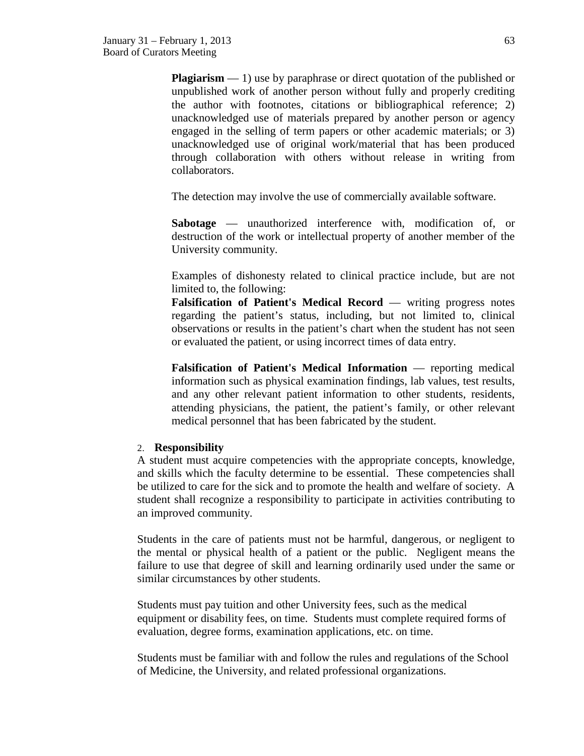**Plagiarism** — 1) use by paraphrase or direct quotation of the published or unpublished work of another person without fully and properly crediting the author with footnotes, citations or bibliographical reference; 2) unacknowledged use of materials prepared by another person or agency engaged in the selling of term papers or other academic materials; or 3) unacknowledged use of original work/material that has been produced through collaboration with others without release in writing from collaborators.

The detection may involve the use of commercially available software.

**Sabotage** — unauthorized interference with, modification of, or destruction of the work or intellectual property of another member of the University community.

Examples of dishonesty related to clinical practice include, but are not limited to, the following:

**Falsification of Patient's Medical Record** — writing progress notes regarding the patient's status, including, but not limited to, clinical observations or results in the patient's chart when the student has not seen or evaluated the patient, or using incorrect times of data entry.

**Falsification of Patient's Medical Information** — reporting medical information such as physical examination findings, lab values, test results, and any other relevant patient information to other students, residents, attending physicians, the patient, the patient's family, or other relevant medical personnel that has been fabricated by the student.

2. **Responsibility**

A student must acquire competencies with the appropriate concepts, knowledge, and skills which the faculty determine to be essential. These competencies shall be utilized to care for the sick and to promote the health and welfare of society. A student shall recognize a responsibility to participate in activities contributing to an improved community.

Students in the care of patients must not be harmful, dangerous, or negligent to the mental or physical health of a patient or the public. Negligent means the failure to use that degree of skill and learning ordinarily used under the same or similar circumstances by other students.

Students must pay tuition and other University fees, such as the medical equipment or disability fees, on time. Students must complete required forms of evaluation, degree forms, examination applications, etc. on time.

Students must be familiar with and follow the rules and regulations of the School of Medicine, the University, and related professional organizations.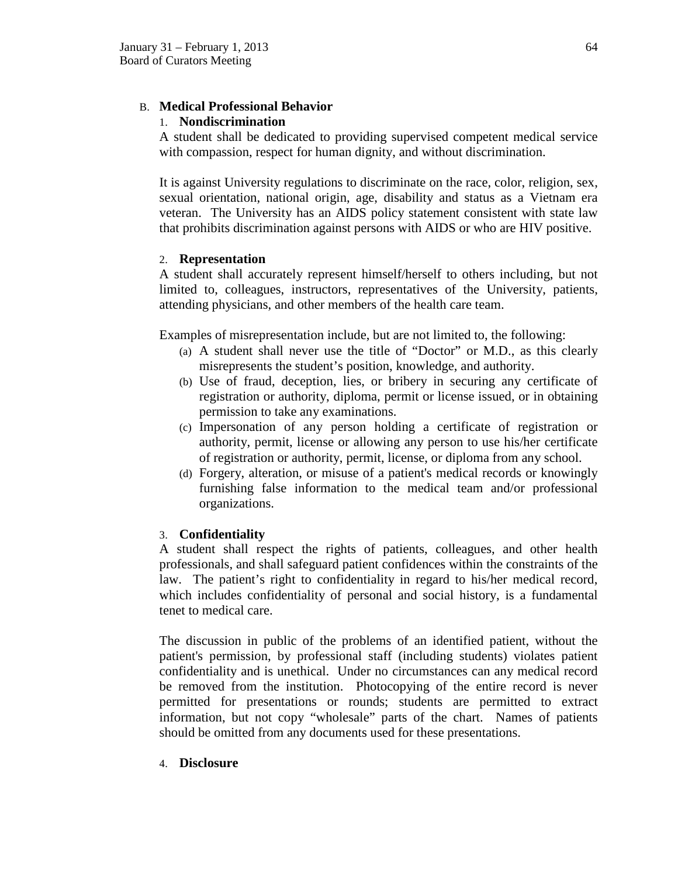### B. Medical Professional Behavior

#### 1. Nondiscrimination

A student shall be dedicated to providing supervised competent medical service with compassion, respect for human dignity, and without discrimination.

It is against University regulations to discriminate on the race, color, religion, sex, sexual orientation, national origin, age, disability and status as a Vietnam era veteran. The University has an AIDS policy statement consistent with state law that prohibits discrimination against persons with AIDS or who are HIV positive.

#### 2. Representation

A student shall accurately represent himself/herself to others including, but not limited to, colleagues, instructors, representatives of the University, patients, attending physicians, and other members of the health care team.

Examples of misrepresentation include, but are not limited to, the following:

(a) A student shall never use the title of "Doctor" or M.D., as this clearly misrepresents the student's position, knowledge, and authority.

(b) Use of fraud, deception, lies, or bribery in securing any certificate of registration or authority, diploma, permit or license issued, or in obtaining permission to take any examinations.

(c) Impersonation of any person holding a certificate of registration or authority, permit, license or allowing any person to use his/her certificate of registration or authority, permit, license, or diploma from any school.

(d) Forgery, alteration, or misuse of a patient's medical records or knowingly furnishing false information to the medical team and/or professional organizations.

#### 3. Confidentiality

A student shall respect the rights of patients, colleagues, and other health professionals, and shall safeguard patient confidences within the constraints of the law. The patient's right to confidentiality in regard to his/her medical record, which includes confidentiality of personal and social history, is a fundamental tenet to medical care.

The discussion in public of the problems of an identified patient, without the patient's permission, by professional staff (including students) violates patient confidentiality and is unethical. Under no circumstances can any medical record be removed from the institution. Photocopying of the entire record is never permitted for presentations or rounds; students are permitted to extract information, but not copy "wholesale" parts of the chart. Names of patients should be omitted from any documents used for these presentations.

#### 4. Disclosure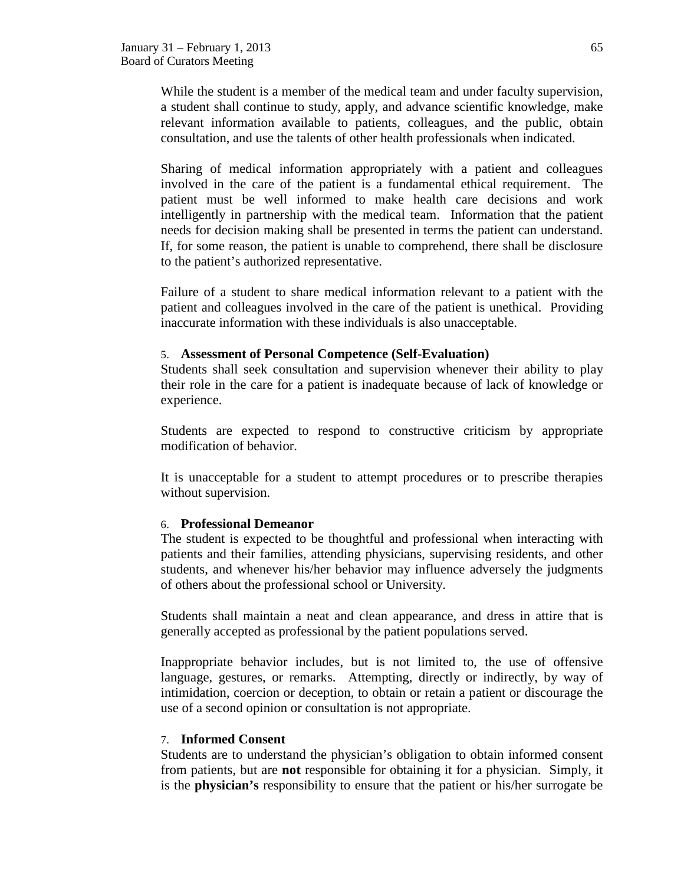While the student is a member of the medical team and under faculty supervision, a student shall continue to study, apply, and advance scientific knowledge, make relevant information available to patients, colleagues, and the public, obtain consultation, and use the talents of other health professionals when indicated.

Sharing of medical information appropriately with a patient and colleagues involved in the care of the patient is a fundamental ethical requirement. The patient must be well informed to make health care decisions and work intelligently in partnership with the medical team. Information that the patient needs for decision making shall be presented in terms the patient can understand. If, for some reason, the patient is unable to comprehend, there shall be disclosure to the patient's authorized representative.

Failure of a student to share medical information relevant to a patient with the patient and colleagues involved in the care of the patient is unethical. Providing inaccurate information with these individuals is also unacceptable.

5. **Assessment of Personal Competence (Self-Evaluation)**

Students shall seek consultation and supervision whenever their ability to play their role in the care for a patient is inadequate because of lack of knowledge or experience.

Students are expected to respond to constructive criticism by appropriate modification of behavior.

It is unacceptable for a student to attempt procedures or to prescribe therapies without supervision.

6. **Professional Demeanor**

The student is expected to be thoughtful and professional when interacting with patients and their families, attending physicians, supervising residents, and other students, and whenever his/her behavior may influence adversely the judgments of others about the professional school or University.

Students shall maintain a neat and clean appearance, and dress in attire that is generally accepted as professional by the patient populations served.

Inappropriate behavior includes, but is not limited to, the use of offensive language, gestures, or remarks. Attempting, directly or indirectly, by way of intimidation, coercion or deception, to obtain or retain a patient or discourage the use of a second opinion or consultation is not appropriate.

7. **Informed Consent**

Students are to understand the physician's obligation to obtain informed consent from patients, but are **not** responsible for obtaining it for a physician. Simply, it is the **physician's** responsibility to ensure that the patient or his/her surrogate be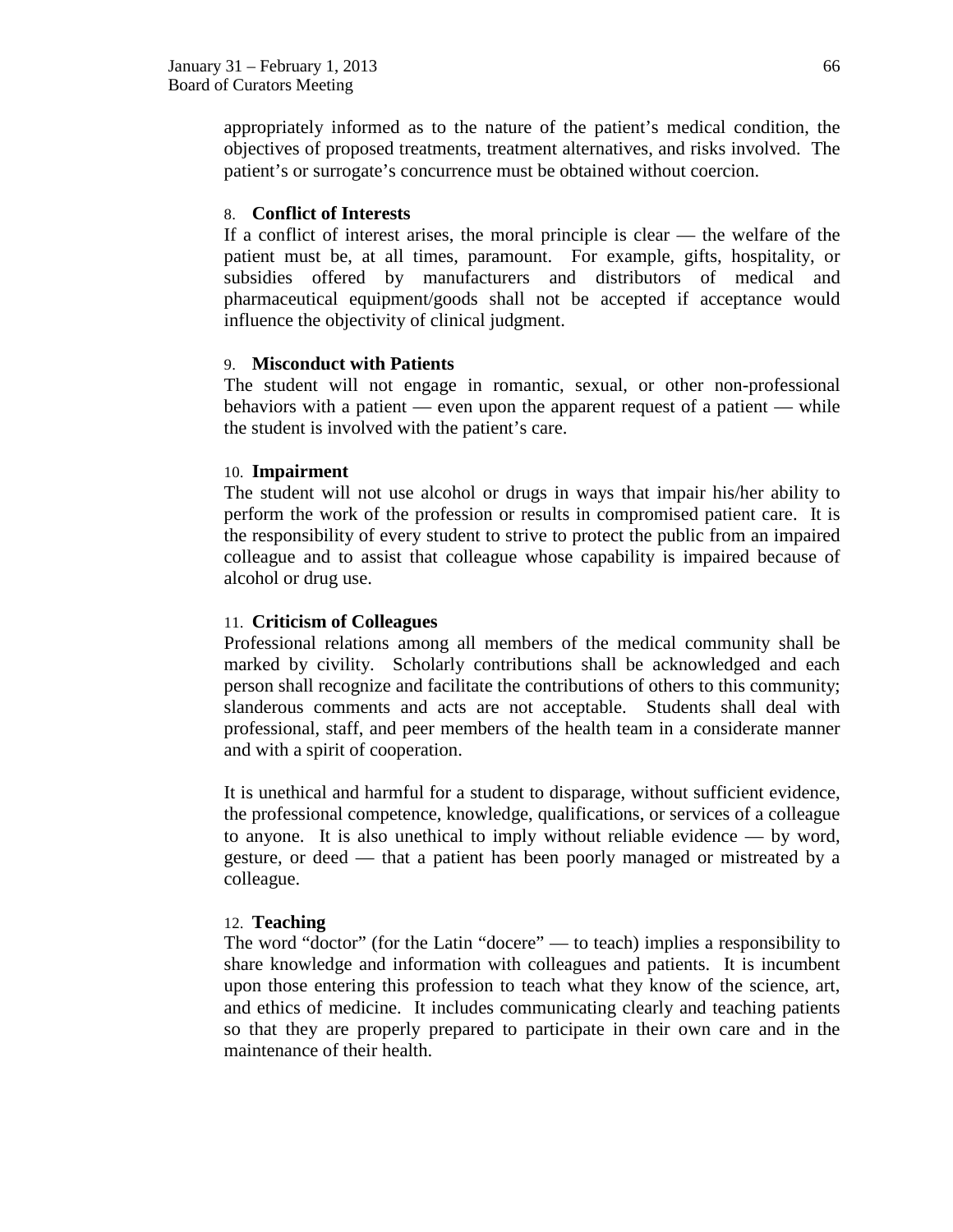appropriately informed as to the nature of the patient's medical condition, the objectives of proposed treatments, treatment alternatives, and risks involved. The patient's or surrogate's concurrence must be obtained without coercion.

8. **Conflict of Interests**

If a conflict of interest arises, the moral principle is clear — the welfare of the patient must be, at all times, paramount. For example, gifts, hospitality, or subsidies offered by manufacturers and distributors of medical and pharmaceutical equipment/goods shall not be accepted if acceptance would influence the objectivity of clinical judgment.

9. **Misconduct with Patients**

The student will not engage in romantic, sexual, or other non-professional behaviors with a patient — even upon the apparent request of a patient — while the student is involved with the patient's care.

10. **Impairment**

The student will not use alcohol or drugs in ways that impair his/her ability to perform the work of the profession or results in compromised patient care. It is the responsibility of every student to strive to protect the public from an impaired colleague and to assist that colleague whose capability is impaired because of alcohol or drug use.

11. **Criticism of Colleagues**

Professional relations among all members of the medical community shall be marked by civility. Scholarly contributions shall be acknowledged and each person shall recognize and facilitate the contributions of others to this community; slanderous comments and acts are not acceptable. Students shall deal with professional, staff, and peer members of the health team in a considerate manner and with a spirit of cooperation.

It is unethical and harmful for a student to disparage, without sufficient evidence, the professional competence, knowledge, qualifications, or services of a colleague to anyone. It is also unethical to imply without reliable evidence — by word, gesture, or deed — that a patient has been poorly managed or mistreated by a colleague.

12. **Teaching**

The word "doctor" (for the Latin "docere" — to teach) implies a responsibility to share knowledge and information with colleagues and patients. It is incumbent upon those entering this profession to teach what they know of the science, art, and ethics of medicine. It includes communicating clearly and teaching patients so that they are properly prepared to participate in their own care and in the maintenance of their health.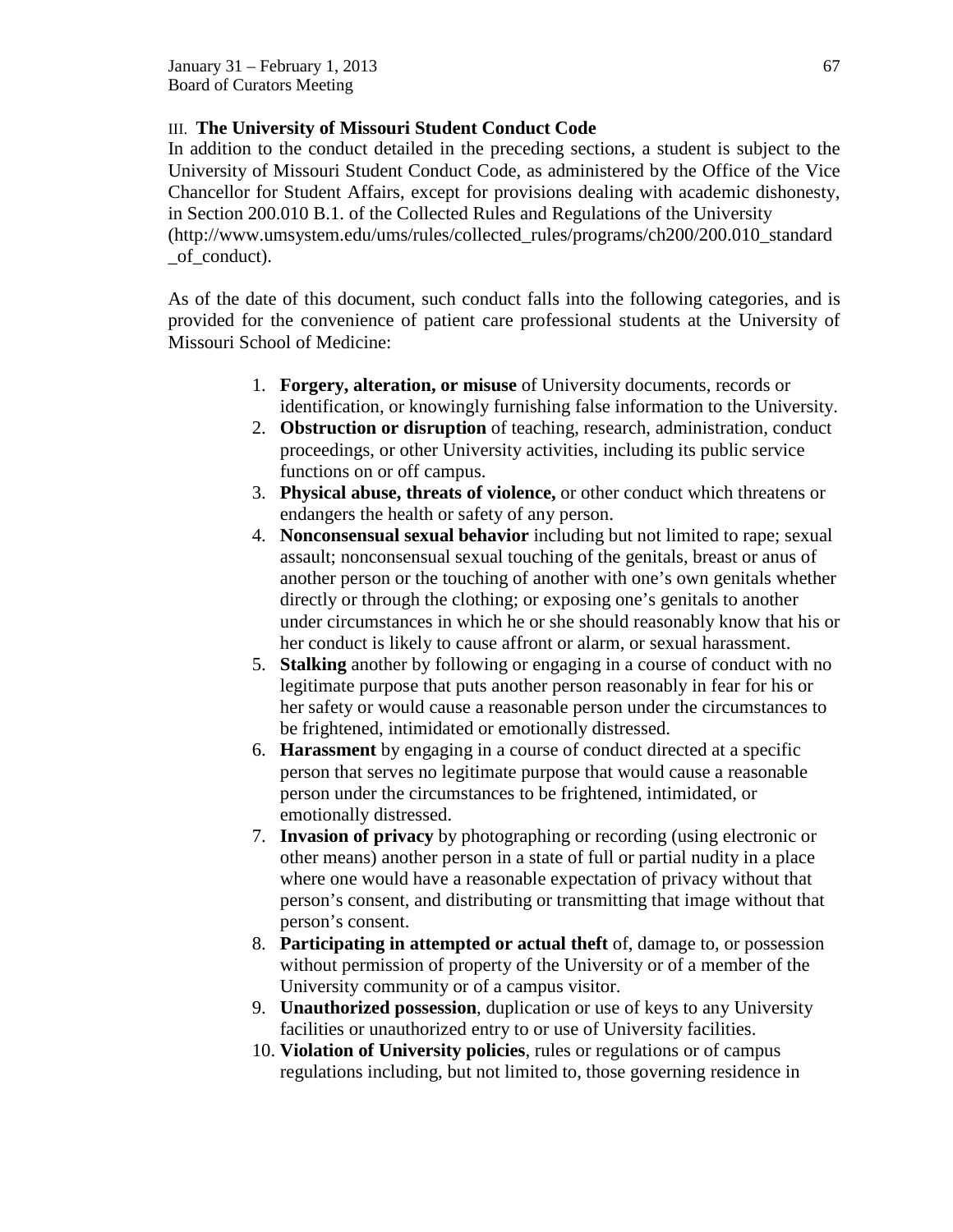### III. The University of Missouri Student Conduct Code

In addition to the conduct detailed in the preceding sections, a student is subject to the University of Missouri Student Conduct Code, as administered by the Office of the Vice Chancellor for Student Affairs, except for provisions dealing with academic dishonesty, in Section 200.010 B.1. of the Collected Rules and Regulations of the University (http://www.umsystem.edu/ums/rules/collected_rules/programs/ch200/200.010_standard_of_conduct).

As of the date of this document, such conduct falls into the following categories, and is provided for the convenience of patient care professional students at the University of Missouri School of Medicine:

1. **Forgery, alteration, or misuse** of University documents, records or identification, or knowingly furnishing false information to the University.
2. **Obstruction or disruption** of teaching, research, administration, conduct proceedings, or other University activities, including its public service functions on or off campus.
3. **Physical abuse, threats of violence,** or other conduct which threatens or endangers the health or safety of any person.
4. **Nonconsensual sexual behavior** including but not limited to rape; sexual assault; nonconsensual sexual touching of the genitals, breast or anus of another person or the touching of another with one's own genitals whether directly or through the clothing; or exposing one's genitals to another under circumstances in which he or she should reasonably know that his or her conduct is likely to cause affront or alarm, or sexual harassment.
5. **Stalking** another by following or engaging in a course of conduct with no legitimate purpose that puts another person reasonably in fear for his or her safety or would cause a reasonable person under the circumstances to be frightened, intimidated or emotionally distressed.
6. **Harassment** by engaging in a course of conduct directed at a specific person that serves no legitimate purpose that would cause a reasonable person under the circumstances to be frightened, intimidated, or emotionally distressed.
7. **Invasion of privacy** by photographing or recording (using electronic or other means) another person in a state of full or partial nudity in a place where one would have a reasonable expectation of privacy without that person's consent, and distributing or transmitting that image without that person's consent.
8. **Participating in attempted or actual theft** of, damage to, or possession without permission of property of the University or of a member of the University community or of a campus visitor.
9. **Unauthorized possession**, duplication or use of keys to any University facilities or unauthorized entry to or use of University facilities.
10. **Violation of University policies**, rules or regulations or of campus regulations including, but not limited to, those governing residence in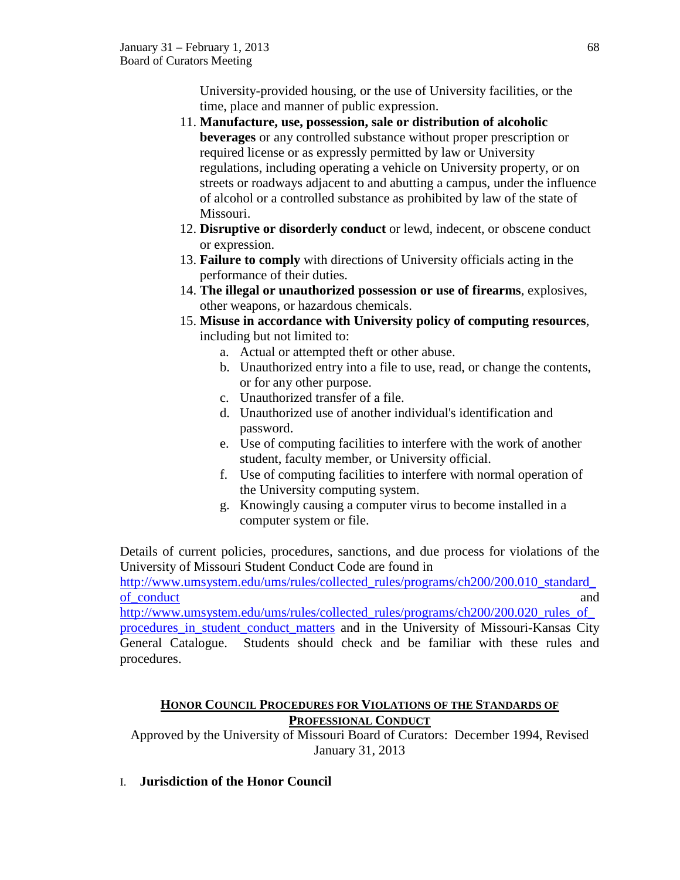University-provided housing, or the use of University facilities, or the time, place and manner of public expression.

11. **Manufacture, use, possession, sale or distribution of alcoholic beverages** or any controlled substance without proper prescription or required license or as expressly permitted by law or University regulations, including operating a vehicle on University property, or on streets or roadways adjacent to and abutting a campus, under the influence of alcohol or a controlled substance as prohibited by law of the state of Missouri.
12. **Disruptive or disorderly conduct** or lewd, indecent, or obscene conduct or expression.
13. **Failure to comply** with directions of University officials acting in the performance of their duties.
14. **The illegal or unauthorized possession or use of firearms**, explosives, other weapons, or hazardous chemicals.
15. **Misuse in accordance with University policy of computing resources**, including but not limited to:
    a. Actual or attempted theft or other abuse.
    b. Unauthorized entry into a file to use, read, or change the contents, or for any other purpose.
    c. Unauthorized transfer of a file.
    d. Unauthorized use of another individual's identification and password.
    e. Use of computing facilities to interfere with the work of another student, faculty member, or University official.
    f. Use of computing facilities to interfere with normal operation of the University computing system.
    g. Knowingly causing a computer virus to become installed in a computer system or file.

Details of current policies, procedures, sanctions, and due process for violations of the University of Missouri Student Conduct Code are found in http://www.umsystem.edu/ums/rules/collected_rules/programs/ch200/200.010_standard_of_conduct and http://www.umsystem.edu/ums/rules/collected_rules/programs/ch200/200.020_rules_of_procedures_in_student_conduct_matters and in the University of Missouri-Kansas City General Catalogue. Students should check and be familiar with these rules and procedures.

## HONOR COUNCIL PROCEDURES FOR VIOLATIONS OF THE STANDARDS OF PROFESSIONAL CONDUCT

Approved by the University of Missouri Board of Curators: December 1994, Revised January 31, 2013

### I. Jurisdiction of the Honor Council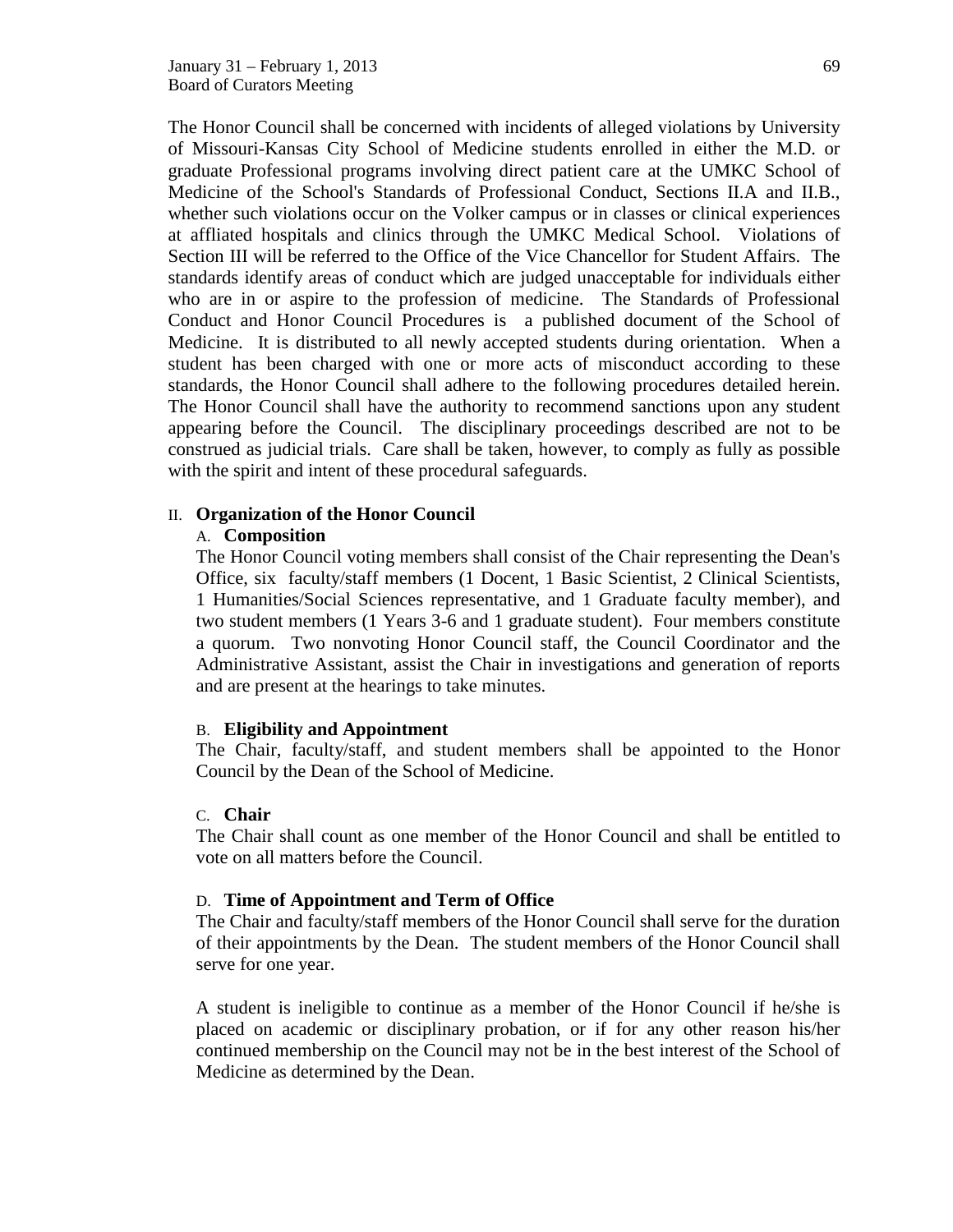The Honor Council shall be concerned with incidents of alleged violations by University of Missouri-Kansas City School of Medicine students enrolled in either the M.D. or graduate Professional programs involving direct patient care at the UMKC School of Medicine of the School's Standards of Professional Conduct, Sections II.A and II.B., whether such violations occur on the Volker campus or in classes or clinical experiences at affliated hospitals and clinics through the UMKC Medical School. Violations of Section III will be referred to the Office of the Vice Chancellor for Student Affairs. The standards identify areas of conduct which are judged unacceptable for individuals either who are in or aspire to the profession of medicine. The Standards of Professional Conduct and Honor Council Procedures is a published document of the School of Medicine. It is distributed to all newly accepted students during orientation. When a student has been charged with one or more acts of misconduct according to these standards, the Honor Council shall adhere to the following procedures detailed herein. The Honor Council shall have the authority to recommend sanctions upon any student appearing before the Council. The disciplinary proceedings described are not to be construed as judicial trials. Care shall be taken, however, to comply as fully as possible with the spirit and intent of these procedural safeguards.

## II. Organization of the Honor Council

### A. Composition

The Honor Council voting members shall consist of the Chair representing the Dean's Office, six faculty/staff members (1 Docent, 1 Basic Scientist, 2 Clinical Scientists, 1 Humanities/Social Sciences representative, and 1 Graduate faculty member), and two student members (1 Years 3-6 and 1 graduate student). Four members constitute a quorum. Two nonvoting Honor Council staff, the Council Coordinator and the Administrative Assistant, assist the Chair in investigations and generation of reports and are present at the hearings to take minutes.

### B. Eligibility and Appointment

The Chair, faculty/staff, and student members shall be appointed to the Honor Council by the Dean of the School of Medicine.

### C. Chair

The Chair shall count as one member of the Honor Council and shall be entitled to vote on all matters before the Council.

### D. Time of Appointment and Term of Office

The Chair and faculty/staff members of the Honor Council shall serve for the duration of their appointments by the Dean. The student members of the Honor Council shall serve for one year.

A student is ineligible to continue as a member of the Honor Council if he/she is placed on academic or disciplinary probation, or if for any other reason his/her continued membership on the Council may not be in the best interest of the School of Medicine as determined by the Dean.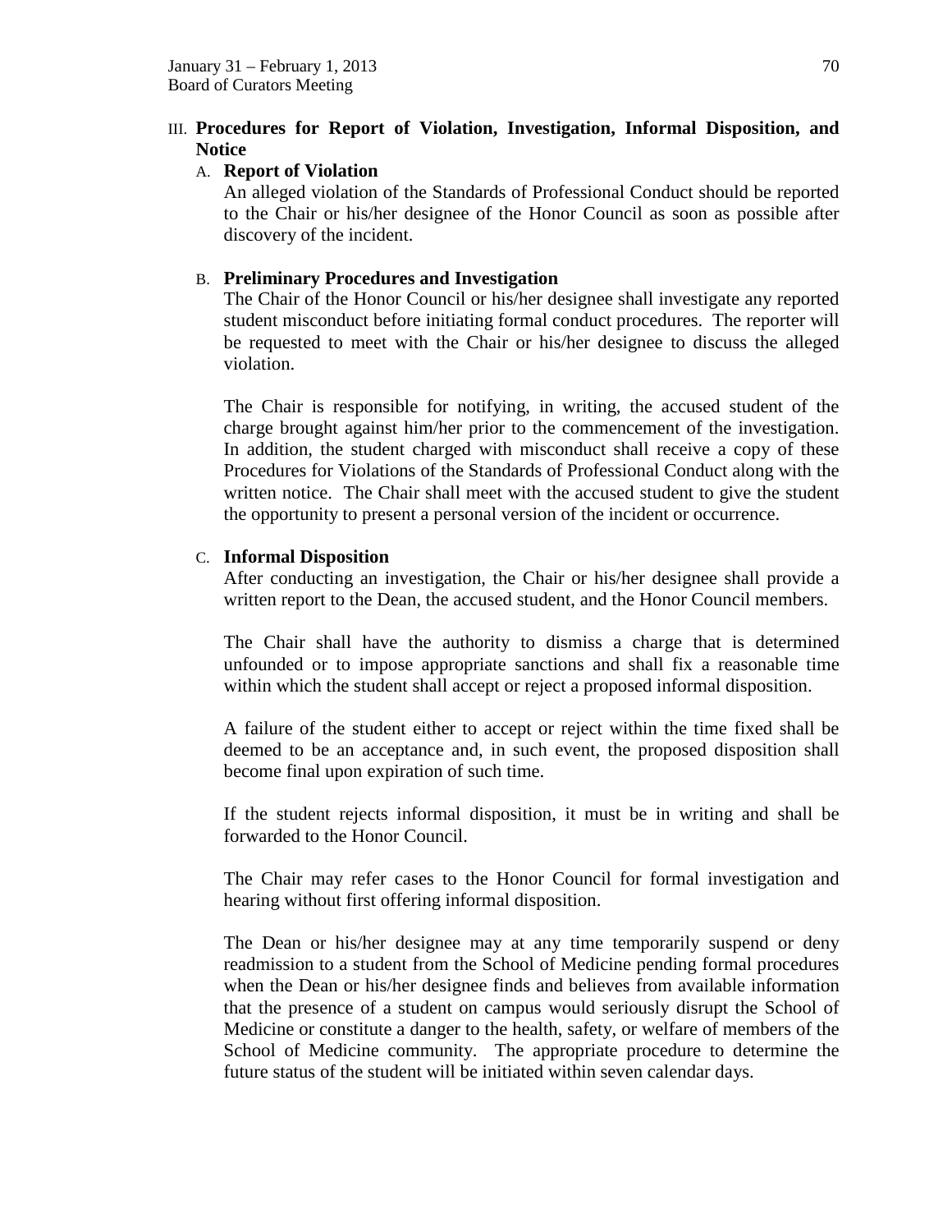## III. Procedures for Report of Violation, Investigation, Informal Disposition, and Notice

### A. Report of Violation

An alleged violation of the Standards of Professional Conduct should be reported to the Chair or his/her designee of the Honor Council as soon as possible after discovery of the incident.

### B. Preliminary Procedures and Investigation

The Chair of the Honor Council or his/her designee shall investigate any reported student misconduct before initiating formal conduct procedures. The reporter will be requested to meet with the Chair or his/her designee to discuss the alleged violation.

The Chair is responsible for notifying, in writing, the accused student of the charge brought against him/her prior to the commencement of the investigation. In addition, the student charged with misconduct shall receive a copy of these Procedures for Violations of the Standards of Professional Conduct along with the written notice. The Chair shall meet with the accused student to give the student the opportunity to present a personal version of the incident or occurrence.

### C. Informal Disposition

After conducting an investigation, the Chair or his/her designee shall provide a written report to the Dean, the accused student, and the Honor Council members.

The Chair shall have the authority to dismiss a charge that is determined unfounded or to impose appropriate sanctions and shall fix a reasonable time within which the student shall accept or reject a proposed informal disposition.

A failure of the student either to accept or reject within the time fixed shall be deemed to be an acceptance and, in such event, the proposed disposition shall become final upon expiration of such time.

If the student rejects informal disposition, it must be in writing and shall be forwarded to the Honor Council.

The Chair may refer cases to the Honor Council for formal investigation and hearing without first offering informal disposition.

The Dean or his/her designee may at any time temporarily suspend or deny readmission to a student from the School of Medicine pending formal procedures when the Dean or his/her designee finds and believes from available information that the presence of a student on campus would seriously disrupt the School of Medicine or constitute a danger to the health, safety, or welfare of members of the School of Medicine community. The appropriate procedure to determine the future status of the student will be initiated within seven calendar days.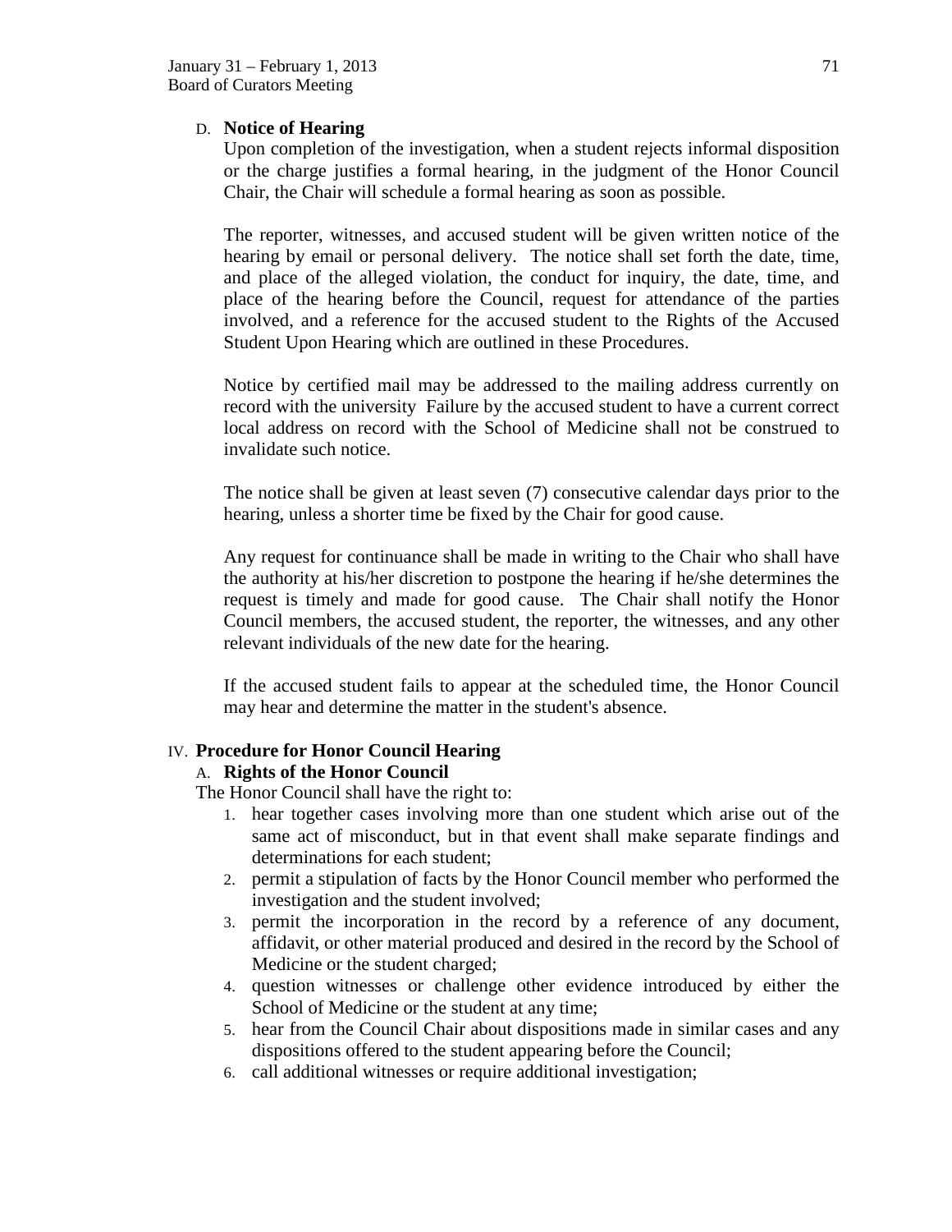### D. Notice of Hearing

Upon completion of the investigation, when a student rejects informal disposition or the charge justifies a formal hearing, in the judgment of the Honor Council Chair, the Chair will schedule a formal hearing as soon as possible.

The reporter, witnesses, and accused student will be given written notice of the hearing by email or personal delivery. The notice shall set forth the date, time, and place of the alleged violation, the conduct for inquiry, the date, time, and place of the hearing before the Council, request for attendance of the parties involved, and a reference for the accused student to the Rights of the Accused Student Upon Hearing which are outlined in these Procedures.

Notice by certified mail may be addressed to the mailing address currently on record with the university Failure by the accused student to have a current correct local address on record with the School of Medicine shall not be construed to invalidate such notice.

The notice shall be given at least seven (7) consecutive calendar days prior to the hearing, unless a shorter time be fixed by the Chair for good cause.

Any request for continuance shall be made in writing to the Chair who shall have the authority at his/her discretion to postpone the hearing if he/she determines the request is timely and made for good cause. The Chair shall notify the Honor Council members, the accused student, the reporter, the witnesses, and any other relevant individuals of the new date for the hearing.

If the accused student fails to appear at the scheduled time, the Honor Council may hear and determine the matter in the student's absence.

## IV. Procedure for Honor Council Hearing

### A. Rights of the Honor Council

The Honor Council shall have the right to:

1. hear together cases involving more than one student which arise out of the same act of misconduct, but in that event shall make separate findings and determinations for each student;
2. permit a stipulation of facts by the Honor Council member who performed the investigation and the student involved;
3. permit the incorporation in the record by a reference of any document, affidavit, or other material produced and desired in the record by the School of Medicine or the student charged;
4. question witnesses or challenge other evidence introduced by either the School of Medicine or the student at any time;
5. hear from the Council Chair about dispositions made in similar cases and any dispositions offered to the student appearing before the Council;
6. call additional witnesses or require additional investigation;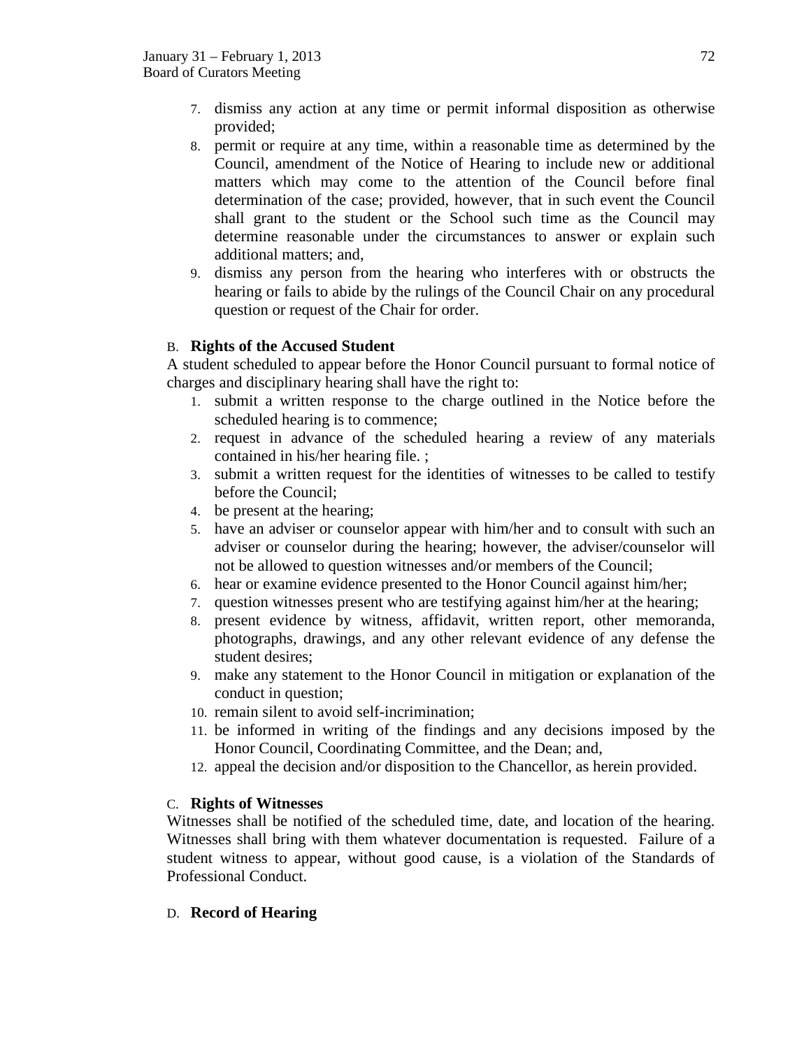7. dismiss any action at any time or permit informal disposition as otherwise provided;
8. permit or require at any time, within a reasonable time as determined by the Council, amendment of the Notice of Hearing to include new or additional matters which may come to the attention of the Council before final determination of the case; provided, however, that in such event the Council shall grant to the student or the School such time as the Council may determine reasonable under the circumstances to answer or explain such additional matters; and,
9. dismiss any person from the hearing who interferes with or obstructs the hearing or fails to abide by the rulings of the Council Chair on any procedural question or request of the Chair for order.

B. **Rights of the Accused Student**

A student scheduled to appear before the Honor Council pursuant to formal notice of charges and disciplinary hearing shall have the right to:

1. submit a written response to the charge outlined in the Notice before the scheduled hearing is to commence;
2. request in advance of the scheduled hearing a review of any materials contained in his/her hearing file. ;
3. submit a written request for the identities of witnesses to be called to testify before the Council;
4. be present at the hearing;
5. have an adviser or counselor appear with him/her and to consult with such an adviser or counselor during the hearing; however, the adviser/counselor will not be allowed to question witnesses and/or members of the Council;
6. hear or examine evidence presented to the Honor Council against him/her;
7. question witnesses present who are testifying against him/her at the hearing;
8. present evidence by witness, affidavit, written report, other memoranda, photographs, drawings, and any other relevant evidence of any defense the student desires;
9. make any statement to the Honor Council in mitigation or explanation of the conduct in question;
10. remain silent to avoid self-incrimination;
11. be informed in writing of the findings and any decisions imposed by the Honor Council, Coordinating Committee, and the Dean; and,
12. appeal the decision and/or disposition to the Chancellor, as herein provided.

C. **Rights of Witnesses**

Witnesses shall be notified of the scheduled time, date, and location of the hearing. Witnesses shall bring with them whatever documentation is requested. Failure of a student witness to appear, without good cause, is a violation of the Standards of Professional Conduct.

D. **Record of Hearing**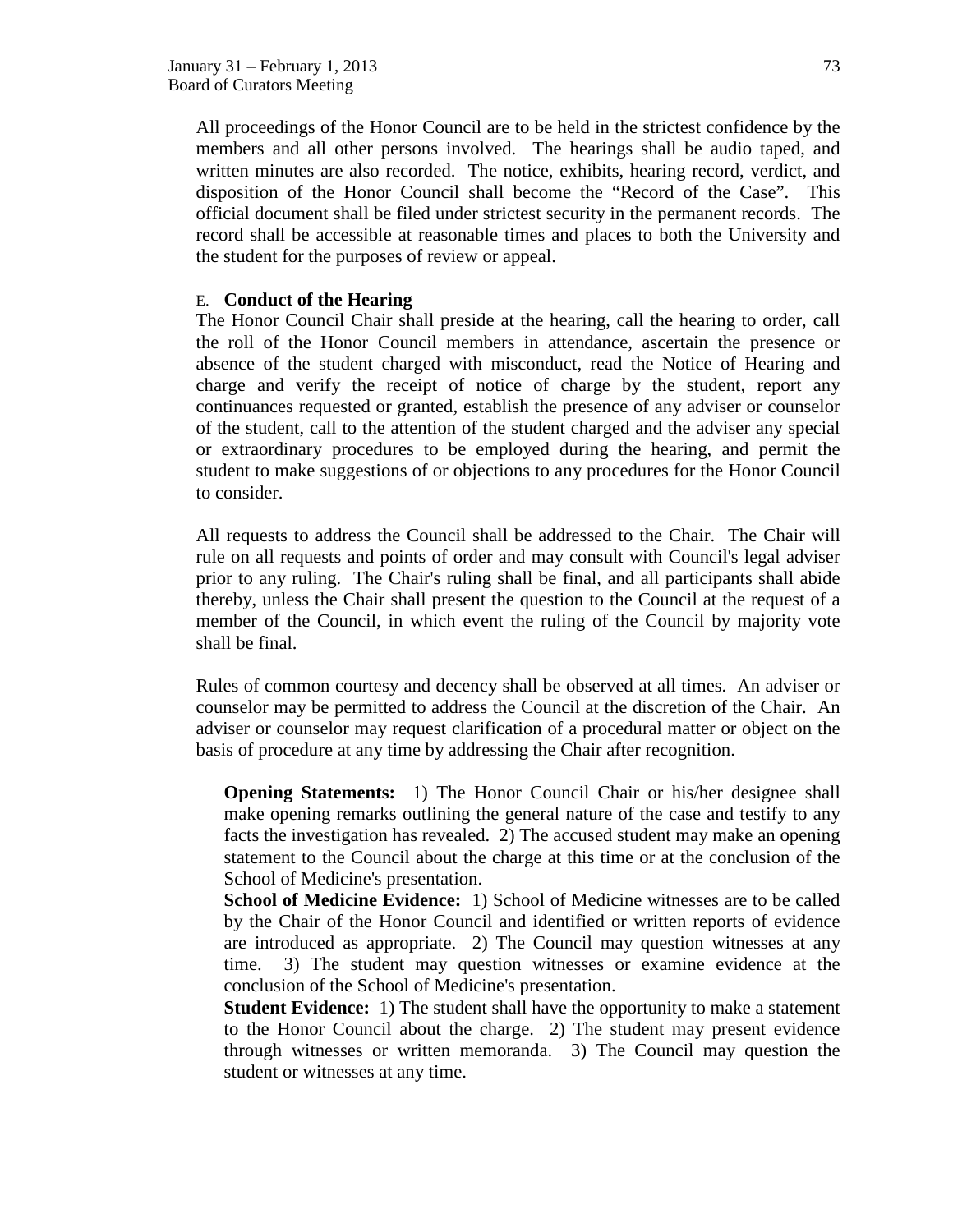All proceedings of the Honor Council are to be held in the strictest confidence by the members and all other persons involved. The hearings shall be audio taped, and written minutes are also recorded. The notice, exhibits, hearing record, verdict, and disposition of the Honor Council shall become the "Record of the Case". This official document shall be filed under strictest security in the permanent records. The record shall be accessible at reasonable times and places to both the University and the student for the purposes of review or appeal.

E. **Conduct of the Hearing**

The Honor Council Chair shall preside at the hearing, call the hearing to order, call the roll of the Honor Council members in attendance, ascertain the presence or absence of the student charged with misconduct, read the Notice of Hearing and charge and verify the receipt of notice of charge by the student, report any continuances requested or granted, establish the presence of any adviser or counselor of the student, call to the attention of the student charged and the adviser any special or extraordinary procedures to be employed during the hearing, and permit the student to make suggestions of or objections to any procedures for the Honor Council to consider.

All requests to address the Council shall be addressed to the Chair. The Chair will rule on all requests and points of order and may consult with Council's legal adviser prior to any ruling. The Chair's ruling shall be final, and all participants shall abide thereby, unless the Chair shall present the question to the Council at the request of a member of the Council, in which event the ruling of the Council by majority vote shall be final.

Rules of common courtesy and decency shall be observed at all times. An adviser or counselor may be permitted to address the Council at the discretion of the Chair. An adviser or counselor may request clarification of a procedural matter or object on the basis of procedure at any time by addressing the Chair after recognition.

**Opening Statements:** 1) The Honor Council Chair or his/her designee shall make opening remarks outlining the general nature of the case and testify to any facts the investigation has revealed. 2) The accused student may make an opening statement to the Council about the charge at this time or at the conclusion of the School of Medicine's presentation.

**School of Medicine Evidence:** 1) School of Medicine witnesses are to be called by the Chair of the Honor Council and identified or written reports of evidence are introduced as appropriate. 2) The Council may question witnesses at any time. 3) The student may question witnesses or examine evidence at the conclusion of the School of Medicine's presentation.

**Student Evidence:** 1) The student shall have the opportunity to make a statement to the Honor Council about the charge. 2) The student may present evidence through witnesses or written memoranda. 3) The Council may question the student or witnesses at any time.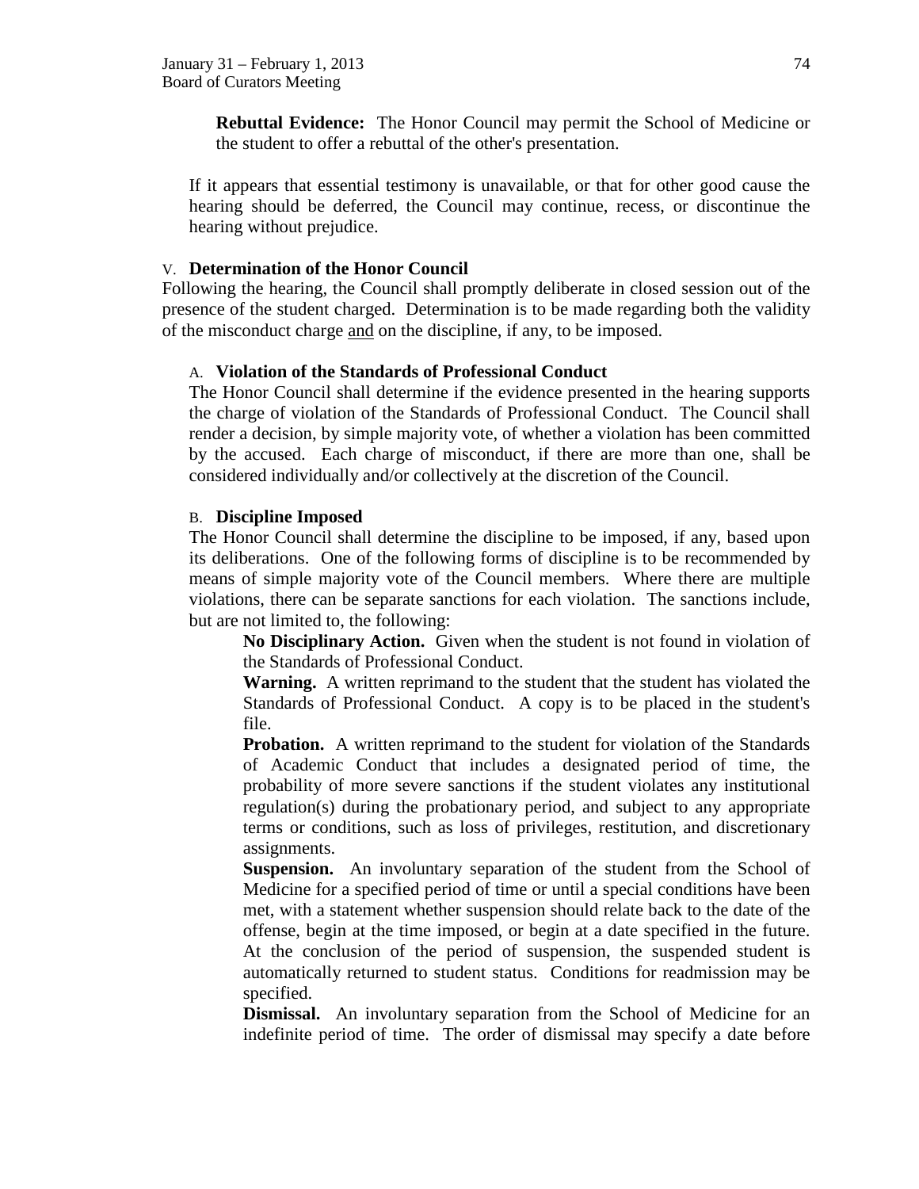**Rebuttal Evidence:** The Honor Council may permit the School of Medicine or the student to offer a rebuttal of the other's presentation.

If it appears that essential testimony is unavailable, or that for other good cause the hearing should be deferred, the Council may continue, recess, or discontinue the hearing without prejudice.

### V. Determination of the Honor Council

Following the hearing, the Council shall promptly deliberate in closed session out of the presence of the student charged. Determination is to be made regarding both the validity of the misconduct charge <u>and</u> on the discipline, if any, to be imposed.

#### A. Violation of the Standards of Professional Conduct

The Honor Council shall determine if the evidence presented in the hearing supports the charge of violation of the Standards of Professional Conduct. The Council shall render a decision, by simple majority vote, of whether a violation has been committed by the accused. Each charge of misconduct, if there are more than one, shall be considered individually and/or collectively at the discretion of the Council.

#### B. Discipline Imposed

The Honor Council shall determine the discipline to be imposed, if any, based upon its deliberations. One of the following forms of discipline is to be recommended by means of simple majority vote of the Council members. Where there are multiple violations, there can be separate sanctions for each violation. The sanctions include, but are not limited to, the following:

**No Disciplinary Action.** Given when the student is not found in violation of the Standards of Professional Conduct.

**Warning.** A written reprimand to the student that the student has violated the Standards of Professional Conduct. A copy is to be placed in the student's file.

**Probation.** A written reprimand to the student for violation of the Standards of Academic Conduct that includes a designated period of time, the probability of more severe sanctions if the student violates any institutional regulation(s) during the probationary period, and subject to any appropriate terms or conditions, such as loss of privileges, restitution, and discretionary assignments.

**Suspension.** An involuntary separation of the student from the School of Medicine for a specified period of time or until a special conditions have been met, with a statement whether suspension should relate back to the date of the offense, begin at the time imposed, or begin at a date specified in the future. At the conclusion of the period of suspension, the suspended student is automatically returned to student status. Conditions for readmission may be specified.

**Dismissal.** An involuntary separation from the School of Medicine for an indefinite period of time. The order of dismissal may specify a date before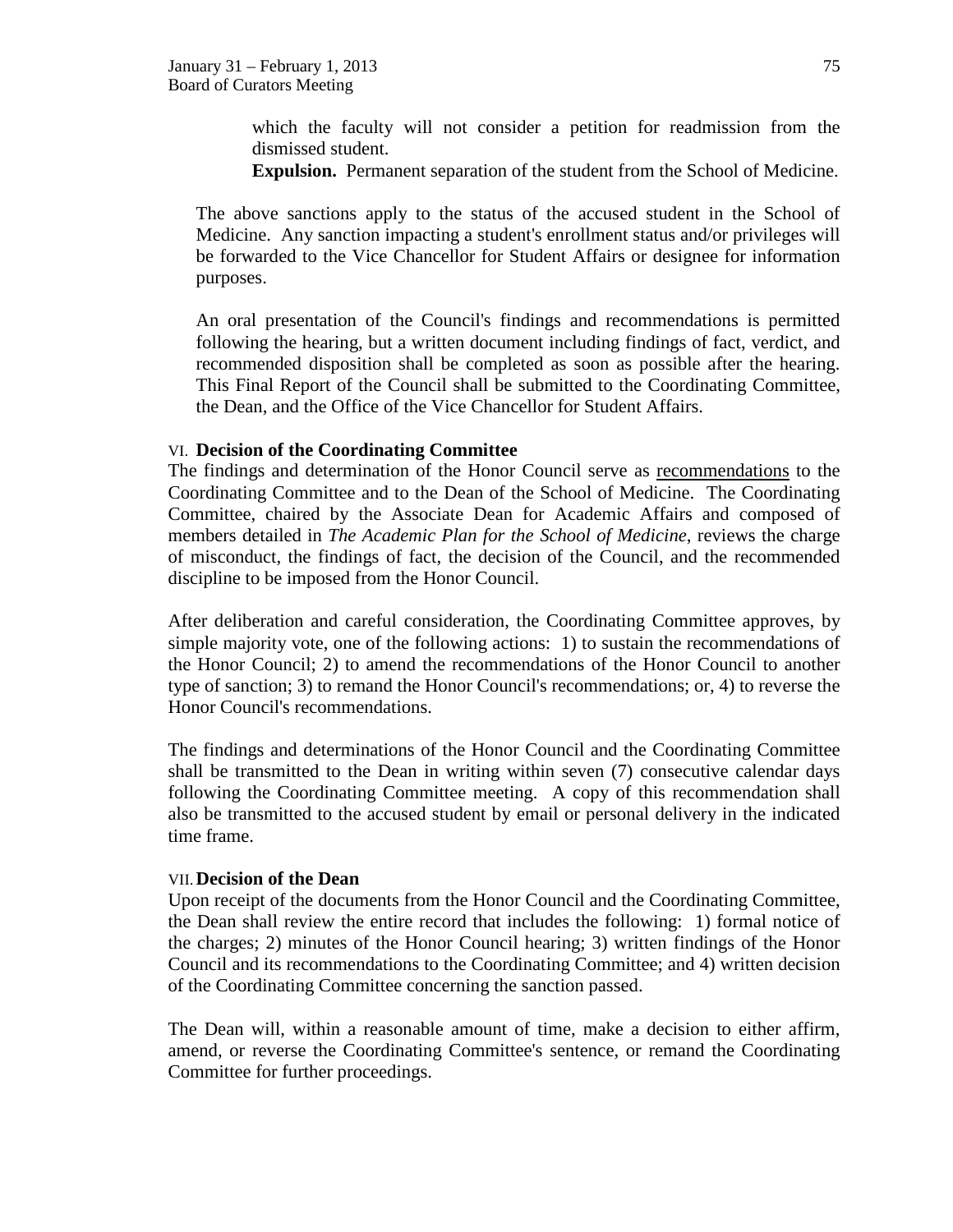which the faculty will not consider a petition for readmission from the dismissed student.

**Expulsion.** Permanent separation of the student from the School of Medicine.

The above sanctions apply to the status of the accused student in the School of Medicine. Any sanction impacting a student's enrollment status and/or privileges will be forwarded to the Vice Chancellor for Student Affairs or designee for information purposes.

An oral presentation of the Council's findings and recommendations is permitted following the hearing, but a written document including findings of fact, verdict, and recommended disposition shall be completed as soon as possible after the hearing. This Final Report of the Council shall be submitted to the Coordinating Committee, the Dean, and the Office of the Vice Chancellor for Student Affairs.

### VI. Decision of the Coordinating Committee

The findings and determination of the Honor Council serve as <u>recommendations</u> to the Coordinating Committee and to the Dean of the School of Medicine. The Coordinating Committee, chaired by the Associate Dean for Academic Affairs and composed of members detailed in *The Academic Plan for the School of Medicine*, reviews the charge of misconduct, the findings of fact, the decision of the Council, and the recommended discipline to be imposed from the Honor Council.

After deliberation and careful consideration, the Coordinating Committee approves, by simple majority vote, one of the following actions: 1) to sustain the recommendations of the Honor Council; 2) to amend the recommendations of the Honor Council to another type of sanction; 3) to remand the Honor Council's recommendations; or, 4) to reverse the Honor Council's recommendations.

The findings and determinations of the Honor Council and the Coordinating Committee shall be transmitted to the Dean in writing within seven (7) consecutive calendar days following the Coordinating Committee meeting. A copy of this recommendation shall also be transmitted to the accused student by email or personal delivery in the indicated time frame.

### VII. Decision of the Dean

Upon receipt of the documents from the Honor Council and the Coordinating Committee, the Dean shall review the entire record that includes the following: 1) formal notice of the charges; 2) minutes of the Honor Council hearing; 3) written findings of the Honor Council and its recommendations to the Coordinating Committee; and 4) written decision of the Coordinating Committee concerning the sanction passed.

The Dean will, within a reasonable amount of time, make a decision to either affirm, amend, or reverse the Coordinating Committee's sentence, or remand the Coordinating Committee for further proceedings.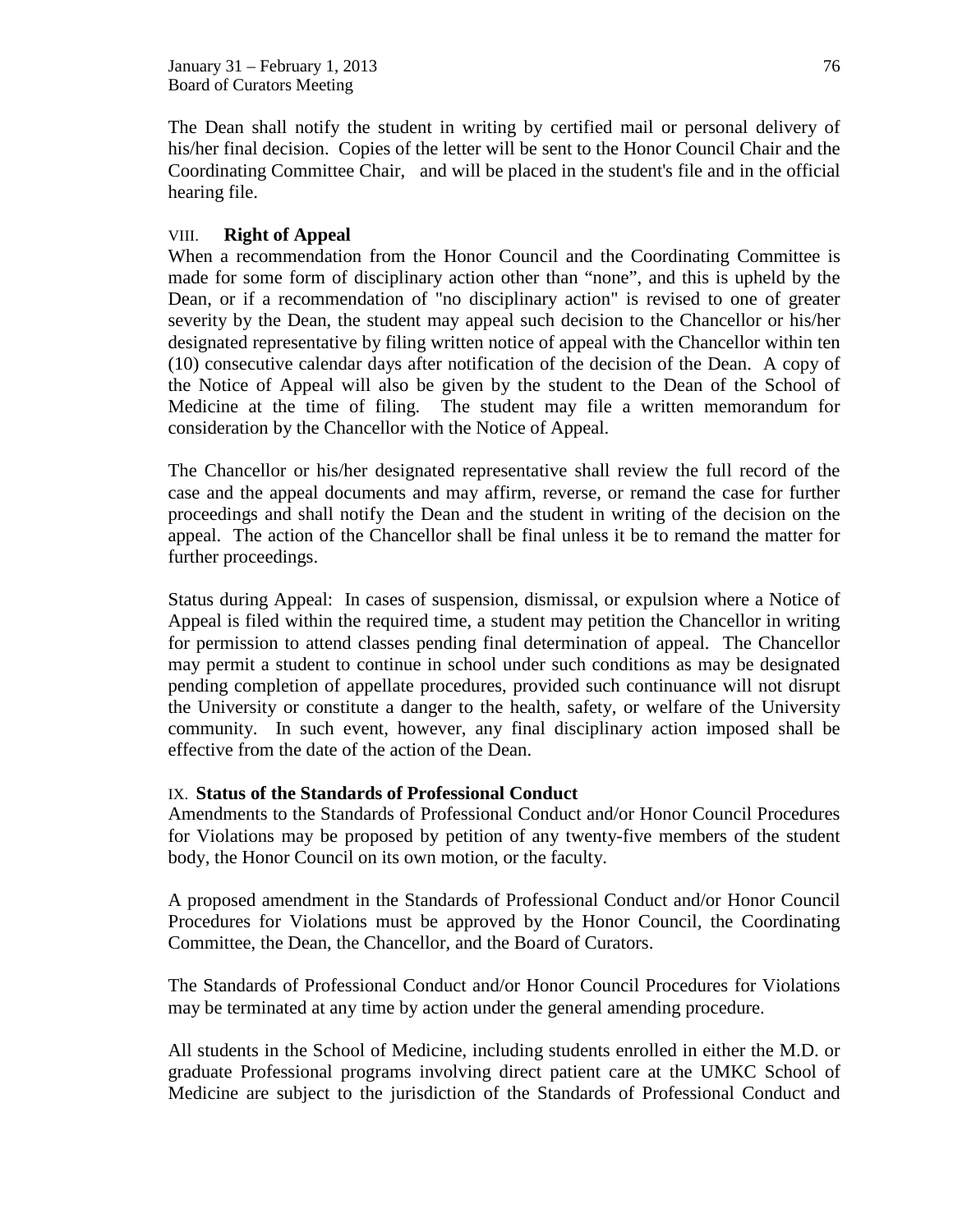The Dean shall notify the student in writing by certified mail or personal delivery of his/her final decision. Copies of the letter will be sent to the Honor Council Chair and the Coordinating Committee Chair, and will be placed in the student's file and in the official hearing file.

## VIII. Right of Appeal

When a recommendation from the Honor Council and the Coordinating Committee is made for some form of disciplinary action other than "none", and this is upheld by the Dean, or if a recommendation of "no disciplinary action" is revised to one of greater severity by the Dean, the student may appeal such decision to the Chancellor or his/her designated representative by filing written notice of appeal with the Chancellor within ten (10) consecutive calendar days after notification of the decision of the Dean. A copy of the Notice of Appeal will also be given by the student to the Dean of the School of Medicine at the time of filing. The student may file a written memorandum for consideration by the Chancellor with the Notice of Appeal.

The Chancellor or his/her designated representative shall review the full record of the case and the appeal documents and may affirm, reverse, or remand the case for further proceedings and shall notify the Dean and the student in writing of the decision on the appeal. The action of the Chancellor shall be final unless it be to remand the matter for further proceedings.

Status during Appeal: In cases of suspension, dismissal, or expulsion where a Notice of Appeal is filed within the required time, a student may petition the Chancellor in writing for permission to attend classes pending final determination of appeal. The Chancellor may permit a student to continue in school under such conditions as may be designated pending completion of appellate procedures, provided such continuance will not disrupt the University or constitute a danger to the health, safety, or welfare of the University community. In such event, however, any final disciplinary action imposed shall be effective from the date of the action of the Dean.

## IX. Status of the Standards of Professional Conduct

Amendments to the Standards of Professional Conduct and/or Honor Council Procedures for Violations may be proposed by petition of any twenty-five members of the student body, the Honor Council on its own motion, or the faculty.

A proposed amendment in the Standards of Professional Conduct and/or Honor Council Procedures for Violations must be approved by the Honor Council, the Coordinating Committee, the Dean, the Chancellor, and the Board of Curators.

The Standards of Professional Conduct and/or Honor Council Procedures for Violations may be terminated at any time by action under the general amending procedure.

All students in the School of Medicine, including students enrolled in either the M.D. or graduate Professional programs involving direct patient care at the UMKC School of Medicine are subject to the jurisdiction of the Standards of Professional Conduct and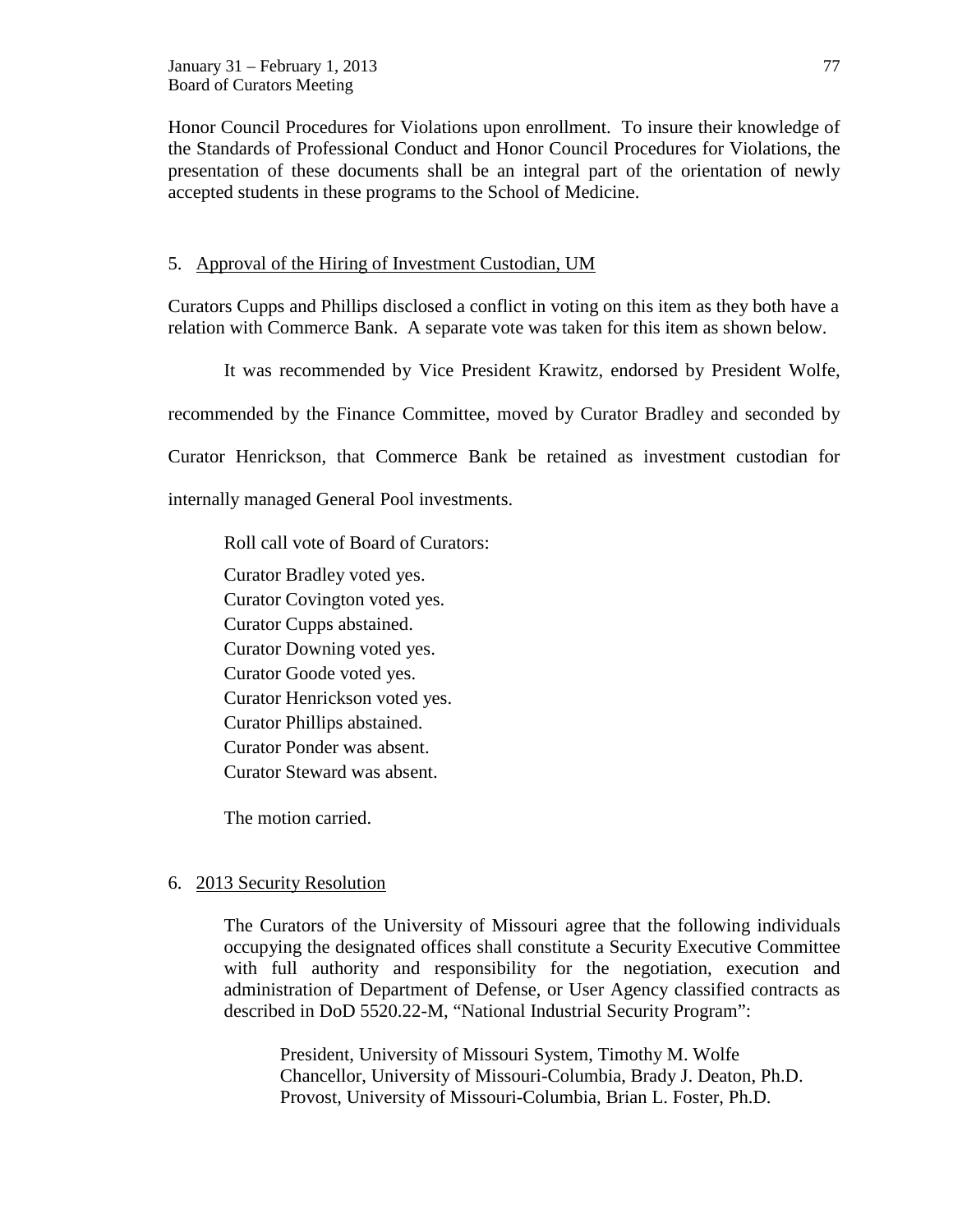Honor Council Procedures for Violations upon enrollment. To insure their knowledge of the Standards of Professional Conduct and Honor Council Procedures for Violations, the presentation of these documents shall be an integral part of the orientation of newly accepted students in these programs to the School of Medicine.

5. <u>Approval of the Hiring of Investment Custodian, UM</u>

Curators Cupps and Phillips disclosed a conflict in voting on this item as they both have a relation with Commerce Bank. A separate vote was taken for this item as shown below.

It was recommended by Vice President Krawitz, endorsed by President Wolfe, recommended by the Finance Committee, moved by Curator Bradley and seconded by Curator Henrickson, that Commerce Bank be retained as investment custodian for internally managed General Pool investments.

Roll call vote of Board of Curators:

Curator Bradley voted yes.  
Curator Covington voted yes.  
Curator Cupps abstained.  
Curator Downing voted yes.  
Curator Goode voted yes.  
Curator Henrickson voted yes.  
Curator Phillips abstained.  
Curator Ponder was absent.  
Curator Steward was absent.

The motion carried.

6. <u>2013 Security Resolution</u>

The Curators of the University of Missouri agree that the following individuals occupying the designated offices shall constitute a Security Executive Committee with full authority and responsibility for the negotiation, execution and administration of Department of Defense, or User Agency classified contracts as described in DoD 5520.22-M, "National Industrial Security Program":

President, University of Missouri System, Timothy M. Wolfe  
Chancellor, University of Missouri-Columbia, Brady J. Deaton, Ph.D.  
Provost, University of Missouri-Columbia, Brian L. Foster, Ph.D.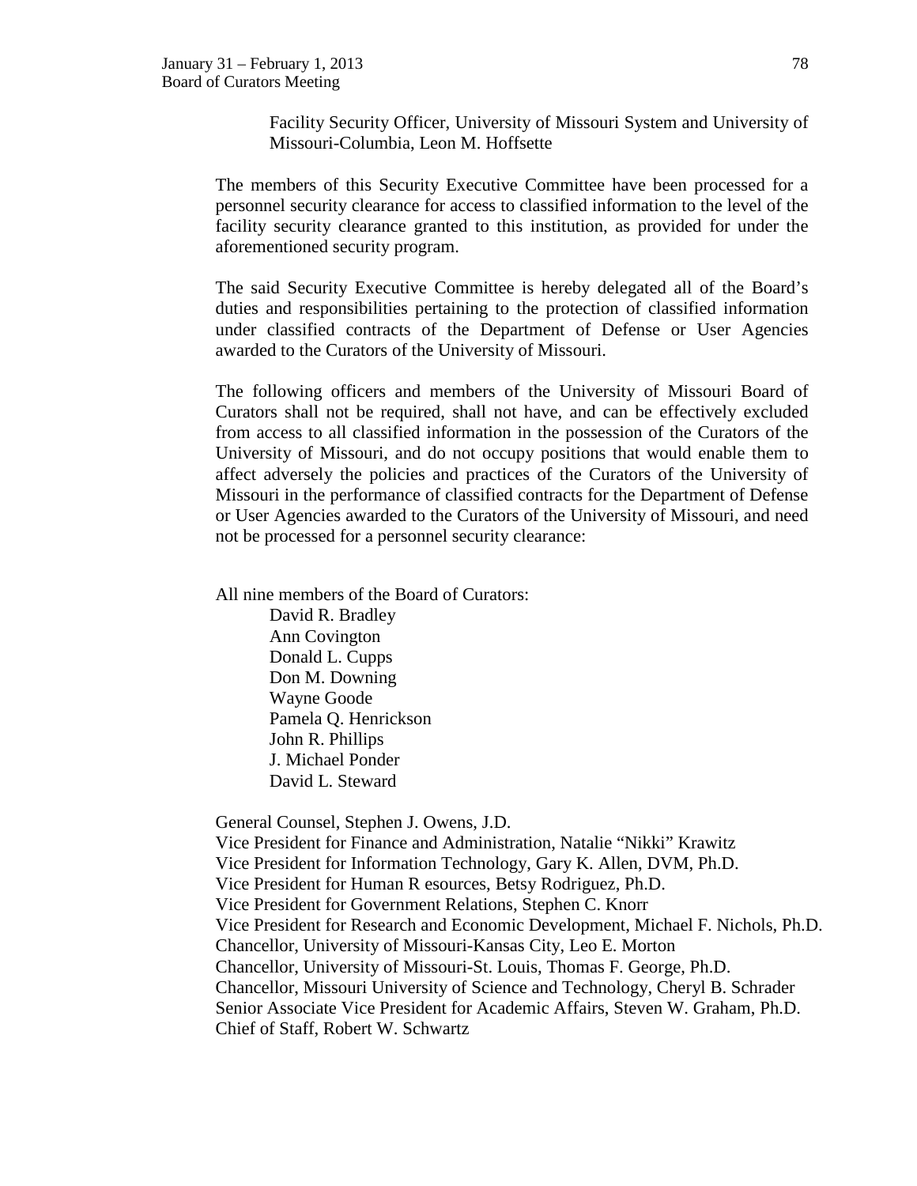Facility Security Officer, University of Missouri System and University of Missouri-Columbia, Leon M. Hoffsette

The members of this Security Executive Committee have been processed for a personnel security clearance for access to classified information to the level of the facility security clearance granted to this institution, as provided for under the aforementioned security program.

The said Security Executive Committee is hereby delegated all of the Board's duties and responsibilities pertaining to the protection of classified information under classified contracts of the Department of Defense or User Agencies awarded to the Curators of the University of Missouri.

The following officers and members of the University of Missouri Board of Curators shall not be required, shall not have, and can be effectively excluded from access to all classified information in the possession of the Curators of the University of Missouri, and do not occupy positions that would enable them to affect adversely the policies and practices of the Curators of the University of Missouri in the performance of classified contracts for the Department of Defense or User Agencies awarded to the Curators of the University of Missouri, and need not be processed for a personnel security clearance:

All nine members of the Board of Curators:

David R. Bradley
Ann Covington
Donald L. Cupps
Don M. Downing
Wayne Goode
Pamela Q. Henrickson
John R. Phillips
J. Michael Ponder
David L. Steward

General Counsel, Stephen J. Owens, J.D.
Vice President for Finance and Administration, Natalie "Nikki" Krawitz
Vice President for Information Technology, Gary K. Allen, DVM, Ph.D.
Vice President for Human R esources, Betsy Rodriguez, Ph.D.
Vice President for Government Relations, Stephen C. Knorr
Vice President for Research and Economic Development, Michael F. Nichols, Ph.D.
Chancellor, University of Missouri-Kansas City, Leo E. Morton
Chancellor, University of Missouri-St. Louis, Thomas F. George, Ph.D.
Chancellor, Missouri University of Science and Technology, Cheryl B. Schrader
Senior Associate Vice President for Academic Affairs, Steven W. Graham, Ph.D.
Chief of Staff, Robert W. Schwartz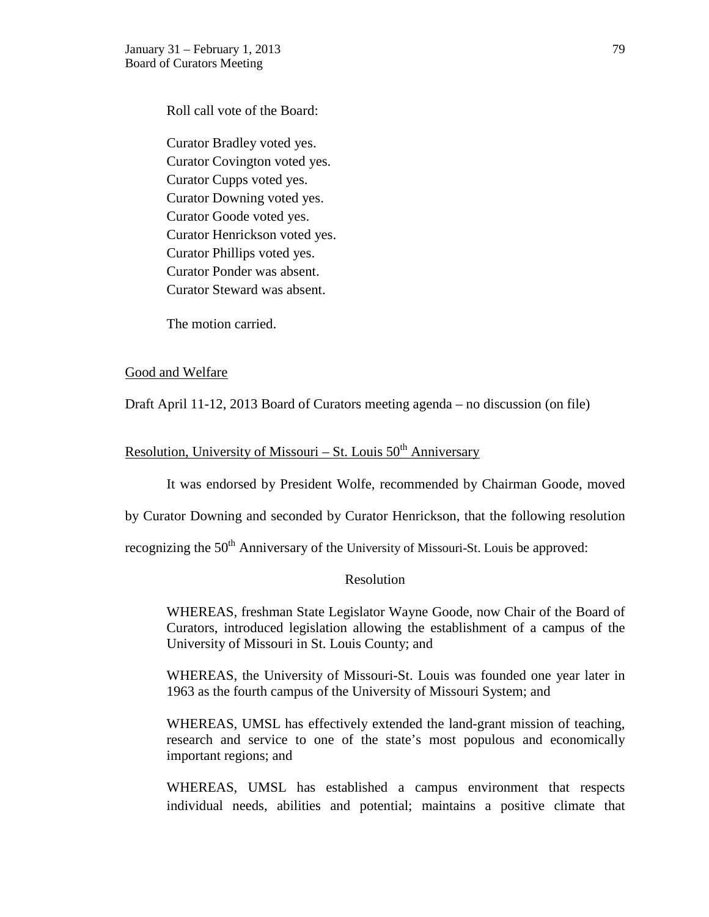Roll call vote of the Board:

Curator Bradley voted yes.
Curator Covington voted yes.
Curator Cupps voted yes.
Curator Downing voted yes.
Curator Goode voted yes.
Curator Henrickson voted yes.
Curator Phillips voted yes.
Curator Ponder was absent.
Curator Steward was absent.

The motion carried.

Good and Welfare

Draft April 11-12, 2013 Board of Curators meeting agenda – no discussion (on file)

Resolution, University of Missouri – St. Louis 50th Anniversary

It was endorsed by President Wolfe, recommended by Chairman Goode, moved by Curator Downing and seconded by Curator Henrickson, that the following resolution recognizing the 50th Anniversary of the University of Missouri-St. Louis be approved:

Resolution

WHEREAS, freshman State Legislator Wayne Goode, now Chair of the Board of Curators, introduced legislation allowing the establishment of a campus of the University of Missouri in St. Louis County; and

WHEREAS, the University of Missouri-St. Louis was founded one year later in 1963 as the fourth campus of the University of Missouri System; and

WHEREAS, UMSL has effectively extended the land-grant mission of teaching, research and service to one of the state's most populous and economically important regions; and

WHEREAS, UMSL has established a campus environment that respects individual needs, abilities and potential; maintains a positive climate that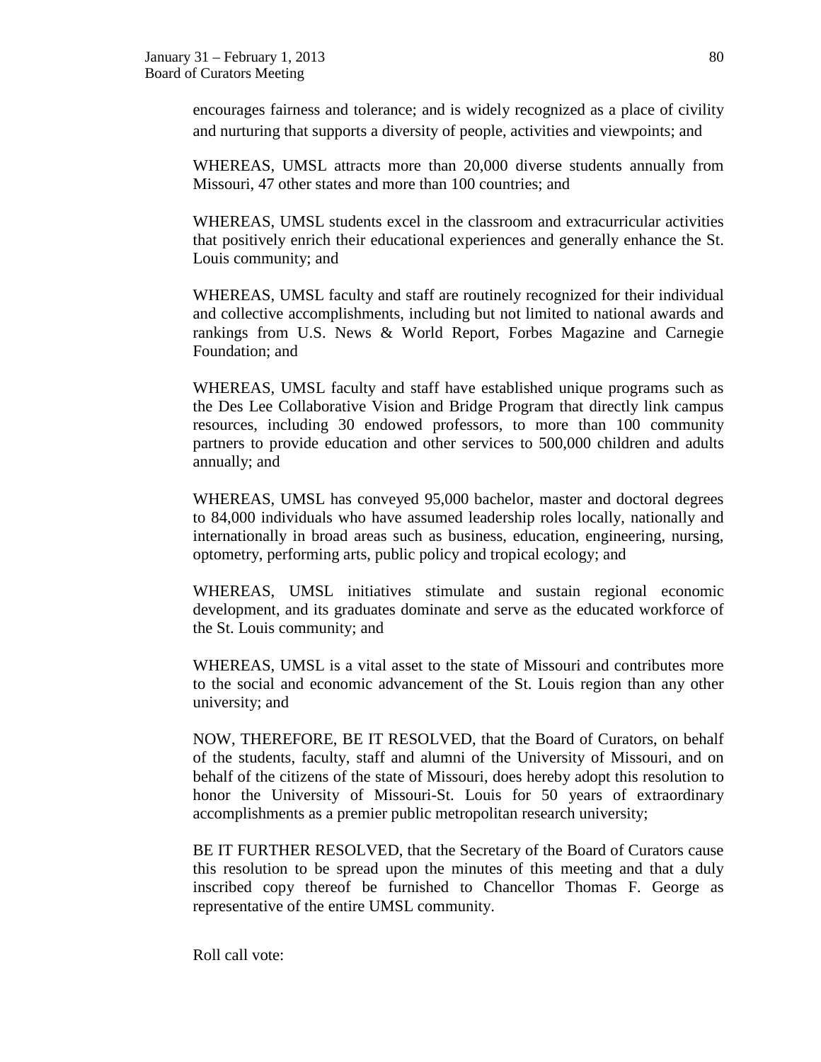encourages fairness and tolerance; and is widely recognized as a place of civility and nurturing that supports a diversity of people, activities and viewpoints; and

WHEREAS, UMSL attracts more than 20,000 diverse students annually from Missouri, 47 other states and more than 100 countries; and

WHEREAS, UMSL students excel in the classroom and extracurricular activities that positively enrich their educational experiences and generally enhance the St. Louis community; and

WHEREAS, UMSL faculty and staff are routinely recognized for their individual and collective accomplishments, including but not limited to national awards and rankings from U.S. News & World Report, Forbes Magazine and Carnegie Foundation; and

WHEREAS, UMSL faculty and staff have established unique programs such as the Des Lee Collaborative Vision and Bridge Program that directly link campus resources, including 30 endowed professors, to more than 100 community partners to provide education and other services to 500,000 children and adults annually; and

WHEREAS, UMSL has conveyed 95,000 bachelor, master and doctoral degrees to 84,000 individuals who have assumed leadership roles locally, nationally and internationally in broad areas such as business, education, engineering, nursing, optometry, performing arts, public policy and tropical ecology; and

WHEREAS, UMSL initiatives stimulate and sustain regional economic development, and its graduates dominate and serve as the educated workforce of the St. Louis community; and

WHEREAS, UMSL is a vital asset to the state of Missouri and contributes more to the social and economic advancement of the St. Louis region than any other university; and

NOW, THEREFORE, BE IT RESOLVED, that the Board of Curators, on behalf of the students, faculty, staff and alumni of the University of Missouri, and on behalf of the citizens of the state of Missouri, does hereby adopt this resolution to honor the University of Missouri-St. Louis for 50 years of extraordinary accomplishments as a premier public metropolitan research university;

BE IT FURTHER RESOLVED, that the Secretary of the Board of Curators cause this resolution to be spread upon the minutes of this meeting and that a duly inscribed copy thereof be furnished to Chancellor Thomas F. George as representative of the entire UMSL community.

Roll call vote: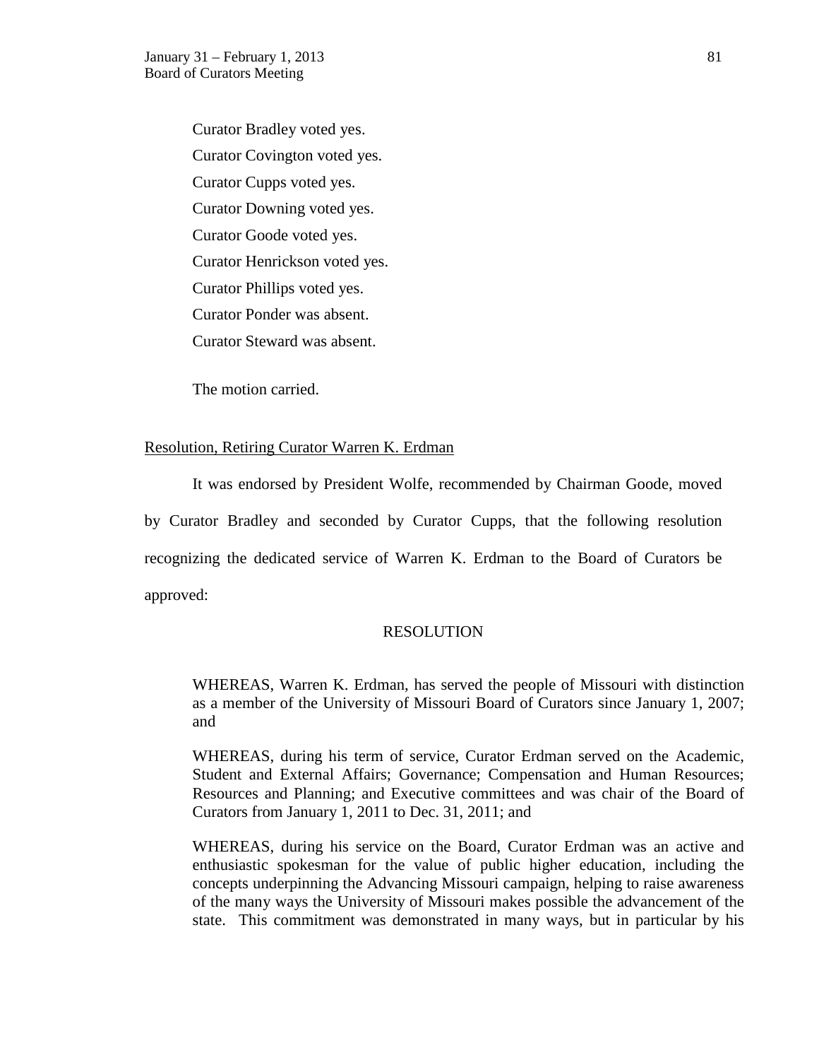Curator Bradley voted yes.

Curator Covington voted yes.

Curator Cupps voted yes.

Curator Downing voted yes.

Curator Goode voted yes.

Curator Henrickson voted yes.

Curator Phillips voted yes.

Curator Ponder was absent.

Curator Steward was absent.

The motion carried.

Resolution, Retiring Curator Warren K. Erdman

It was endorsed by President Wolfe, recommended by Chairman Goode, moved by Curator Bradley and seconded by Curator Cupps, that the following resolution recognizing the dedicated service of Warren K. Erdman to the Board of Curators be approved:

RESOLUTION

WHEREAS, Warren K. Erdman, has served the people of Missouri with distinction as a member of the University of Missouri Board of Curators since January 1, 2007; and

WHEREAS, during his term of service, Curator Erdman served on the Academic, Student and External Affairs; Governance; Compensation and Human Resources; Resources and Planning; and Executive committees and was chair of the Board of Curators from January 1, 2011 to Dec. 31, 2011; and

WHEREAS, during his service on the Board, Curator Erdman was an active and enthusiastic spokesman for the value of public higher education, including the concepts underpinning the Advancing Missouri campaign, helping to raise awareness of the many ways the University of Missouri makes possible the advancement of the state. This commitment was demonstrated in many ways, but in particular by his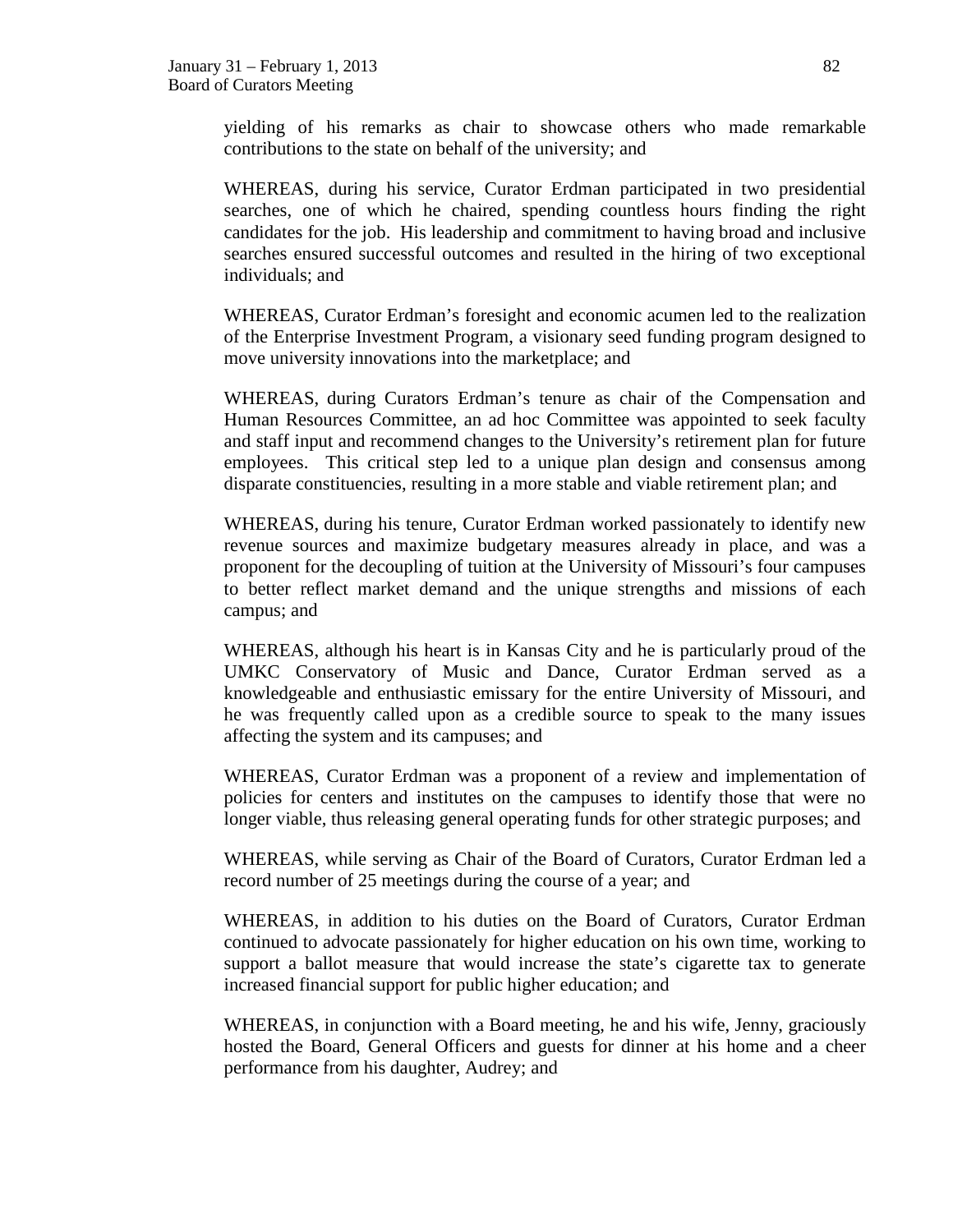yielding of his remarks as chair to showcase others who made remarkable contributions to the state on behalf of the university; and

WHEREAS, during his service, Curator Erdman participated in two presidential searches, one of which he chaired, spending countless hours finding the right candidates for the job. His leadership and commitment to having broad and inclusive searches ensured successful outcomes and resulted in the hiring of two exceptional individuals; and

WHEREAS, Curator Erdman's foresight and economic acumen led to the realization of the Enterprise Investment Program, a visionary seed funding program designed to move university innovations into the marketplace; and

WHEREAS, during Curators Erdman's tenure as chair of the Compensation and Human Resources Committee, an ad hoc Committee was appointed to seek faculty and staff input and recommend changes to the University's retirement plan for future employees. This critical step led to a unique plan design and consensus among disparate constituencies, resulting in a more stable and viable retirement plan; and

WHEREAS, during his tenure, Curator Erdman worked passionately to identify new revenue sources and maximize budgetary measures already in place, and was a proponent for the decoupling of tuition at the University of Missouri's four campuses to better reflect market demand and the unique strengths and missions of each campus; and

WHEREAS, although his heart is in Kansas City and he is particularly proud of the UMKC Conservatory of Music and Dance, Curator Erdman served as a knowledgeable and enthusiastic emissary for the entire University of Missouri, and he was frequently called upon as a credible source to speak to the many issues affecting the system and its campuses; and

WHEREAS, Curator Erdman was a proponent of a review and implementation of policies for centers and institutes on the campuses to identify those that were no longer viable, thus releasing general operating funds for other strategic purposes; and

WHEREAS, while serving as Chair of the Board of Curators, Curator Erdman led a record number of 25 meetings during the course of a year; and

WHEREAS, in addition to his duties on the Board of Curators, Curator Erdman continued to advocate passionately for higher education on his own time, working to support a ballot measure that would increase the state's cigarette tax to generate increased financial support for public higher education; and

WHEREAS, in conjunction with a Board meeting, he and his wife, Jenny, graciously hosted the Board, General Officers and guests for dinner at his home and a cheer performance from his daughter, Audrey; and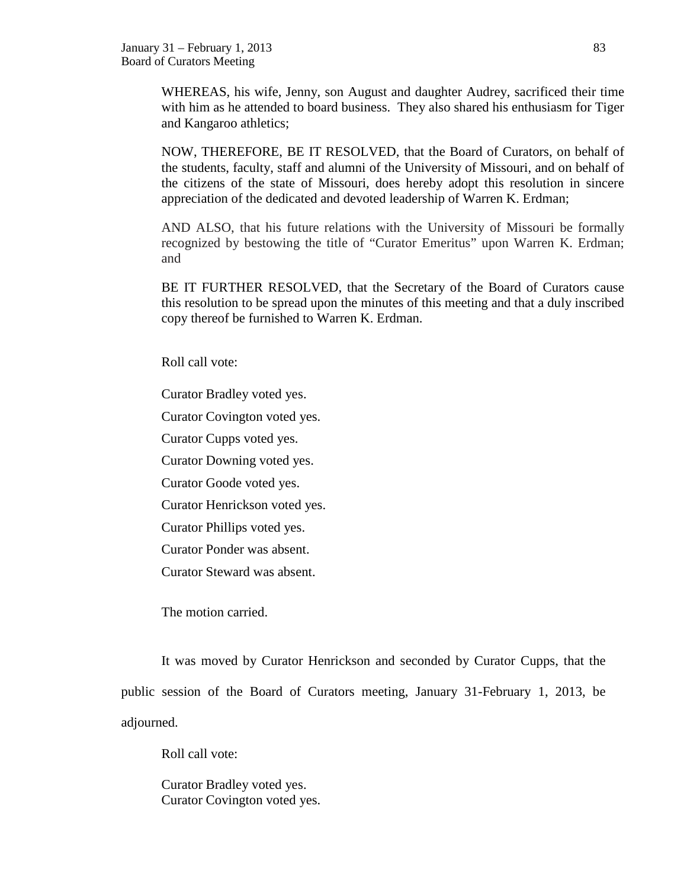WHEREAS, his wife, Jenny, son August and daughter Audrey, sacrificed their time with him as he attended to board business. They also shared his enthusiasm for Tiger and Kangaroo athletics;

NOW, THEREFORE, BE IT RESOLVED, that the Board of Curators, on behalf of the students, faculty, staff and alumni of the University of Missouri, and on behalf of the citizens of the state of Missouri, does hereby adopt this resolution in sincere appreciation of the dedicated and devoted leadership of Warren K. Erdman;

AND ALSO, that his future relations with the University of Missouri be formally recognized by bestowing the title of "Curator Emeritus" upon Warren K. Erdman; and

BE IT FURTHER RESOLVED, that the Secretary of the Board of Curators cause this resolution to be spread upon the minutes of this meeting and that a duly inscribed copy thereof be furnished to Warren K. Erdman.

Roll call vote:

Curator Bradley voted yes.

Curator Covington voted yes.

Curator Cupps voted yes.

Curator Downing voted yes.

Curator Goode voted yes.

Curator Henrickson voted yes.

Curator Phillips voted yes.

Curator Ponder was absent.

Curator Steward was absent.

The motion carried.

It was moved by Curator Henrickson and seconded by Curator Cupps, that the public session of the Board of Curators meeting, January 31-February 1, 2013, be adjourned.

Roll call vote:

Curator Bradley voted yes.
Curator Covington voted yes.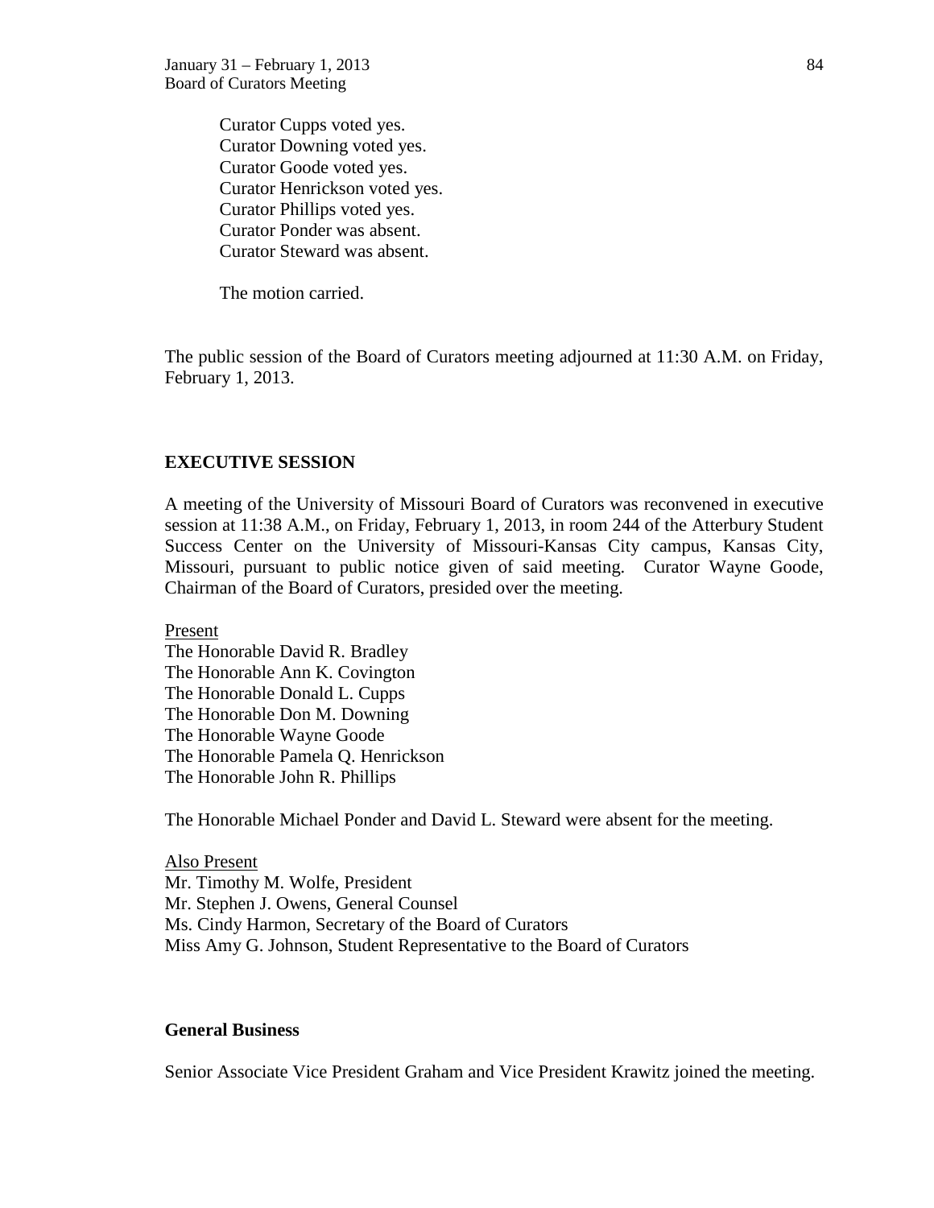Curator Cupps voted yes.
Curator Downing voted yes.
Curator Goode voted yes.
Curator Henrickson voted yes.
Curator Phillips voted yes.
Curator Ponder was absent.
Curator Steward was absent.

The motion carried.

The public session of the Board of Curators meeting adjourned at 11:30 A.M. on Friday, February 1, 2013.

## EXECUTIVE SESSION

A meeting of the University of Missouri Board of Curators was reconvened in executive session at 11:38 A.M., on Friday, February 1, 2013, in room 244 of the Atterbury Student Success Center on the University of Missouri-Kansas City campus, Kansas City, Missouri, pursuant to public notice given of said meeting. Curator Wayne Goode, Chairman of the Board of Curators, presided over the meeting.

Present
The Honorable David R. Bradley
The Honorable Ann K. Covington
The Honorable Donald L. Cupps
The Honorable Don M. Downing
The Honorable Wayne Goode
The Honorable Pamela Q. Henrickson
The Honorable John R. Phillips

The Honorable Michael Ponder and David L. Steward were absent for the meeting.

Also Present
Mr. Timothy M. Wolfe, President
Mr. Stephen J. Owens, General Counsel
Ms. Cindy Harmon, Secretary of the Board of Curators
Miss Amy G. Johnson, Student Representative to the Board of Curators

### General Business

Senior Associate Vice President Graham and Vice President Krawitz joined the meeting.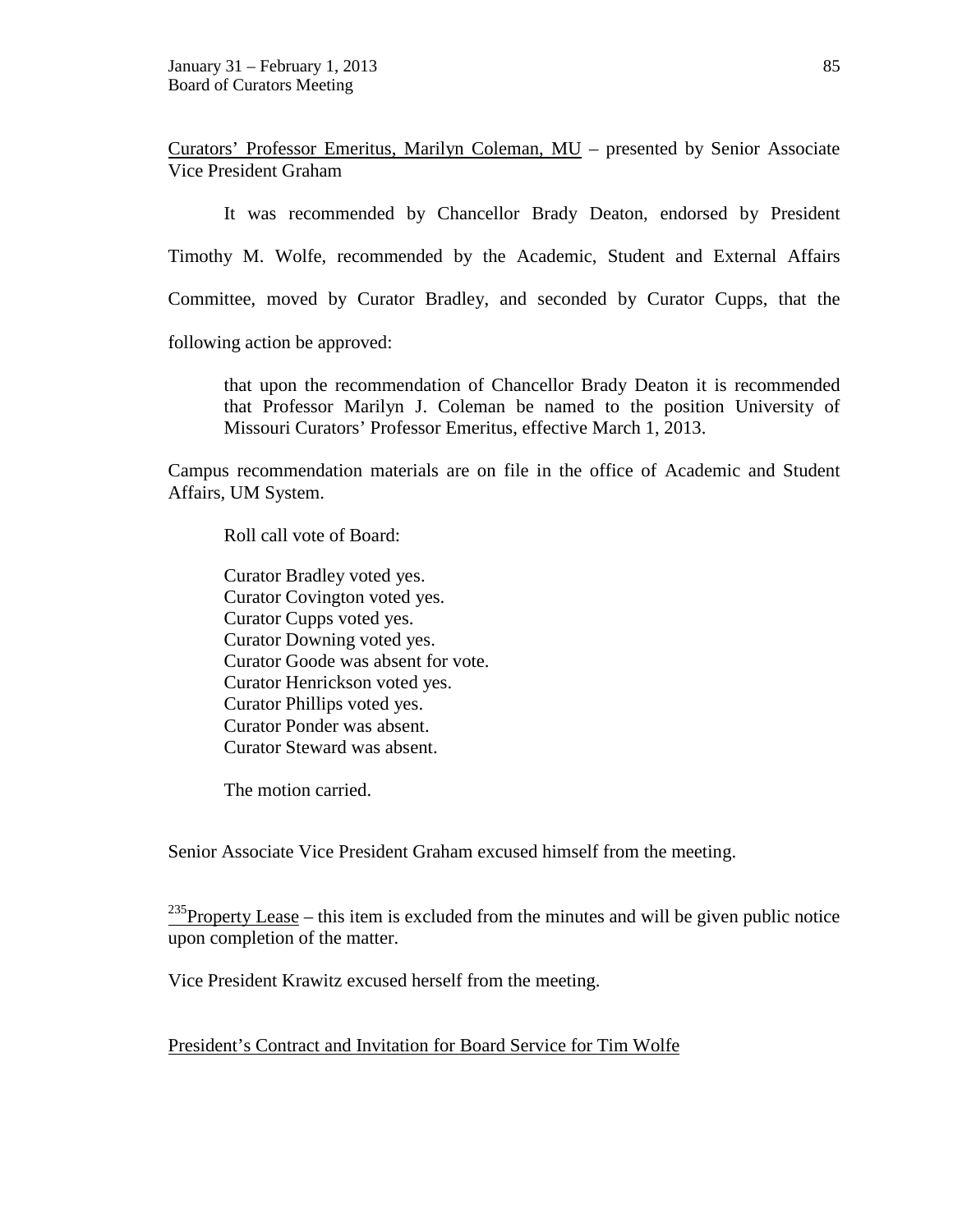Curators' Professor Emeritus, Marilyn Coleman, MU – presented by Senior Associate Vice President Graham

It was recommended by Chancellor Brady Deaton, endorsed by President Timothy M. Wolfe, recommended by the Academic, Student and External Affairs Committee, moved by Curator Bradley, and seconded by Curator Cupps, that the following action be approved:

> that upon the recommendation of Chancellor Brady Deaton it is recommended that Professor Marilyn J. Coleman be named to the position University of Missouri Curators' Professor Emeritus, effective March 1, 2013.

Campus recommendation materials are on file in the office of Academic and Student Affairs, UM System.

Roll call vote of Board:

Curator Bradley voted yes.
Curator Covington voted yes.
Curator Cupps voted yes.
Curator Downing voted yes.
Curator Goode was absent for vote.
Curator Henrickson voted yes.
Curator Phillips voted yes.
Curator Ponder was absent.
Curator Steward was absent.

The motion carried.

Senior Associate Vice President Graham excused himself from the meeting.

[235]Property Lease – this item is excluded from the minutes and will be given public notice upon completion of the matter.

Vice President Krawitz excused herself from the meeting.

President's Contract and Invitation for Board Service for Tim Wolfe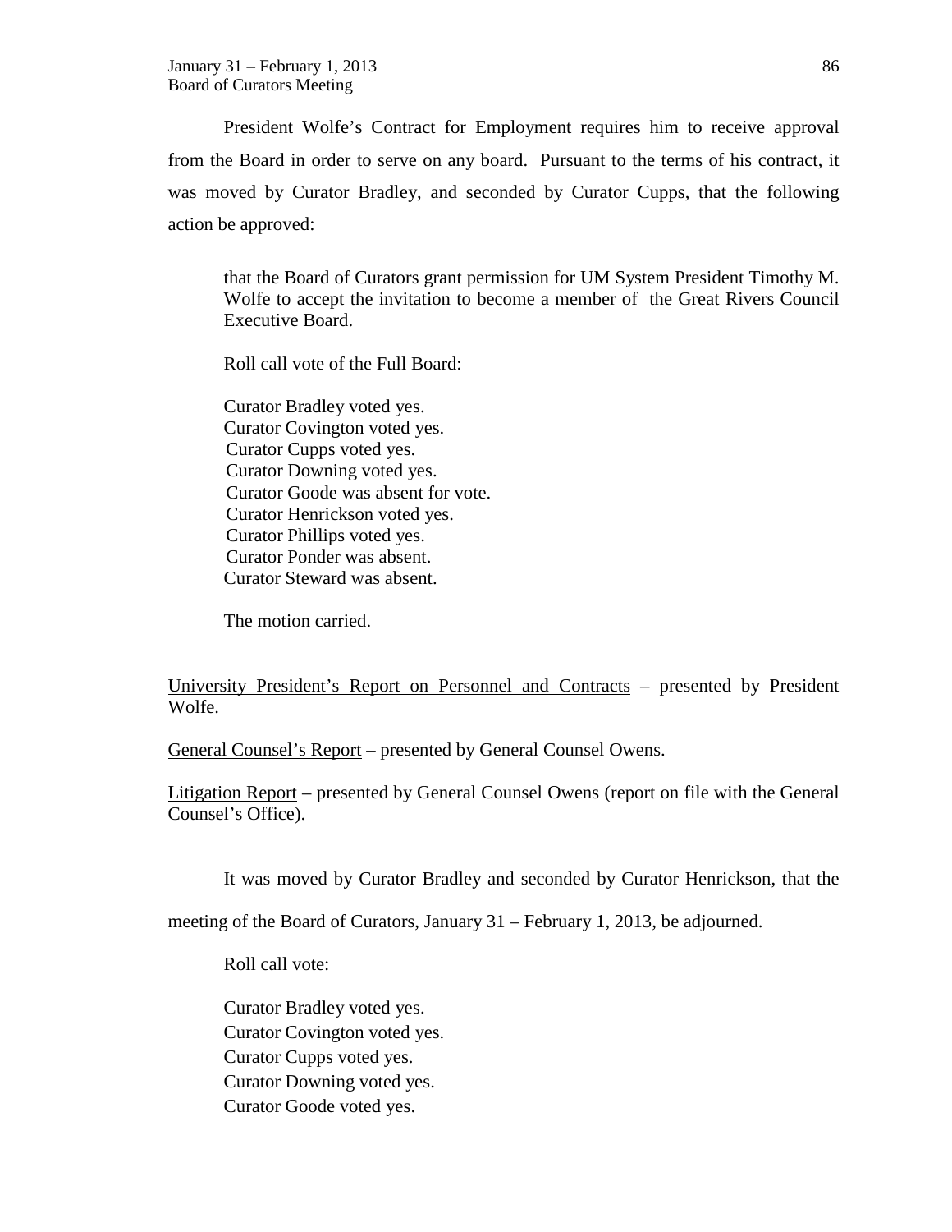President Wolfe's Contract for Employment requires him to receive approval from the Board in order to serve on any board. Pursuant to the terms of his contract, it was moved by Curator Bradley, and seconded by Curator Cupps, that the following action be approved:

> that the Board of Curators grant permission for UM System President Timothy M. Wolfe to accept the invitation to become a member of the Great Rivers Council Executive Board.
>
> Roll call vote of the Full Board:
>
> Curator Bradley voted yes.  
> Curator Covington voted yes.  
> Curator Cupps voted yes.  
> Curator Downing voted yes.  
> Curator Goode was absent for vote.  
> Curator Henrickson voted yes.  
> Curator Phillips voted yes.  
> Curator Ponder was absent.  
> Curator Steward was absent.
>
> The motion carried.

<u>University President's Report on Personnel and Contracts</u> – presented by President Wolfe.

<u>General Counsel's Report</u> – presented by General Counsel Owens.

<u>Litigation Report</u> – presented by General Counsel Owens (report on file with the General Counsel's Office).

It was moved by Curator Bradley and seconded by Curator Henrickson, that the meeting of the Board of Curators, January 31 – February 1, 2013, be adjourned.

Roll call vote:

Curator Bradley voted yes.  
Curator Covington voted yes.  
Curator Cupps voted yes.  
Curator Downing voted yes.  
Curator Goode voted yes.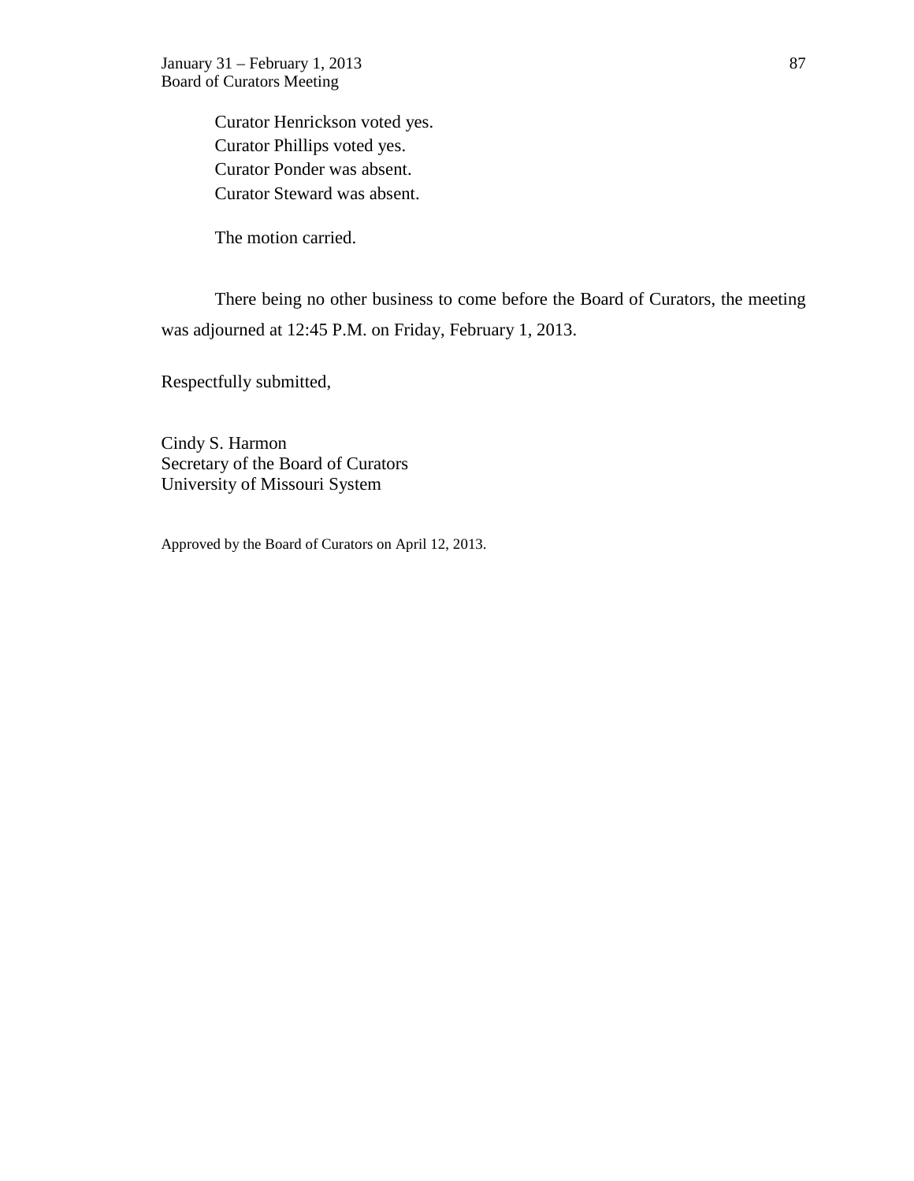Curator Henrickson voted yes.
Curator Phillips voted yes.
Curator Ponder was absent.
Curator Steward was absent.

The motion carried.

There being no other business to come before the Board of Curators, the meeting was adjourned at 12:45 P.M. on Friday, February 1, 2013.

Respectfully submitted,

Cindy S. Harmon
Secretary of the Board of Curators
University of Missouri System

Approved by the Board of Curators on April 12, 2013.